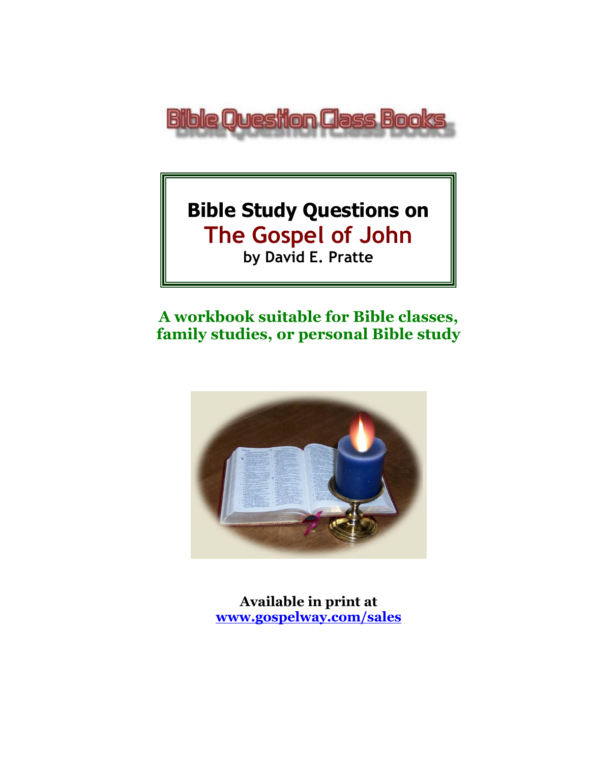Bible Question Class Books

# Bible Study Questions on

# The Gospel of John

**by David E. Pratte**

**A workbook suitable for Bible classes, family studies, or personal Bible study**

**Available in print at**
**www.gospelway.com/sales**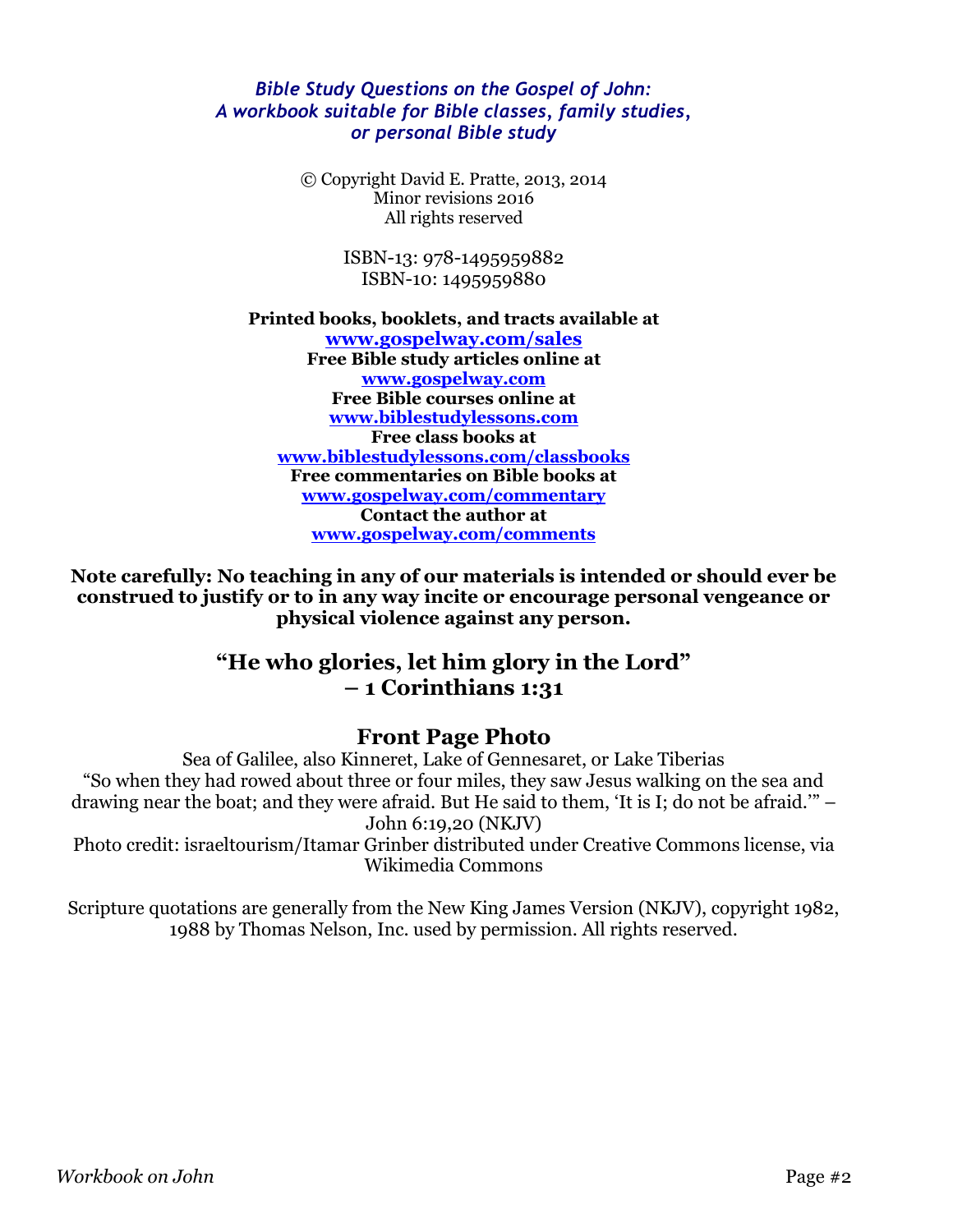***Bible Study Questions on the Gospel of John:***
***A workbook suitable for Bible classes, family studies, or personal Bible study***

© Copyright David E. Pratte, 2013, 2014
Minor revisions 2016
All rights reserved

ISBN-13: 978-1495959882
ISBN-10: 1495959880

**Printed books, booklets, and tracts available at**
**www.gospelway.com/sales**
**Free Bible study articles online at**
**www.gospelway.com**
**Free Bible courses online at**
**www.biblestudylessons.com**
**Free class books at**
**www.biblestudylessons.com/classbooks**
**Free commentaries on Bible books at**
**www.gospelway.com/commentary**
**Contact the author at**
**www.gospelway.com/comments**

**Note carefully: No teaching in any of our materials is intended or should ever be construed to justify or to in any way incite or encourage personal vengeance or physical violence against any person.**

## "He who glories, let him glory in the Lord" – 1 Corinthians 1:31

## Front Page Photo

Sea of Galilee, also Kinneret, Lake of Gennesaret, or Lake Tiberias
"So when they had rowed about three or four miles, they saw Jesus walking on the sea and drawing near the boat; and they were afraid. But He said to them, 'It is I; do not be afraid.'" – John 6:19,20 (NKJV)
Photo credit: israeltourism/Itamar Grinber distributed under Creative Commons license, via Wikimedia Commons

Scripture quotations are generally from the New King James Version (NKJV), copyright 1982, 1988 by Thomas Nelson, Inc. used by permission. All rights reserved.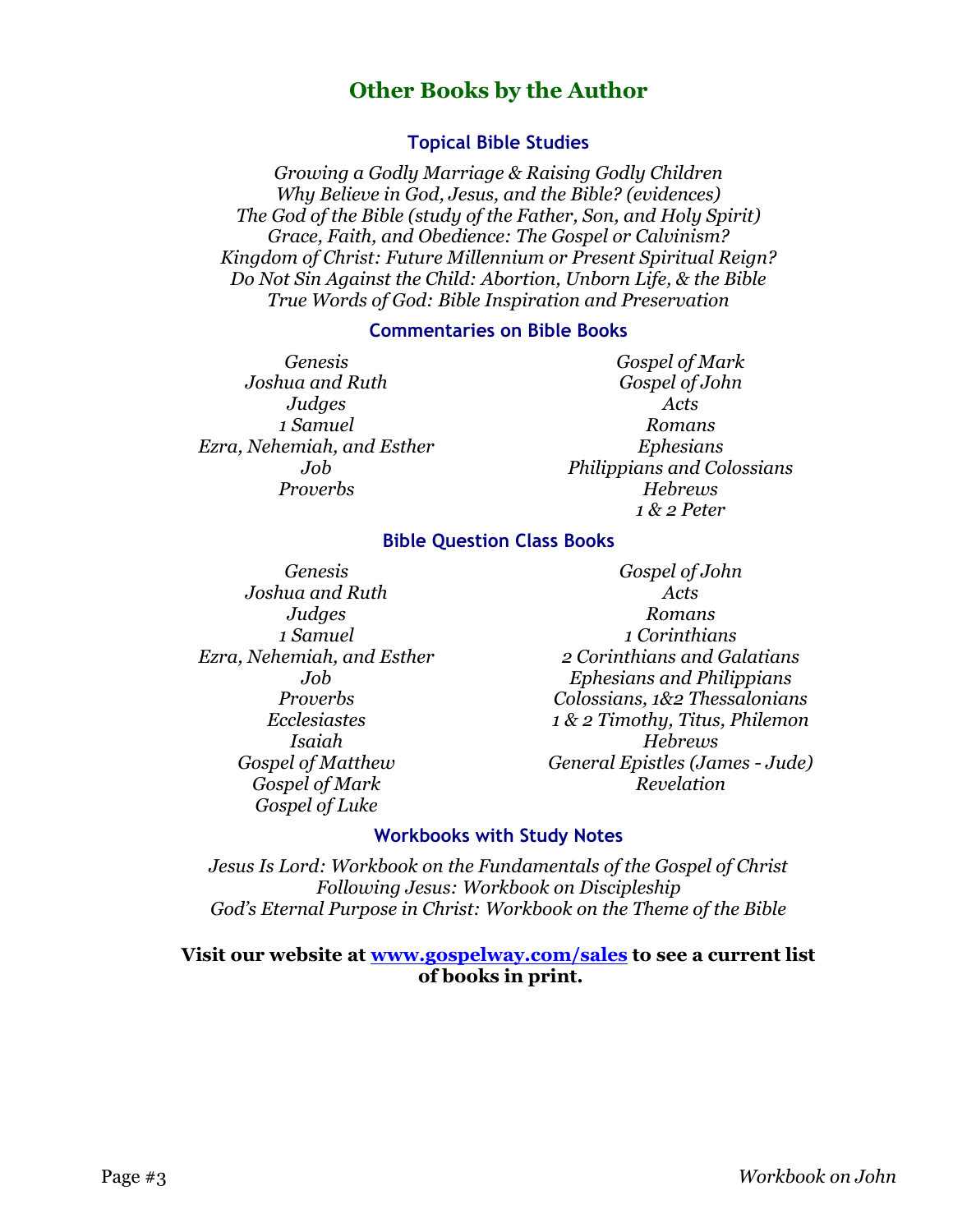## Other Books by the Author

### Topical Bible Studies

*Growing a Godly Marriage & Raising Godly Children*
*Why Believe in God, Jesus, and the Bible? (evidences)*
*The God of the Bible (study of the Father, Son, and Holy Spirit)*
*Grace, Faith, and Obedience: The Gospel or Calvinism?*
*Kingdom of Christ: Future Millennium or Present Spiritual Reign?*
*Do Not Sin Against the Child: Abortion, Unborn Life, & the Bible*
*True Words of God: Bible Inspiration and Preservation*

### Commentaries on Bible Books

*Genesis*
*Joshua and Ruth*
*Judges*
*1 Samuel*
*Ezra, Nehemiah, and Esther*
*Job*
*Proverbs*
*Gospel of Mark*
*Gospel of John*
*Acts*
*Romans*
*Ephesians*
*Philippians and Colossians*
*Hebrews*
*1 & 2 Peter*

### Bible Question Class Books

*Genesis*
*Joshua and Ruth*
*Judges*
*1 Samuel*
*Ezra, Nehemiah, and Esther*
*Job*
*Proverbs*
*Ecclesiastes*
*Isaiah*
*Gospel of Matthew*
*Gospel of Mark*
*Gospel of Luke*
*Gospel of John*
*Acts*
*Romans*
*1 Corinthians*
*2 Corinthians and Galatians*
*Ephesians and Philippians*
*Colossians, 1&2 Thessalonians*
*1 & 2 Timothy, Titus, Philemon*
*Hebrews*
*General Epistles (James - Jude)*
*Revelation*

### Workbooks with Study Notes

*Jesus Is Lord: Workbook on the Fundamentals of the Gospel of Christ*
*Following Jesus: Workbook on Discipleship*
*God's Eternal Purpose in Christ: Workbook on the Theme of the Bible*

**Visit our website at [www.gospelway.com/sales](http://www.gospelway.com/sales) to see a current list of books in print.**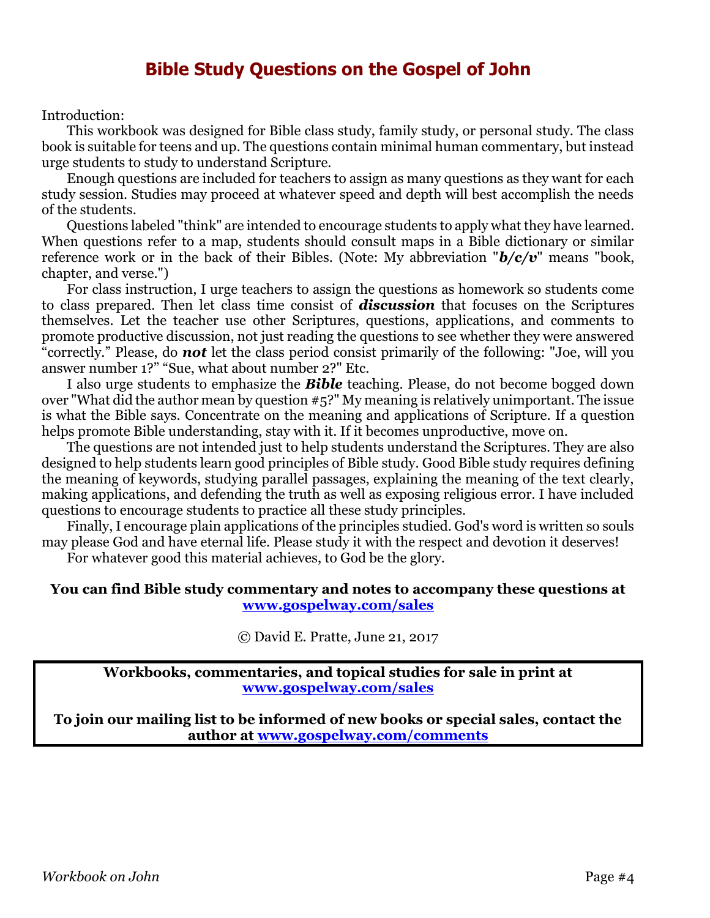# Bible Study Questions on the Gospel of John

Introduction:

This workbook was designed for Bible class study, family study, or personal study. The class book is suitable for teens and up. The questions contain minimal human commentary, but instead urge students to study to understand Scripture.

Enough questions are included for teachers to assign as many questions as they want for each study session. Studies may proceed at whatever speed and depth will best accomplish the needs of the students.

Questions labeled "think" are intended to encourage students to apply what they have learned. When questions refer to a map, students should consult maps in a Bible dictionary or similar reference work or in the back of their Bibles. (Note: My abbreviation "***b/c/v***" means "book, chapter, and verse.")

For class instruction, I urge teachers to assign the questions as homework so students come to class prepared. Then let class time consist of ***discussion*** that focuses on the Scriptures themselves. Let the teacher use other Scriptures, questions, applications, and comments to promote productive discussion, not just reading the questions to see whether they were answered "correctly." Please, do ***not*** let the class period consist primarily of the following: "Joe, will you answer number 1?" "Sue, what about number 2?" Etc.

I also urge students to emphasize the ***Bible*** teaching. Please, do not become bogged down over "What did the author mean by question #5?" My meaning is relatively unimportant. The issue is what the Bible says. Concentrate on the meaning and applications of Scripture. If a question helps promote Bible understanding, stay with it. If it becomes unproductive, move on.

The questions are not intended just to help students understand the Scriptures. They are also designed to help students learn good principles of Bible study. Good Bible study requires defining the meaning of keywords, studying parallel passages, explaining the meaning of the text clearly, making applications, and defending the truth as well as exposing religious error. I have included questions to encourage students to practice all these study principles.

Finally, I encourage plain applications of the principles studied. God's word is written so souls may please God and have eternal life. Please study it with the respect and devotion it deserves!

For whatever good this material achieves, to God be the glory.

**You can find Bible study commentary and notes to accompany these questions at [www.gospelway.com/sales](www.gospelway.com/sales)**

© David E. Pratte, June 21, 2017

**Workbooks, commentaries, and topical studies for sale in print at [www.gospelway.com/sales](www.gospelway.com/sales)**

**To join our mailing list to be informed of new books or special sales, contact the author at [www.gospelway.com/comments](www.gospelway.com/comments)**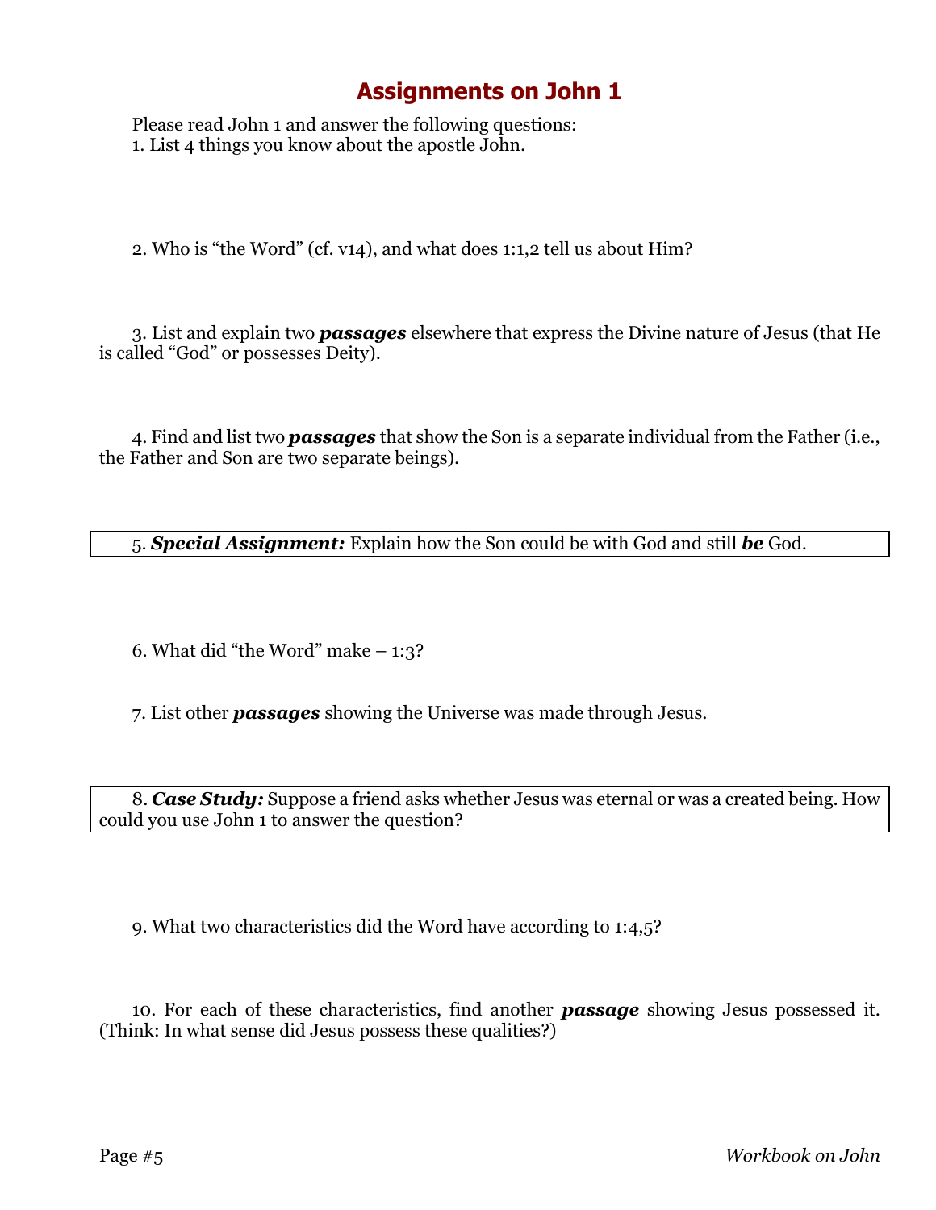# Assignments on John 1

Please read John 1 and answer the following questions:

1. List 4 things you know about the apostle John.

2. Who is "the Word" (cf. v14), and what does 1:1,2 tell us about Him?

3. List and explain two ***passages*** elsewhere that express the Divine nature of Jesus (that He is called "God" or possesses Deity).

4. Find and list two ***passages*** that show the Son is a separate individual from the Father (i.e., the Father and Son are two separate beings).

5. ***Special Assignment:*** Explain how the Son could be with God and still ***be*** God.

6. What did "the Word" make – 1:3?

7. List other ***passages*** showing the Universe was made through Jesus.

8. ***Case Study:*** Suppose a friend asks whether Jesus was eternal or was a created being. How could you use John 1 to answer the question?

9. What two characteristics did the Word have according to 1:4,5?

10. For each of these characteristics, find another ***passage*** showing Jesus possessed it. (Think: In what sense did Jesus possess these qualities?)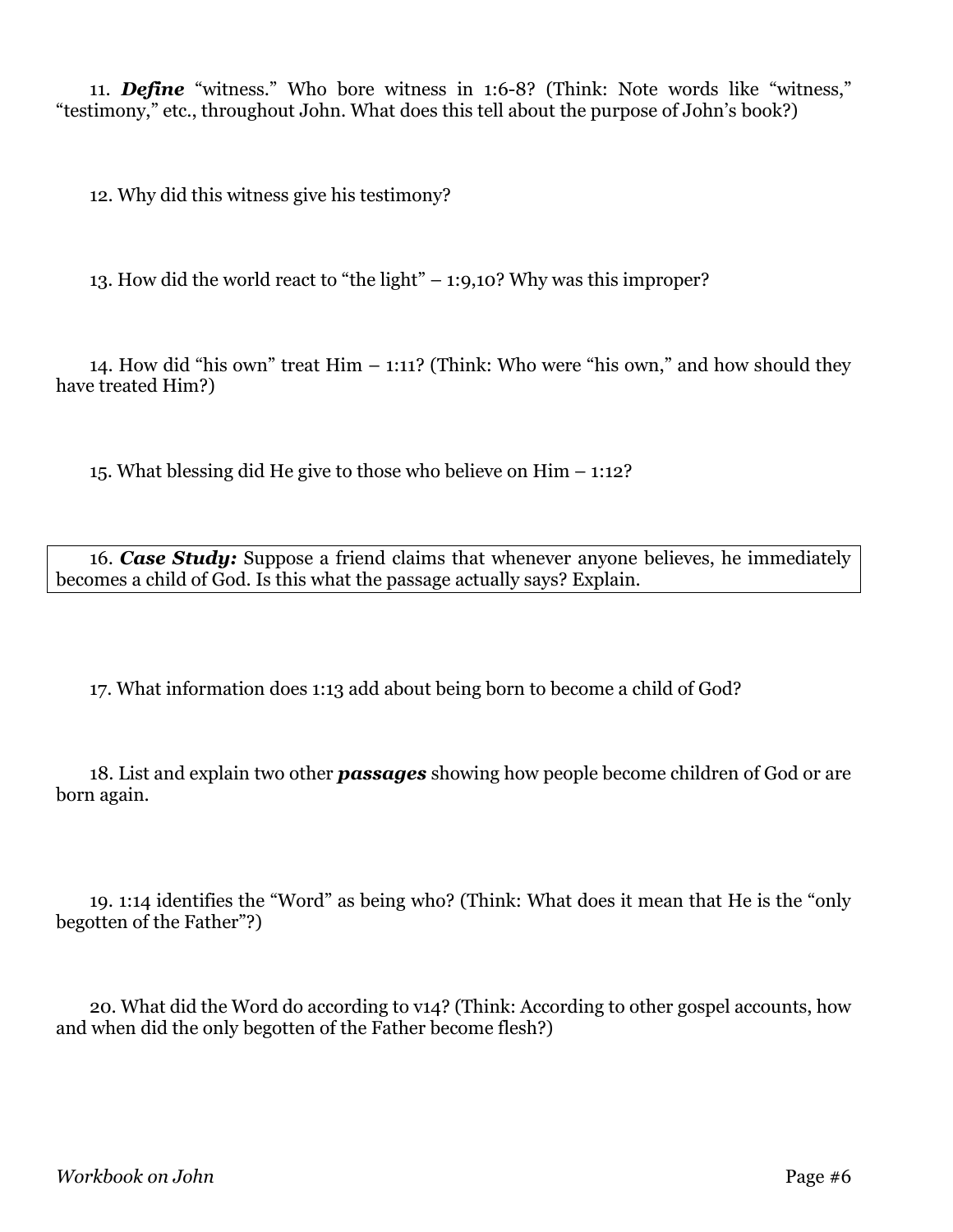11. ***Define*** "witness." Who bore witness in 1:6-8? (Think: Note words like "witness," "testimony," etc., throughout John. What does this tell about the purpose of John's book?)

12. Why did this witness give his testimony?

13. How did the world react to "the light" – 1:9,10? Why was this improper?

14. How did "his own" treat Him – 1:11? (Think: Who were "his own," and how should they have treated Him?)

15. What blessing did He give to those who believe on Him – 1:12?

16. ***Case Study:*** Suppose a friend claims that whenever anyone believes, he immediately becomes a child of God. Is this what the passage actually says? Explain.

17. What information does 1:13 add about being born to become a child of God?

18. List and explain two other ***passages*** showing how people become children of God or are born again.

19. 1:14 identifies the "Word" as being who? (Think: What does it mean that He is the "only begotten of the Father"?)

20. What did the Word do according to v14? (Think: According to other gospel accounts, how and when did the only begotten of the Father become flesh?)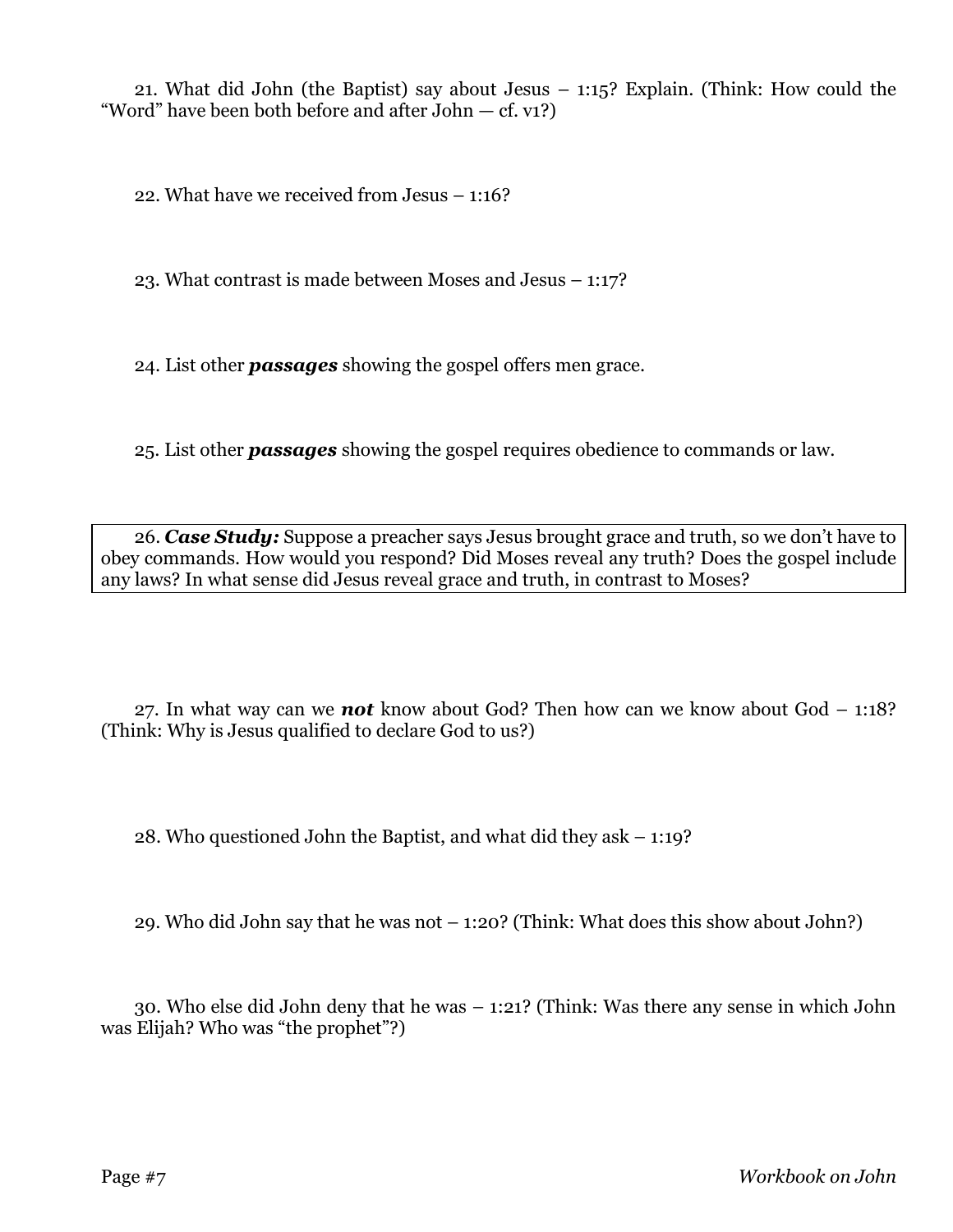21. What did John (the Baptist) say about Jesus – 1:15? Explain. (Think: How could the "Word" have been both before and after John — cf. v1?)

22. What have we received from Jesus – 1:16?

23. What contrast is made between Moses and Jesus – 1:17?

24. List other ***passages*** showing the gospel offers men grace.

25. List other ***passages*** showing the gospel requires obedience to commands or law.

26. ***Case Study:*** Suppose a preacher says Jesus brought grace and truth, so we don't have to obey commands. How would you respond? Did Moses reveal any truth? Does the gospel include any laws? In what sense did Jesus reveal grace and truth, in contrast to Moses?

27. In what way can we ***not*** know about God? Then how can we know about God – 1:18? (Think: Why is Jesus qualified to declare God to us?)

28. Who questioned John the Baptist, and what did they ask – 1:19?

29. Who did John say that he was not – 1:20? (Think: What does this show about John?)

30. Who else did John deny that he was – 1:21? (Think: Was there any sense in which John was Elijah? Who was "the prophet"?)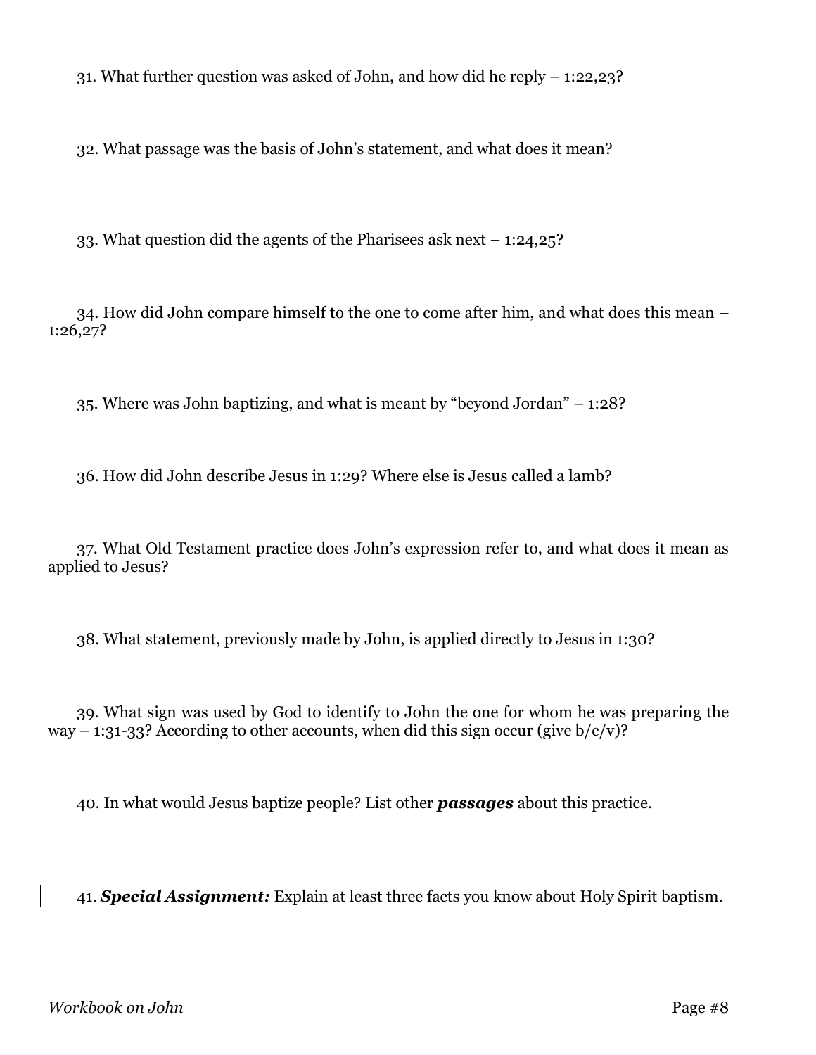31. What further question was asked of John, and how did he reply – 1:22,23?

32. What passage was the basis of John's statement, and what does it mean?

33. What question did the agents of the Pharisees ask next – 1:24,25?

34. How did John compare himself to the one to come after him, and what does this mean – 1:26,27?

35. Where was John baptizing, and what is meant by "beyond Jordan" – 1:28?

36. How did John describe Jesus in 1:29? Where else is Jesus called a lamb?

37. What Old Testament practice does John's expression refer to, and what does it mean as applied to Jesus?

38. What statement, previously made by John, is applied directly to Jesus in 1:30?

39. What sign was used by God to identify to John the one for whom he was preparing the way – 1:31-33? According to other accounts, when did this sign occur (give b/c/v)?

40. In what would Jesus baptize people? List other ***passages*** about this practice.

41. ***Special Assignment:*** Explain at least three facts you know about Holy Spirit baptism.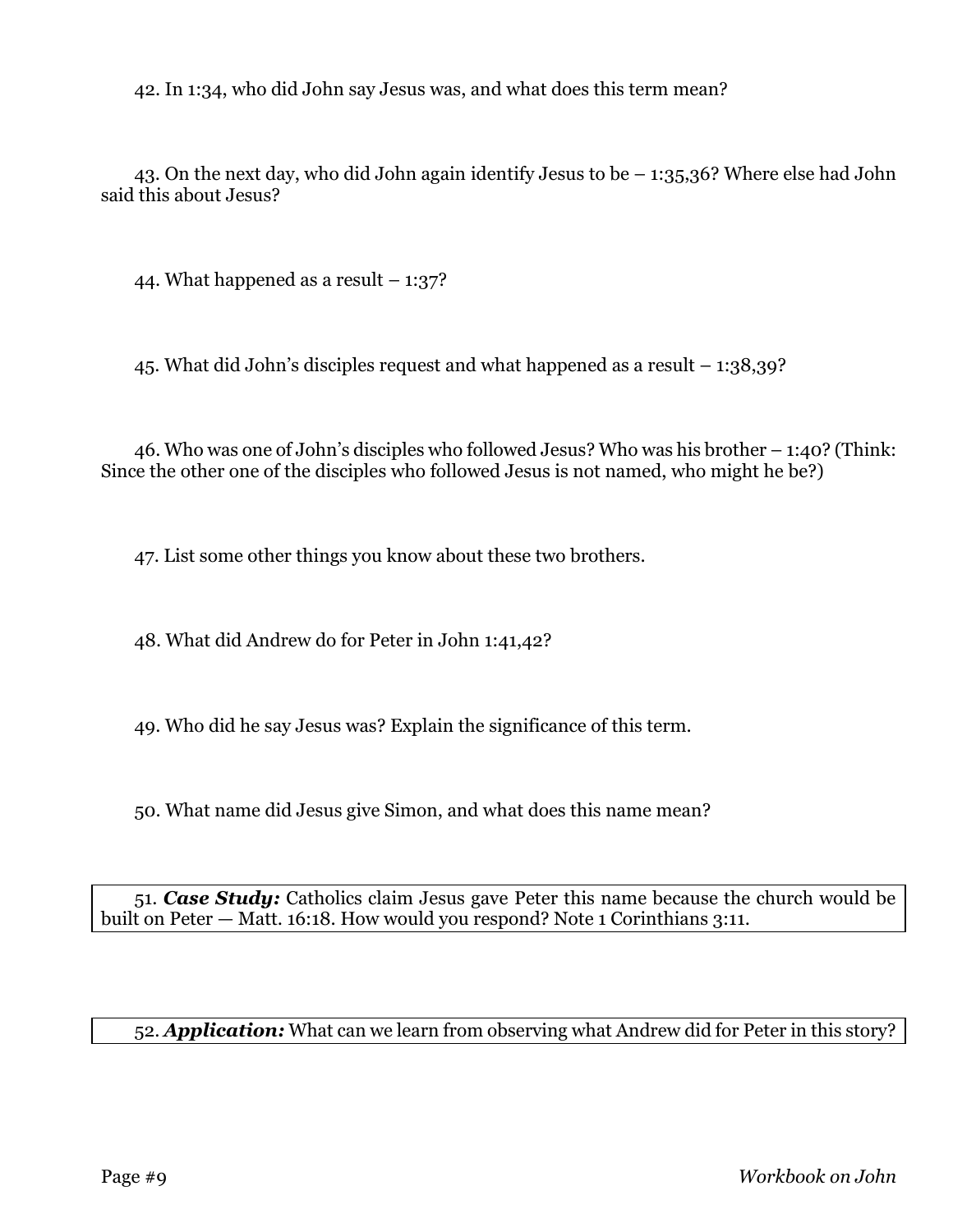42. In 1:34, who did John say Jesus was, and what does this term mean?

43. On the next day, who did John again identify Jesus to be – 1:35,36? Where else had John said this about Jesus?

44. What happened as a result – 1:37?

45. What did John's disciples request and what happened as a result – 1:38,39?

46. Who was one of John's disciples who followed Jesus? Who was his brother – 1:40? (Think: Since the other one of the disciples who followed Jesus is not named, who might he be?)

47. List some other things you know about these two brothers.

48. What did Andrew do for Peter in John 1:41,42?

49. Who did he say Jesus was? Explain the significance of this term.

50. What name did Jesus give Simon, and what does this name mean?

51. ***Case Study:*** Catholics claim Jesus gave Peter this name because the church would be built on Peter — Matt. 16:18. How would you respond? Note 1 Corinthians 3:11.

52. ***Application:*** What can we learn from observing what Andrew did for Peter in this story?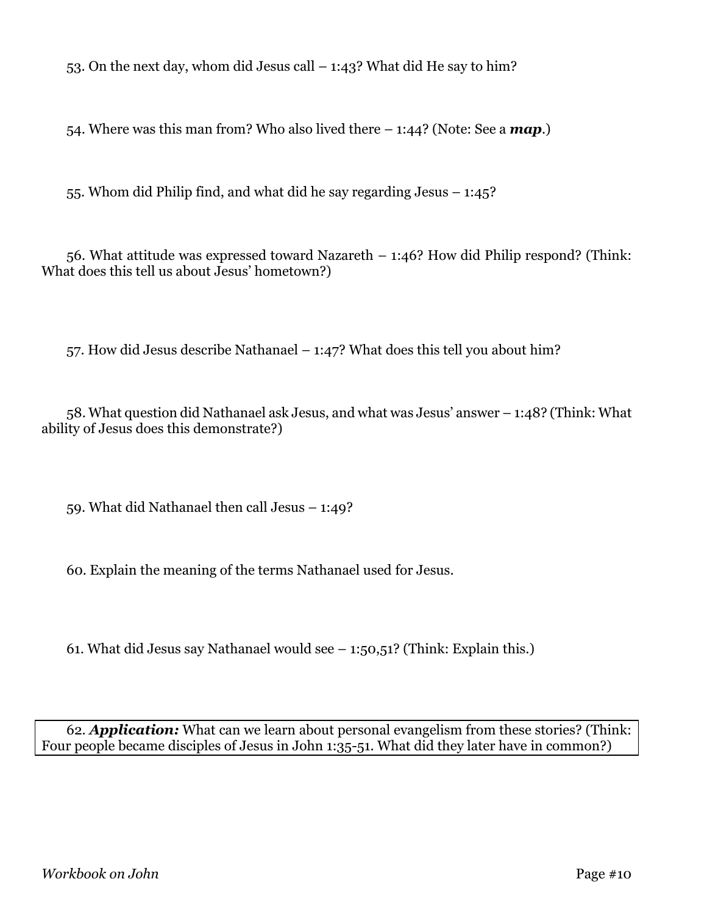53. On the next day, whom did Jesus call – 1:43? What did He say to him?

54. Where was this man from? Who also lived there – 1:44? (Note: See a ***map***.)

55. Whom did Philip find, and what did he say regarding Jesus – 1:45?

56. What attitude was expressed toward Nazareth – 1:46? How did Philip respond? (Think: What does this tell us about Jesus' hometown?)

57. How did Jesus describe Nathanael – 1:47? What does this tell you about him?

58. What question did Nathanael ask Jesus, and what was Jesus' answer – 1:48? (Think: What ability of Jesus does this demonstrate?)

59. What did Nathanael then call Jesus – 1:49?

60. Explain the meaning of the terms Nathanael used for Jesus.

61. What did Jesus say Nathanael would see – 1:50,51? (Think: Explain this.)

62. ***Application:*** What can we learn about personal evangelism from these stories? (Think: Four people became disciples of Jesus in John 1:35-51. What did they later have in common?)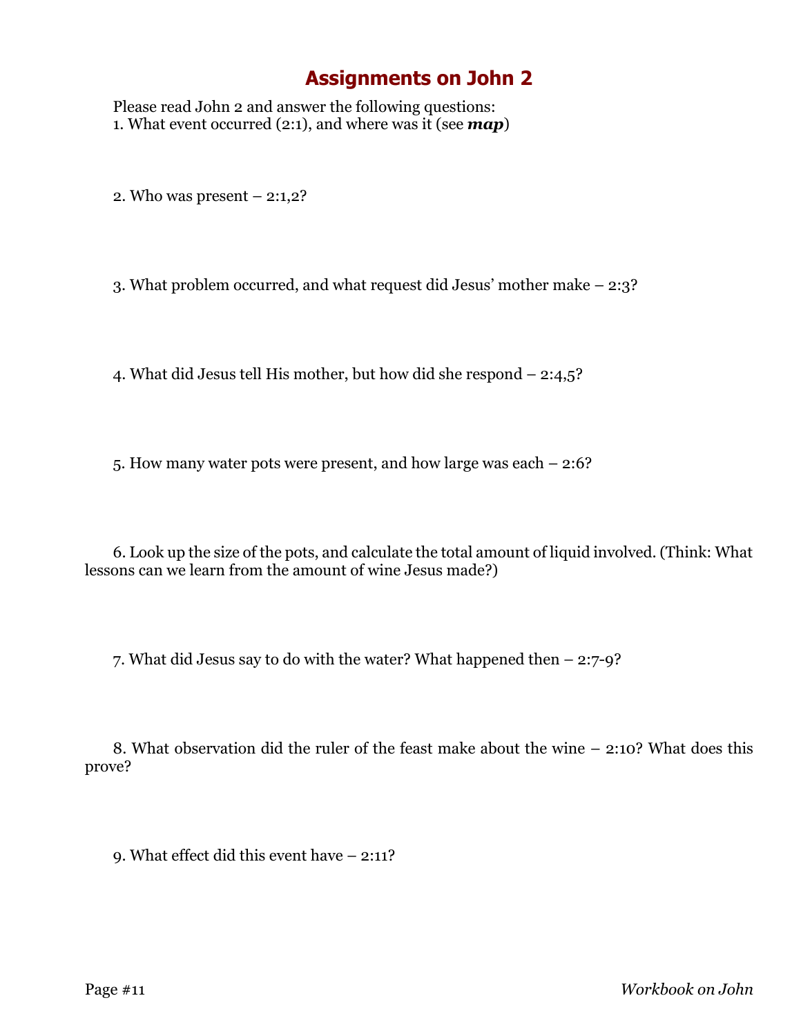# Assignments on John 2

Please read John 2 and answer the following questions:

1. What event occurred (2:1), and where was it (see ***map***)

2. Who was present – 2:1,2?

3. What problem occurred, and what request did Jesus' mother make – 2:3?

4. What did Jesus tell His mother, but how did she respond – 2:4,5?

5. How many water pots were present, and how large was each – 2:6?

6. Look up the size of the pots, and calculate the total amount of liquid involved. (Think: What lessons can we learn from the amount of wine Jesus made?)

7. What did Jesus say to do with the water? What happened then – 2:7-9?

8. What observation did the ruler of the feast make about the wine – 2:10? What does this prove?

9. What effect did this event have – 2:11?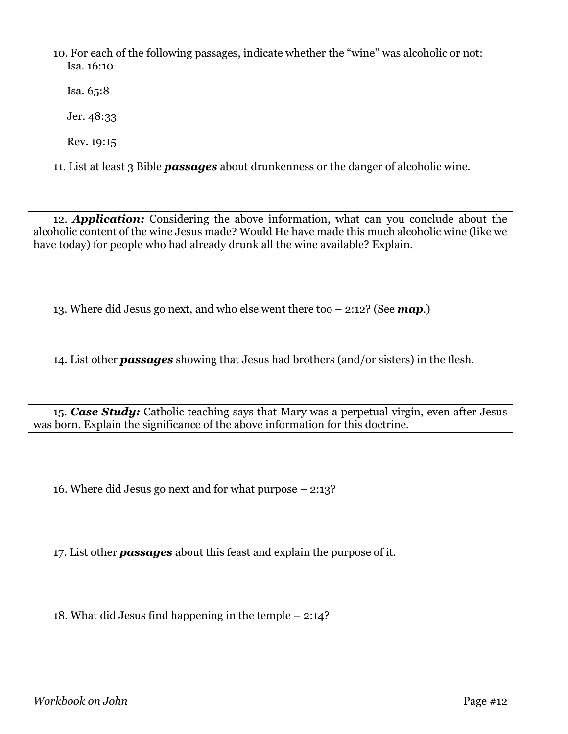10. For each of the following passages, indicate whether the "wine" was alcoholic or not:

Isa. 16:10

Isa. 65:8

Jer. 48:33

Rev. 19:15

11. List at least 3 Bible ***passages*** about drunkenness or the danger of alcoholic wine.

12. ***Application:*** Considering the above information, what can you conclude about the alcoholic content of the wine Jesus made? Would He have made this much alcoholic wine (like we have today) for people who had already drunk all the wine available? Explain.

13. Where did Jesus go next, and who else went there too – 2:12? (See ***map***.)

14. List other ***passages*** showing that Jesus had brothers (and/or sisters) in the flesh.

15. ***Case Study:*** Catholic teaching says that Mary was a perpetual virgin, even after Jesus was born. Explain the significance of the above information for this doctrine.

16. Where did Jesus go next and for what purpose – 2:13?

17. List other ***passages*** about this feast and explain the purpose of it.

18. What did Jesus find happening in the temple – 2:14?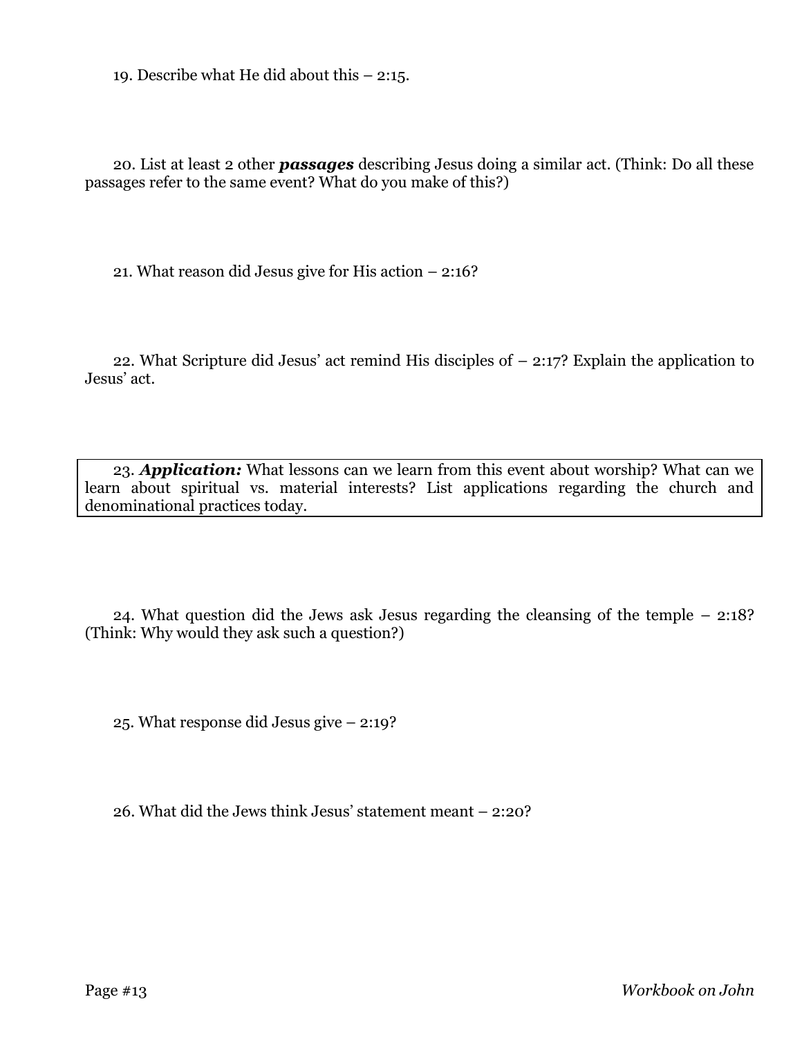19. Describe what He did about this – 2:15.

20. List at least 2 other ***passages*** describing Jesus doing a similar act. (Think: Do all these passages refer to the same event? What do you make of this?)

21. What reason did Jesus give for His action – 2:16?

22. What Scripture did Jesus' act remind His disciples of – 2:17? Explain the application to Jesus' act.

23. ***Application:*** What lessons can we learn from this event about worship? What can we learn about spiritual vs. material interests? List applications regarding the church and denominational practices today.

24. What question did the Jews ask Jesus regarding the cleansing of the temple – 2:18? (Think: Why would they ask such a question?)

25. What response did Jesus give – 2:19?

26. What did the Jews think Jesus' statement meant – 2:20?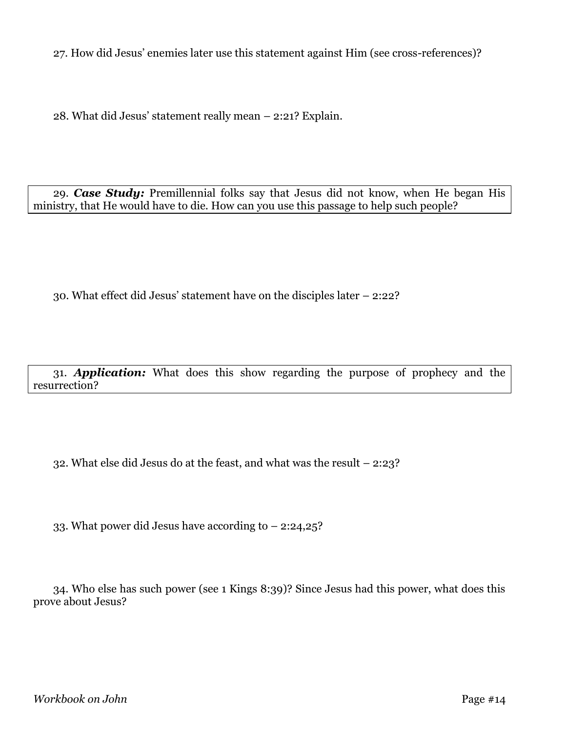27. How did Jesus' enemies later use this statement against Him (see cross-references)?

28. What did Jesus' statement really mean – 2:21? Explain.

29. ***Case Study:*** Premillennial folks say that Jesus did not know, when He began His ministry, that He would have to die. How can you use this passage to help such people?

30. What effect did Jesus' statement have on the disciples later – 2:22?

31. ***Application:*** What does this show regarding the purpose of prophecy and the resurrection?

32. What else did Jesus do at the feast, and what was the result – 2:23?

33. What power did Jesus have according to – 2:24,25?

34. Who else has such power (see 1 Kings 8:39)? Since Jesus had this power, what does this prove about Jesus?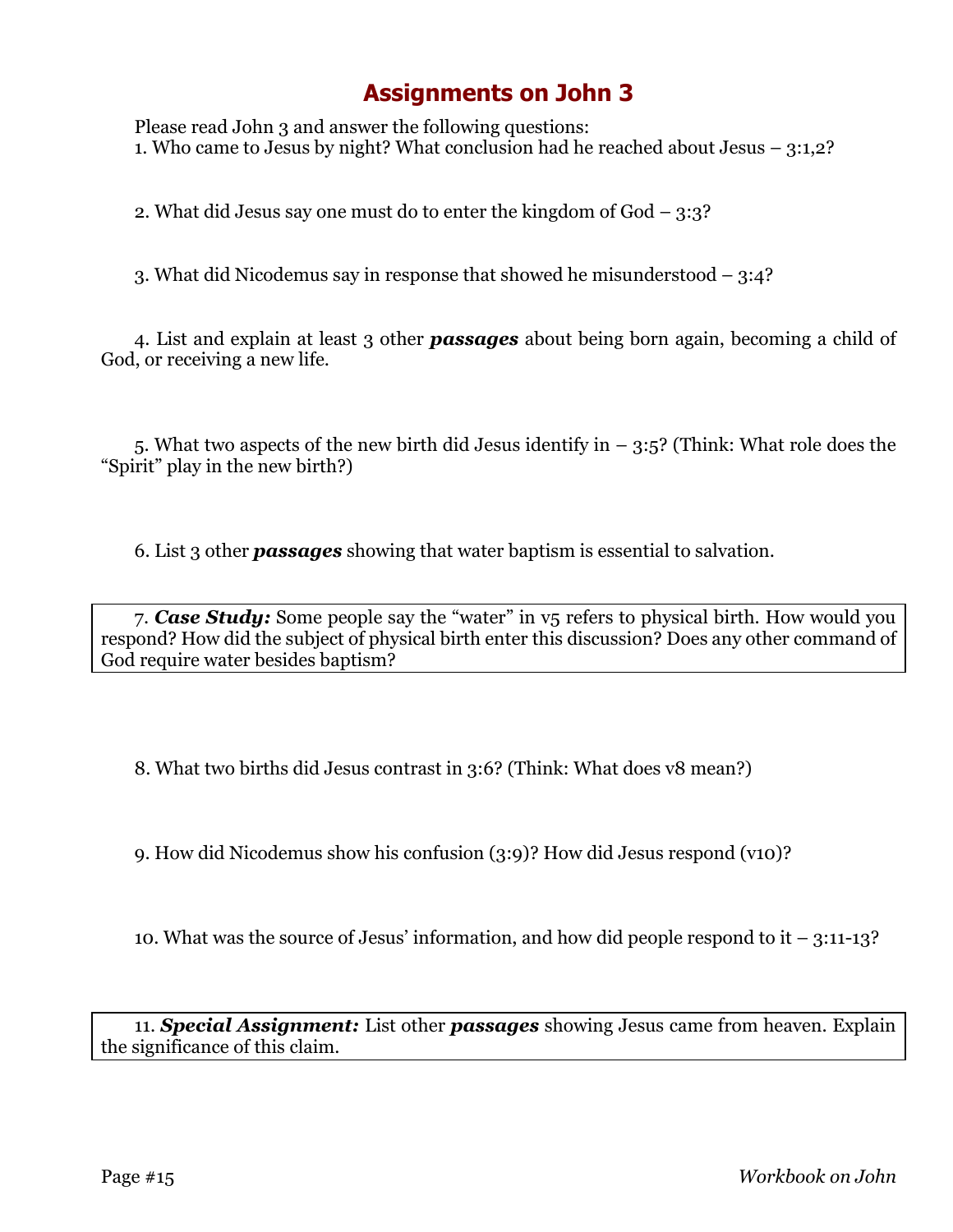# Assignments on John 3

Please read John 3 and answer the following questions:

1. Who came to Jesus by night? What conclusion had he reached about Jesus – 3:1,2?

2. What did Jesus say one must do to enter the kingdom of God – 3:3?

3. What did Nicodemus say in response that showed he misunderstood – 3:4?

4. List and explain at least 3 other ***passages*** about being born again, becoming a child of God, or receiving a new life.

5. What two aspects of the new birth did Jesus identify in – 3:5? (Think: What role does the "Spirit" play in the new birth?)

6. List 3 other ***passages*** showing that water baptism is essential to salvation.

7. ***Case Study:*** Some people say the "water" in v5 refers to physical birth. How would you respond? How did the subject of physical birth enter this discussion? Does any other command of God require water besides baptism?

8. What two births did Jesus contrast in 3:6? (Think: What does v8 mean?)

9. How did Nicodemus show his confusion (3:9)? How did Jesus respond (v10)?

10. What was the source of Jesus' information, and how did people respond to it – 3:11-13?

11. ***Special Assignment:*** List other ***passages*** showing Jesus came from heaven. Explain the significance of this claim.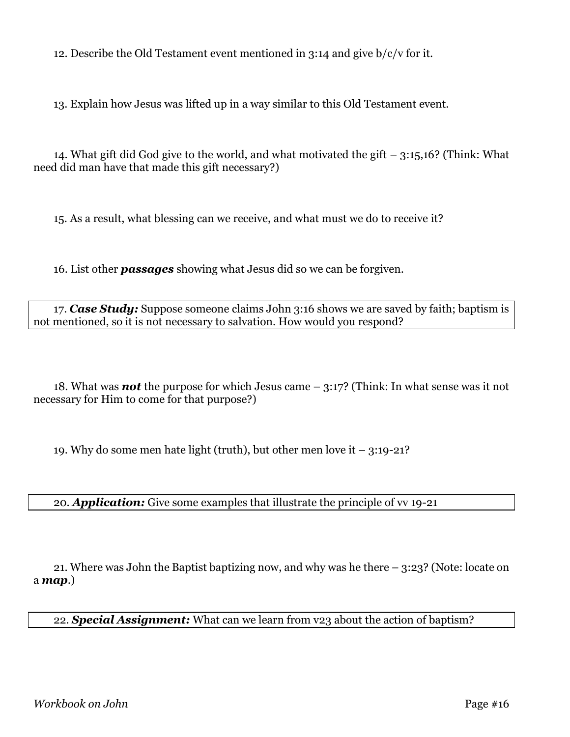12. Describe the Old Testament event mentioned in 3:14 and give b/c/v for it.

13. Explain how Jesus was lifted up in a way similar to this Old Testament event.

14. What gift did God give to the world, and what motivated the gift – 3:15,16? (Think: What need did man have that made this gift necessary?)

15. As a result, what blessing can we receive, and what must we do to receive it?

16. List other ***passages*** showing what Jesus did so we can be forgiven.

17. ***Case Study:*** Suppose someone claims John 3:16 shows we are saved by faith; baptism is not mentioned, so it is not necessary to salvation. How would you respond?

18. What was ***not*** the purpose for which Jesus came – 3:17? (Think: In what sense was it not necessary for Him to come for that purpose?)

19. Why do some men hate light (truth), but other men love it – 3:19-21?

20. ***Application:*** Give some examples that illustrate the principle of vv 19-21

21. Where was John the Baptist baptizing now, and why was he there – 3:23? (Note: locate on a ***map***.)

22. ***Special Assignment:*** What can we learn from v23 about the action of baptism?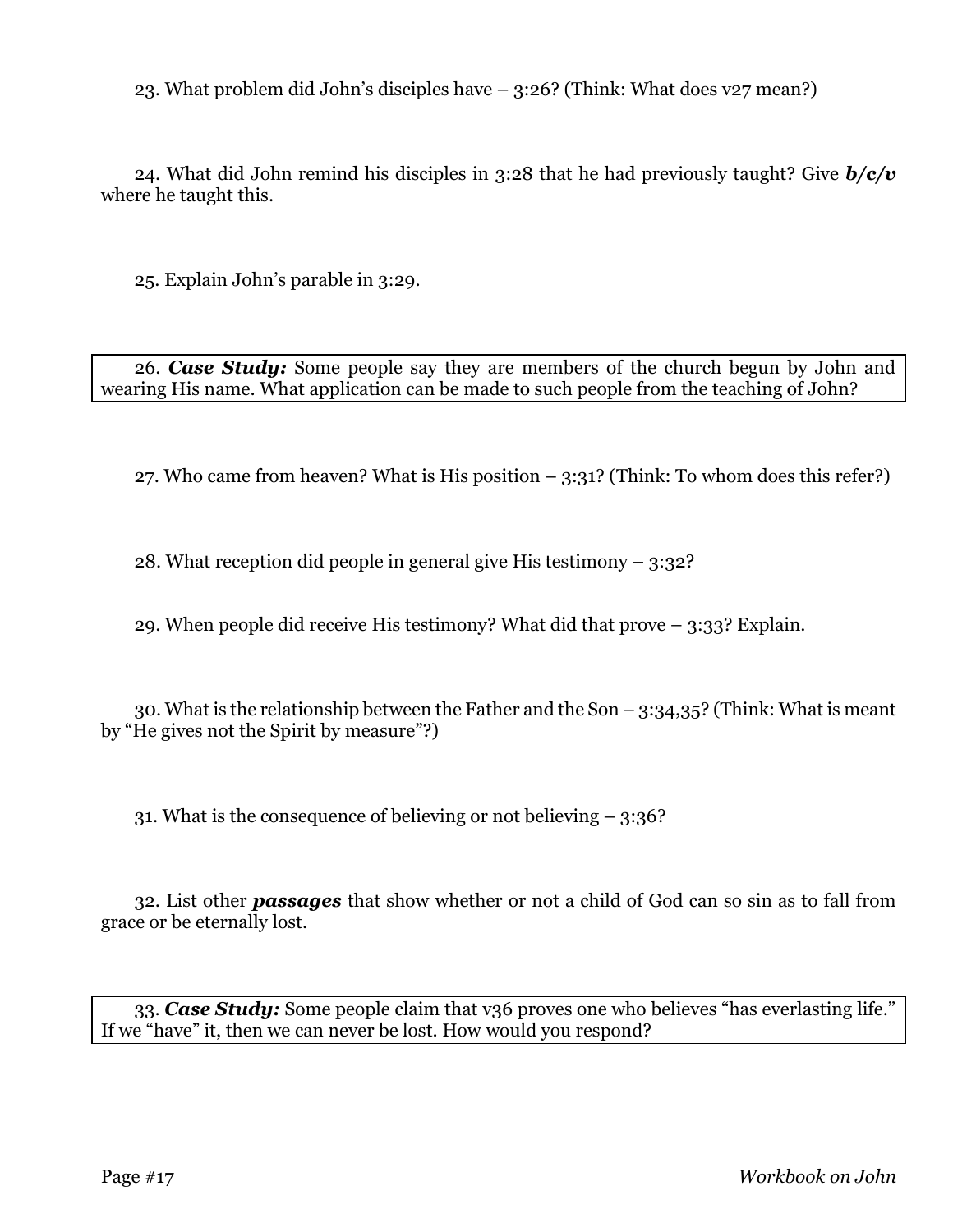23. What problem did John's disciples have – 3:26? (Think: What does v27 mean?)

24. What did John remind his disciples in 3:28 that he had previously taught? Give ***b/c/v*** where he taught this.

25. Explain John's parable in 3:29.

26. ***Case Study:*** Some people say they are members of the church begun by John and wearing His name. What application can be made to such people from the teaching of John?

27. Who came from heaven? What is His position – 3:31? (Think: To whom does this refer?)

28. What reception did people in general give His testimony – 3:32?

29. When people did receive His testimony? What did that prove – 3:33? Explain.

30. What is the relationship between the Father and the Son – 3:34,35? (Think: What is meant by "He gives not the Spirit by measure"?)

31. What is the consequence of believing or not believing – 3:36?

32. List other ***passages*** that show whether or not a child of God can so sin as to fall from grace or be eternally lost.

33. ***Case Study:*** Some people claim that v36 proves one who believes "has everlasting life." If we "have" it, then we can never be lost. How would you respond?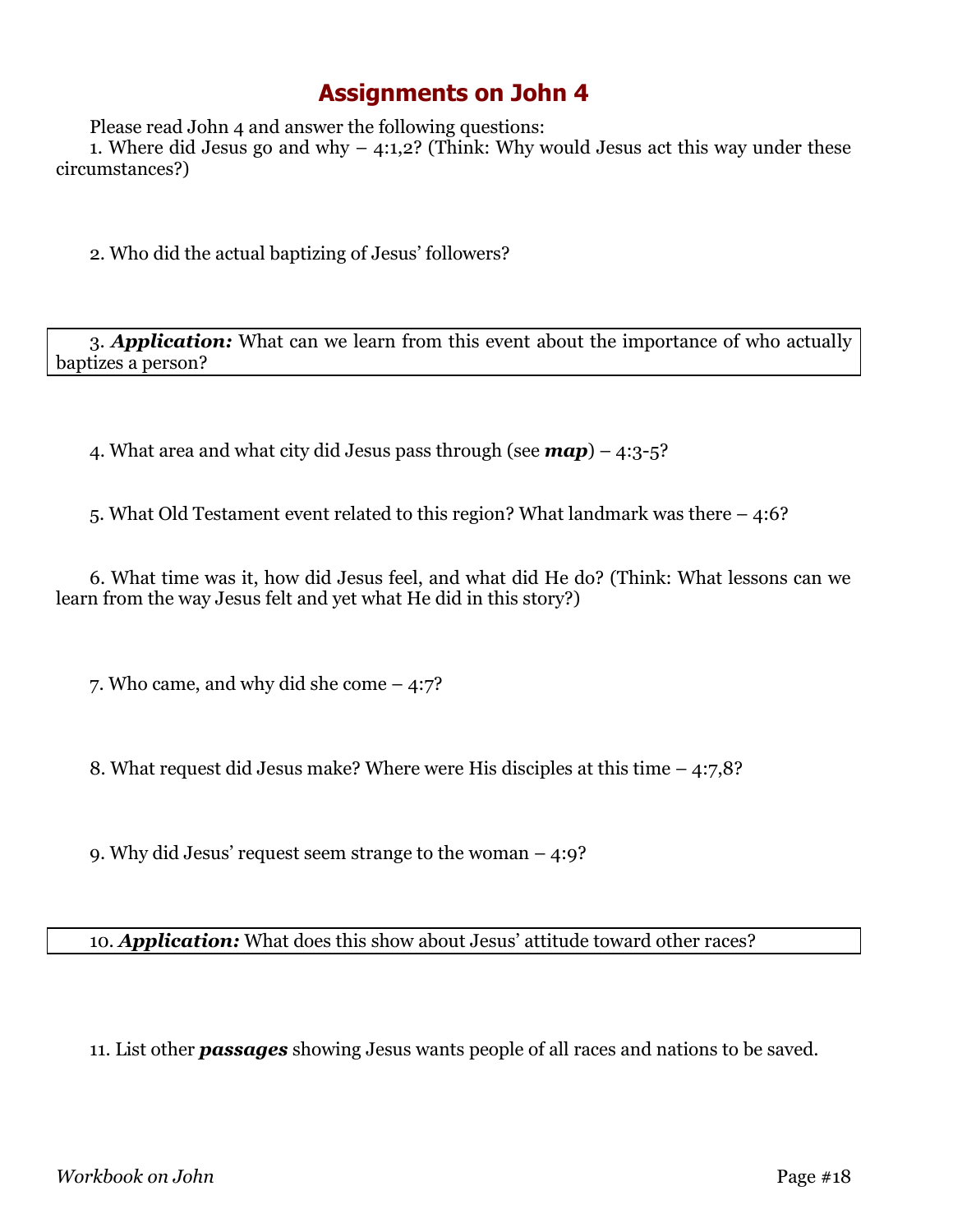# Assignments on John 4

Please read John 4 and answer the following questions:

1. Where did Jesus go and why – 4:1,2? (Think: Why would Jesus act this way under these circumstances?)

2. Who did the actual baptizing of Jesus' followers?

3. ***Application:*** What can we learn from this event about the importance of who actually baptizes a person?

4. What area and what city did Jesus pass through (see ***map***) – 4:3-5?

5. What Old Testament event related to this region? What landmark was there – 4:6?

6. What time was it, how did Jesus feel, and what did He do? (Think: What lessons can we learn from the way Jesus felt and yet what He did in this story?)

7. Who came, and why did she come – 4:7?

8. What request did Jesus make? Where were His disciples at this time – 4:7,8?

9. Why did Jesus' request seem strange to the woman – 4:9?

10. ***Application:*** What does this show about Jesus' attitude toward other races?

11. List other ***passages*** showing Jesus wants people of all races and nations to be saved.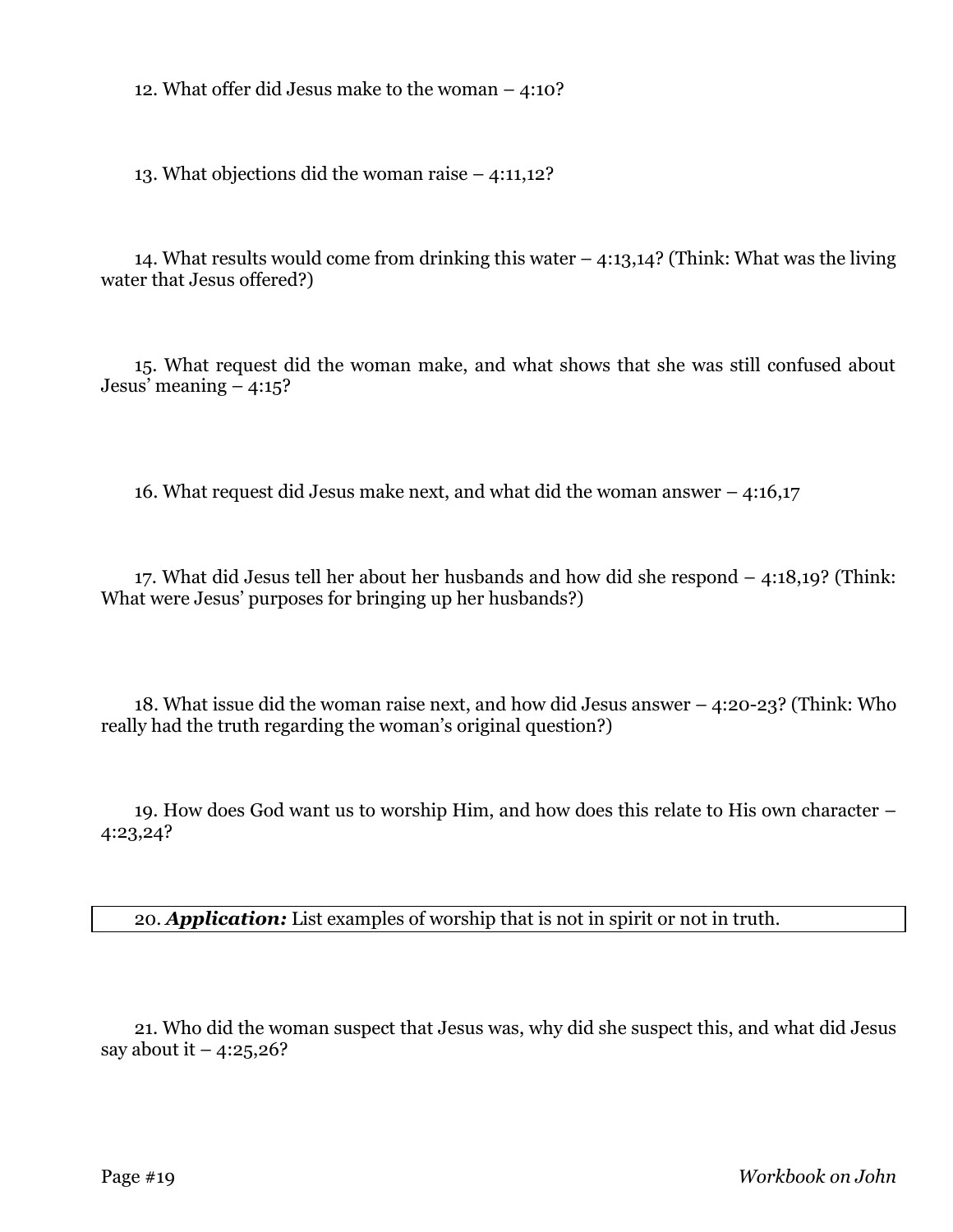12. What offer did Jesus make to the woman – 4:10?

13. What objections did the woman raise – 4:11,12?

14. What results would come from drinking this water – 4:13,14? (Think: What was the living water that Jesus offered?)

15. What request did the woman make, and what shows that she was still confused about Jesus' meaning – 4:15?

16. What request did Jesus make next, and what did the woman answer – 4:16,17

17. What did Jesus tell her about her husbands and how did she respond – 4:18,19? (Think: What were Jesus' purposes for bringing up her husbands?)

18. What issue did the woman raise next, and how did Jesus answer – 4:20-23? (Think: Who really had the truth regarding the woman's original question?)

19. How does God want us to worship Him, and how does this relate to His own character – 4:23,24?

20. ***Application:*** List examples of worship that is not in spirit or not in truth.

21. Who did the woman suspect that Jesus was, why did she suspect this, and what did Jesus say about it – 4:25,26?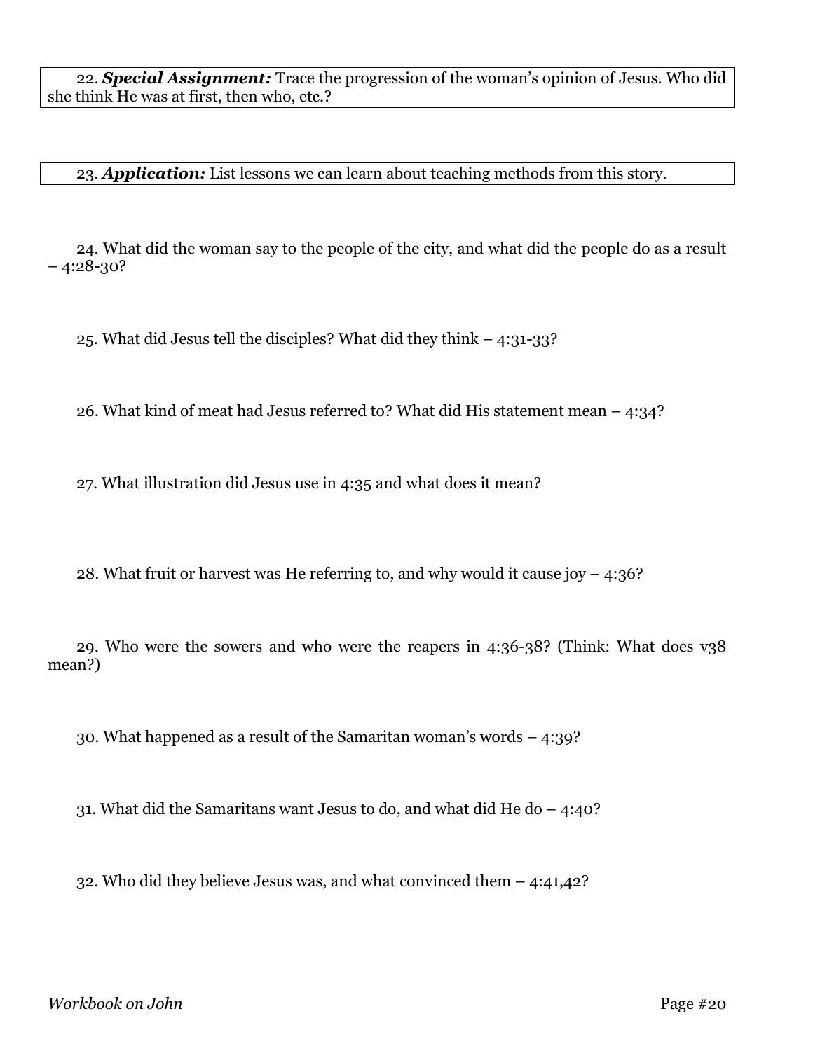22. ***Special Assignment:*** Trace the progression of the woman's opinion of Jesus. Who did she think He was at first, then who, etc.?

23. ***Application:*** List lessons we can learn about teaching methods from this story.

24. What did the woman say to the people of the city, and what did the people do as a result – 4:28-30?

25. What did Jesus tell the disciples? What did they think – 4:31-33?

26. What kind of meat had Jesus referred to? What did His statement mean – 4:34?

27. What illustration did Jesus use in 4:35 and what does it mean?

28. What fruit or harvest was He referring to, and why would it cause joy – 4:36?

29. Who were the sowers and who were the reapers in 4:36-38? (Think: What does v38 mean?)

30. What happened as a result of the Samaritan woman's words – 4:39?

31. What did the Samaritans want Jesus to do, and what did He do – 4:40?

32. Who did they believe Jesus was, and what convinced them – 4:41,42?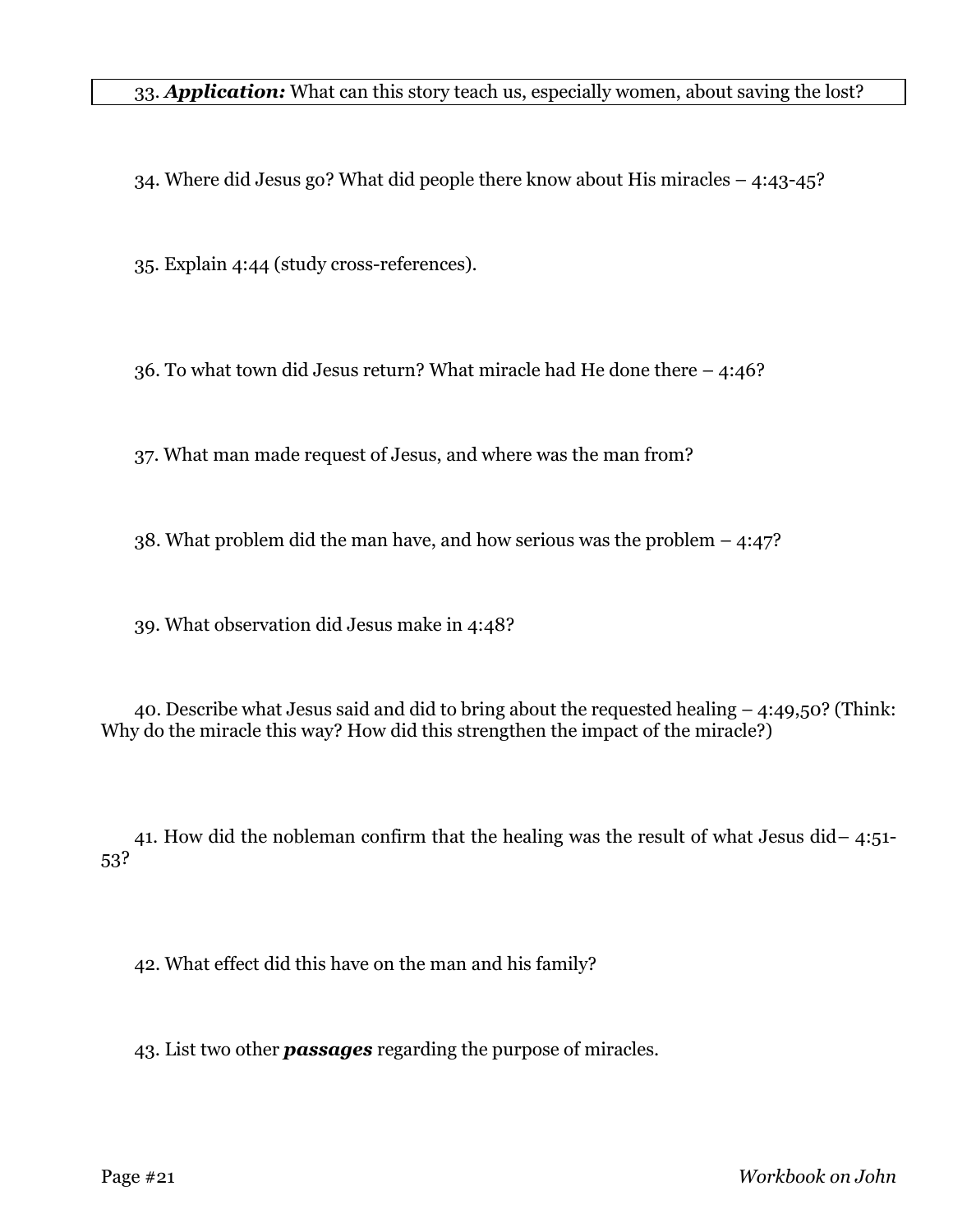33. ***Application:*** What can this story teach us, especially women, about saving the lost?

34. Where did Jesus go? What did people there know about His miracles – 4:43-45?

35. Explain 4:44 (study cross-references).

36. To what town did Jesus return? What miracle had He done there – 4:46?

37. What man made request of Jesus, and where was the man from?

38. What problem did the man have, and how serious was the problem – 4:47?

39. What observation did Jesus make in 4:48?

40. Describe what Jesus said and did to bring about the requested healing – 4:49,50? (Think: Why do the miracle this way? How did this strengthen the impact of the miracle?)

41. How did the nobleman confirm that the healing was the result of what Jesus did– 4:51-53?

42. What effect did this have on the man and his family?

43. List two other ***passages*** regarding the purpose of miracles.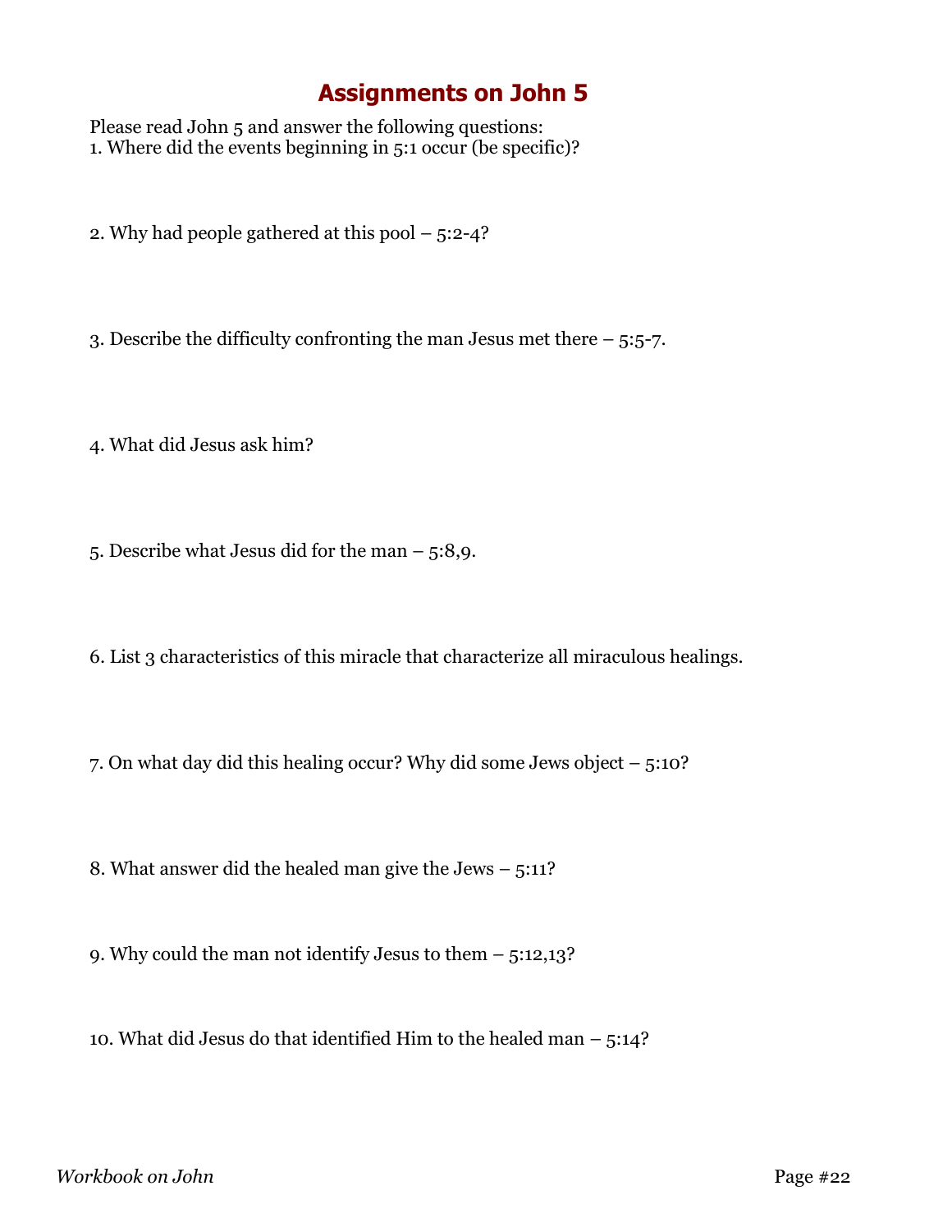# Assignments on John 5

Please read John 5 and answer the following questions:

1. Where did the events beginning in 5:1 occur (be specific)?

2. Why had people gathered at this pool – 5:2-4?

3. Describe the difficulty confronting the man Jesus met there – 5:5-7.

4. What did Jesus ask him?

5. Describe what Jesus did for the man – 5:8,9.

6. List 3 characteristics of this miracle that characterize all miraculous healings.

7. On what day did this healing occur? Why did some Jews object – 5:10?

8. What answer did the healed man give the Jews – 5:11?

9. Why could the man not identify Jesus to them – 5:12,13?

10. What did Jesus do that identified Him to the healed man – 5:14?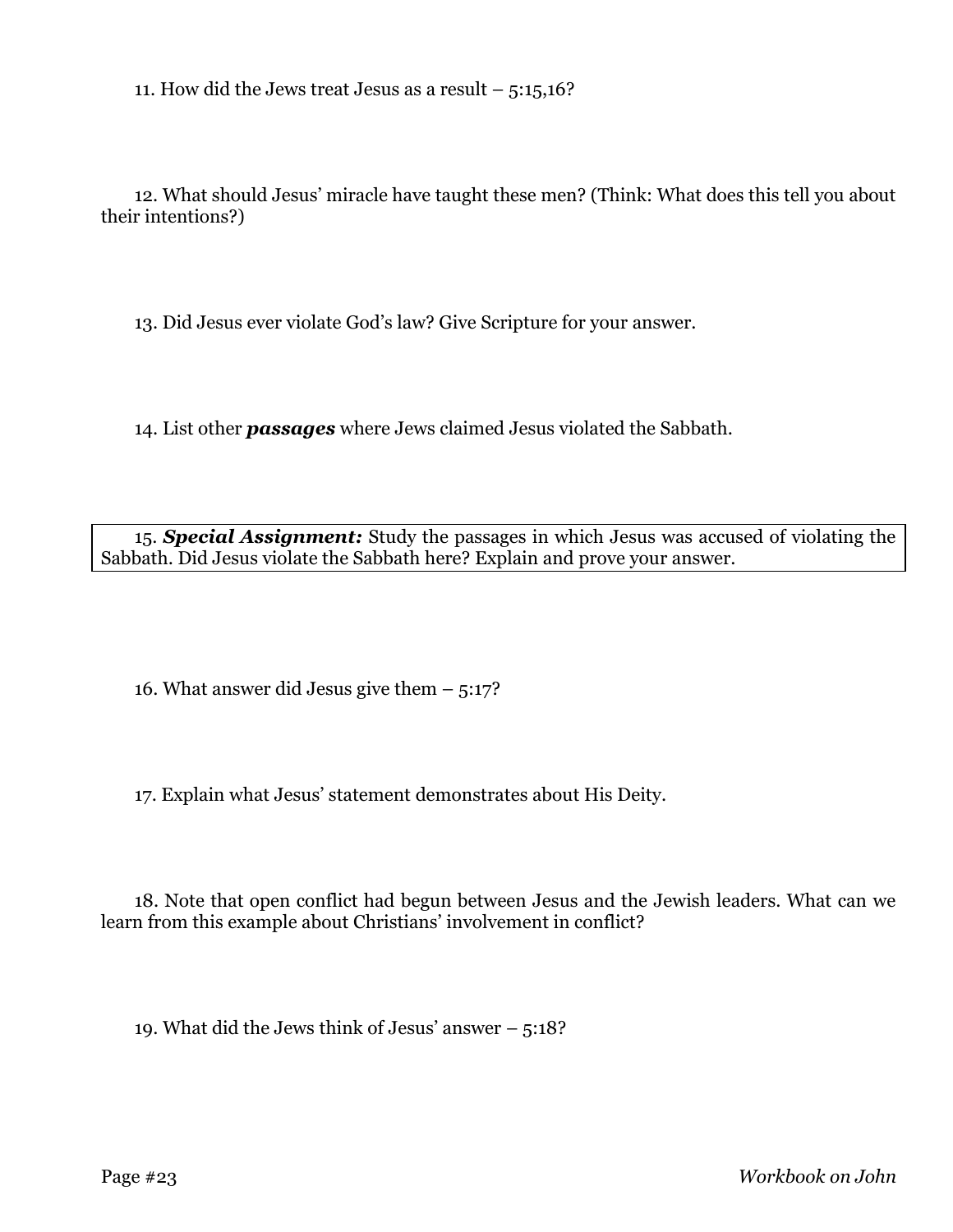11. How did the Jews treat Jesus as a result – 5:15,16?

12. What should Jesus' miracle have taught these men? (Think: What does this tell you about their intentions?)

13. Did Jesus ever violate God's law? Give Scripture for your answer.

14. List other ***passages*** where Jews claimed Jesus violated the Sabbath.

15. ***Special Assignment:*** Study the passages in which Jesus was accused of violating the Sabbath. Did Jesus violate the Sabbath here? Explain and prove your answer.

16. What answer did Jesus give them – 5:17?

17. Explain what Jesus' statement demonstrates about His Deity.

18. Note that open conflict had begun between Jesus and the Jewish leaders. What can we learn from this example about Christians' involvement in conflict?

19. What did the Jews think of Jesus' answer – 5:18?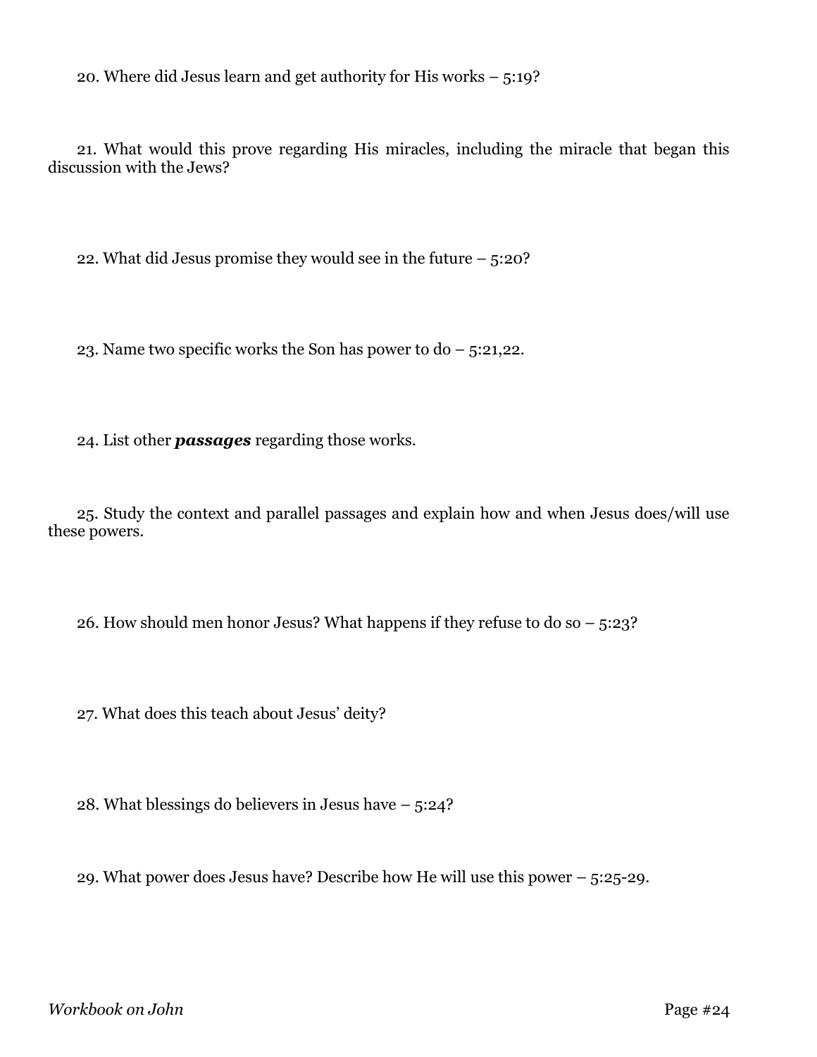20. Where did Jesus learn and get authority for His works – 5:19?

21. What would this prove regarding His miracles, including the miracle that began this discussion with the Jews?

22. What did Jesus promise they would see in the future – 5:20?

23. Name two specific works the Son has power to do – 5:21,22.

24. List other ***passages*** regarding those works.

25. Study the context and parallel passages and explain how and when Jesus does/will use these powers.

26. How should men honor Jesus? What happens if they refuse to do so – 5:23?

27. What does this teach about Jesus' deity?

28. What blessings do believers in Jesus have – 5:24?

29. What power does Jesus have? Describe how He will use this power – 5:25-29.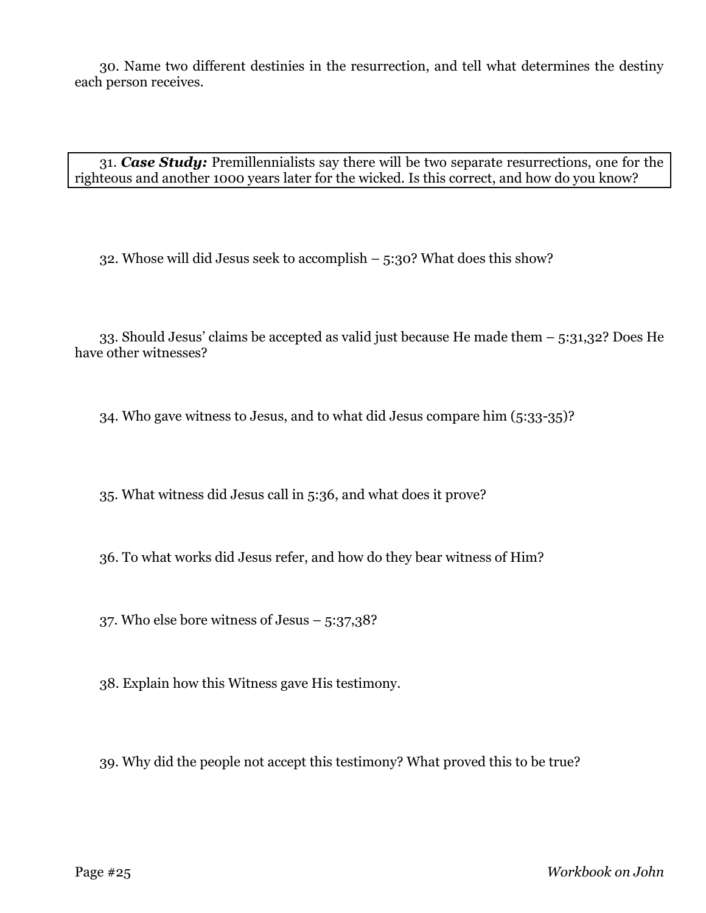30. Name two different destinies in the resurrection, and tell what determines the destiny each person receives.

31. ***Case Study:*** Premillennialists say there will be two separate resurrections, one for the righteous and another 1000 years later for the wicked. Is this correct, and how do you know?

32. Whose will did Jesus seek to accomplish – 5:30? What does this show?

33. Should Jesus' claims be accepted as valid just because He made them – 5:31,32? Does He have other witnesses?

34. Who gave witness to Jesus, and to what did Jesus compare him (5:33-35)?

35. What witness did Jesus call in 5:36, and what does it prove?

36. To what works did Jesus refer, and how do they bear witness of Him?

37. Who else bore witness of Jesus – 5:37,38?

38. Explain how this Witness gave His testimony.

39. Why did the people not accept this testimony? What proved this to be true?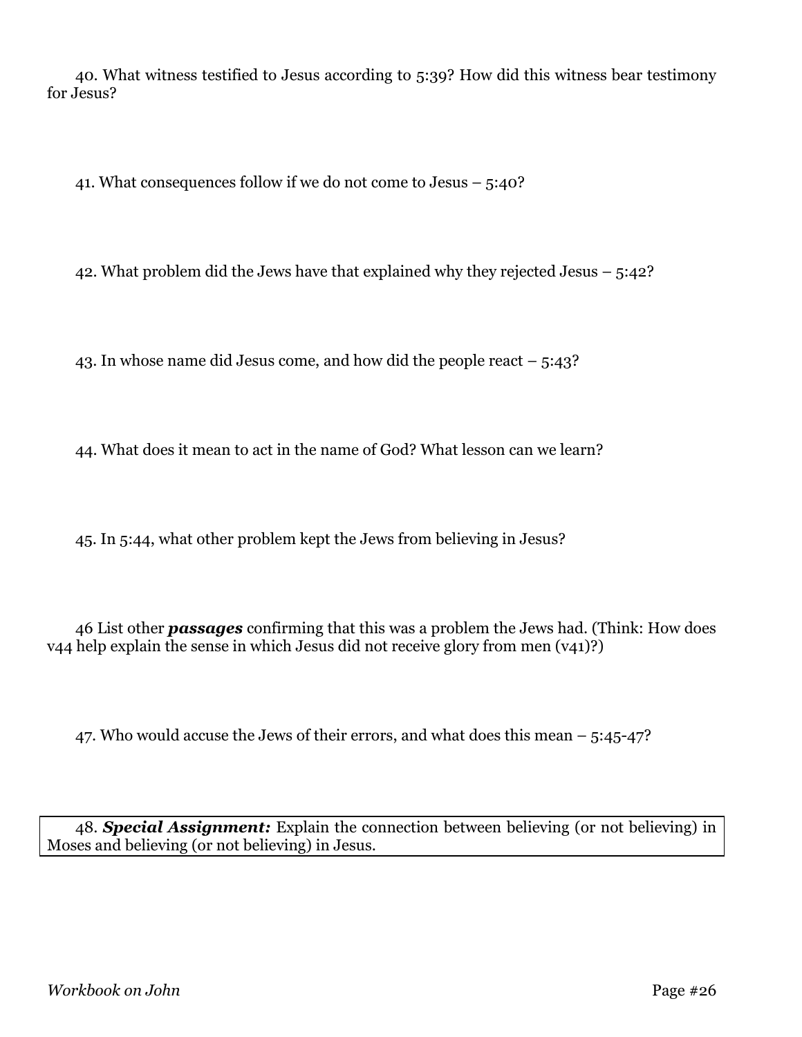40. What witness testified to Jesus according to 5:39? How did this witness bear testimony for Jesus?

41. What consequences follow if we do not come to Jesus – 5:40?

42. What problem did the Jews have that explained why they rejected Jesus – 5:42?

43. In whose name did Jesus come, and how did the people react – 5:43?

44. What does it mean to act in the name of God? What lesson can we learn?

45. In 5:44, what other problem kept the Jews from believing in Jesus?

46 List other ***passages*** confirming that this was a problem the Jews had. (Think: How does v44 help explain the sense in which Jesus did not receive glory from men (v41)?)

47. Who would accuse the Jews of their errors, and what does this mean – 5:45-47?

48. ***Special Assignment:*** Explain the connection between believing (or not believing) in Moses and believing (or not believing) in Jesus.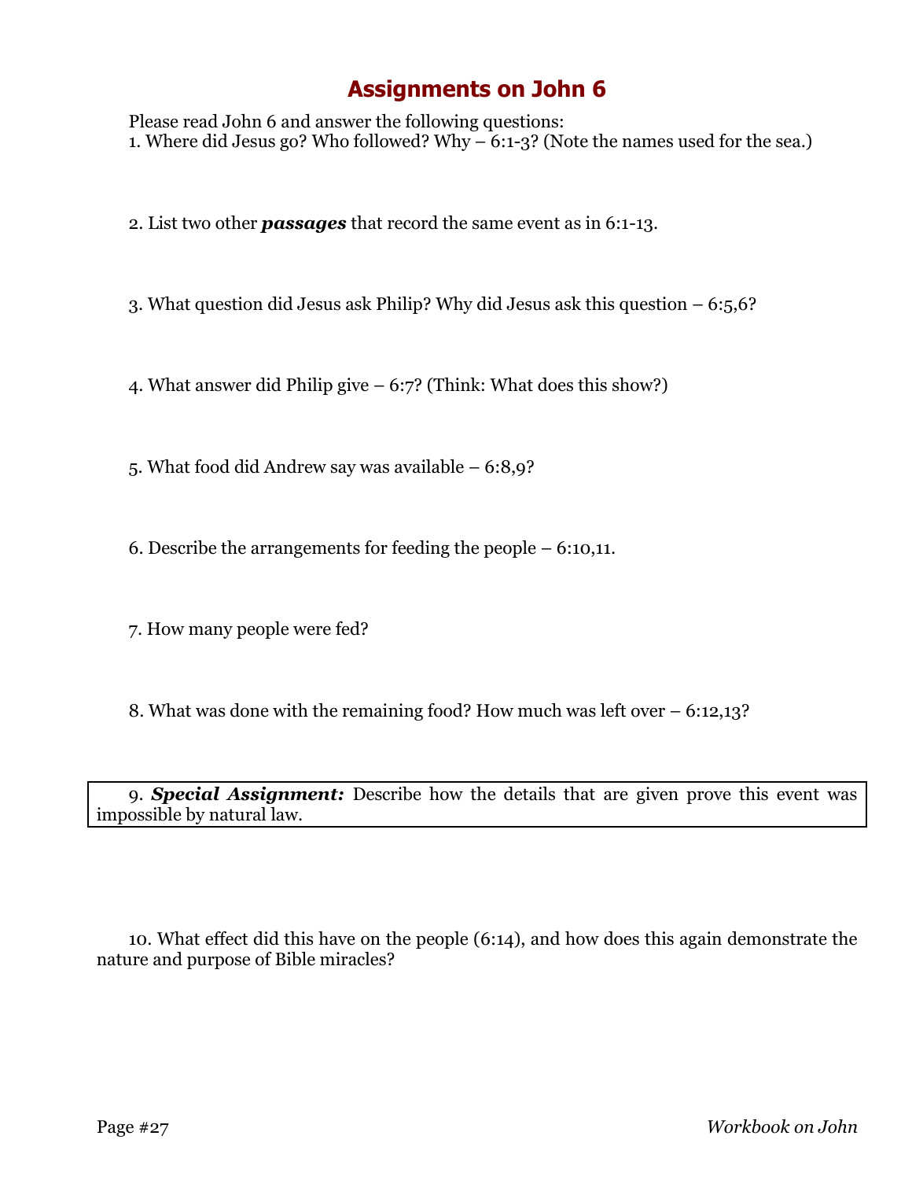# Assignments on John 6

Please read John 6 and answer the following questions:

1. Where did Jesus go? Who followed? Why – 6:1-3? (Note the names used for the sea.)

2. List two other ***passages*** that record the same event as in 6:1-13.

3. What question did Jesus ask Philip? Why did Jesus ask this question – 6:5,6?

4. What answer did Philip give – 6:7? (Think: What does this show?)

5. What food did Andrew say was available – 6:8,9?

6. Describe the arrangements for feeding the people – 6:10,11.

7. How many people were fed?

8. What was done with the remaining food? How much was left over – 6:12,13?

9. ***Special Assignment:*** Describe how the details that are given prove this event was impossible by natural law.

10. What effect did this have on the people (6:14), and how does this again demonstrate the nature and purpose of Bible miracles?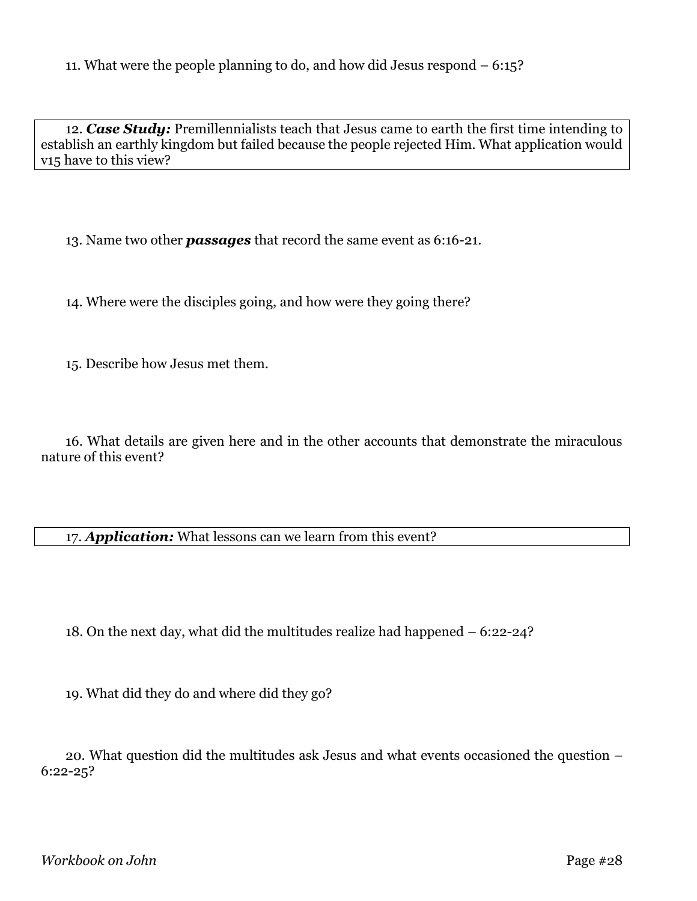11. What were the people planning to do, and how did Jesus respond – 6:15?

12. ***Case Study:*** Premillennialists teach that Jesus came to earth the first time intending to establish an earthly kingdom but failed because the people rejected Him. What application would v15 have to this view?

13. Name two other ***passages*** that record the same event as 6:16-21.

14. Where were the disciples going, and how were they going there?

15. Describe how Jesus met them.

16. What details are given here and in the other accounts that demonstrate the miraculous nature of this event?

17. ***Application:*** What lessons can we learn from this event?

18. On the next day, what did the multitudes realize had happened – 6:22-24?

19. What did they do and where did they go?

20. What question did the multitudes ask Jesus and what events occasioned the question – 6:22-25?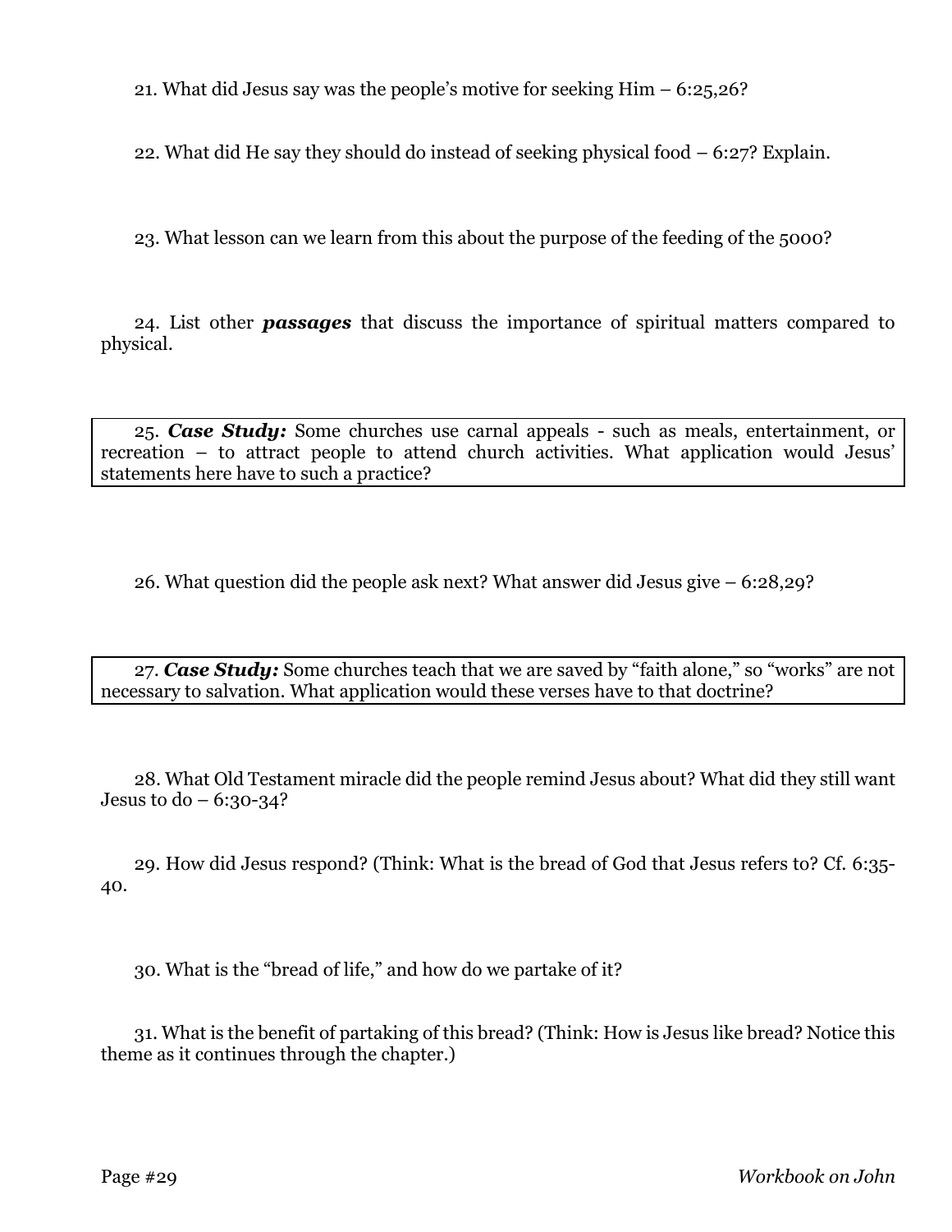21. What did Jesus say was the people's motive for seeking Him – 6:25,26?

22. What did He say they should do instead of seeking physical food – 6:27? Explain.

23. What lesson can we learn from this about the purpose of the feeding of the 5000?

24. List other ***passages*** that discuss the importance of spiritual matters compared to physical.

25. ***Case Study:*** Some churches use carnal appeals - such as meals, entertainment, or recreation – to attract people to attend church activities. What application would Jesus' statements here have to such a practice?

26. What question did the people ask next? What answer did Jesus give – 6:28,29?

27. ***Case Study:*** Some churches teach that we are saved by "faith alone," so "works" are not necessary to salvation. What application would these verses have to that doctrine?

28. What Old Testament miracle did the people remind Jesus about? What did they still want Jesus to do – 6:30-34?

29. How did Jesus respond? (Think: What is the bread of God that Jesus refers to? Cf. 6:35-40.

30. What is the "bread of life," and how do we partake of it?

31. What is the benefit of partaking of this bread? (Think: How is Jesus like bread? Notice this theme as it continues through the chapter.)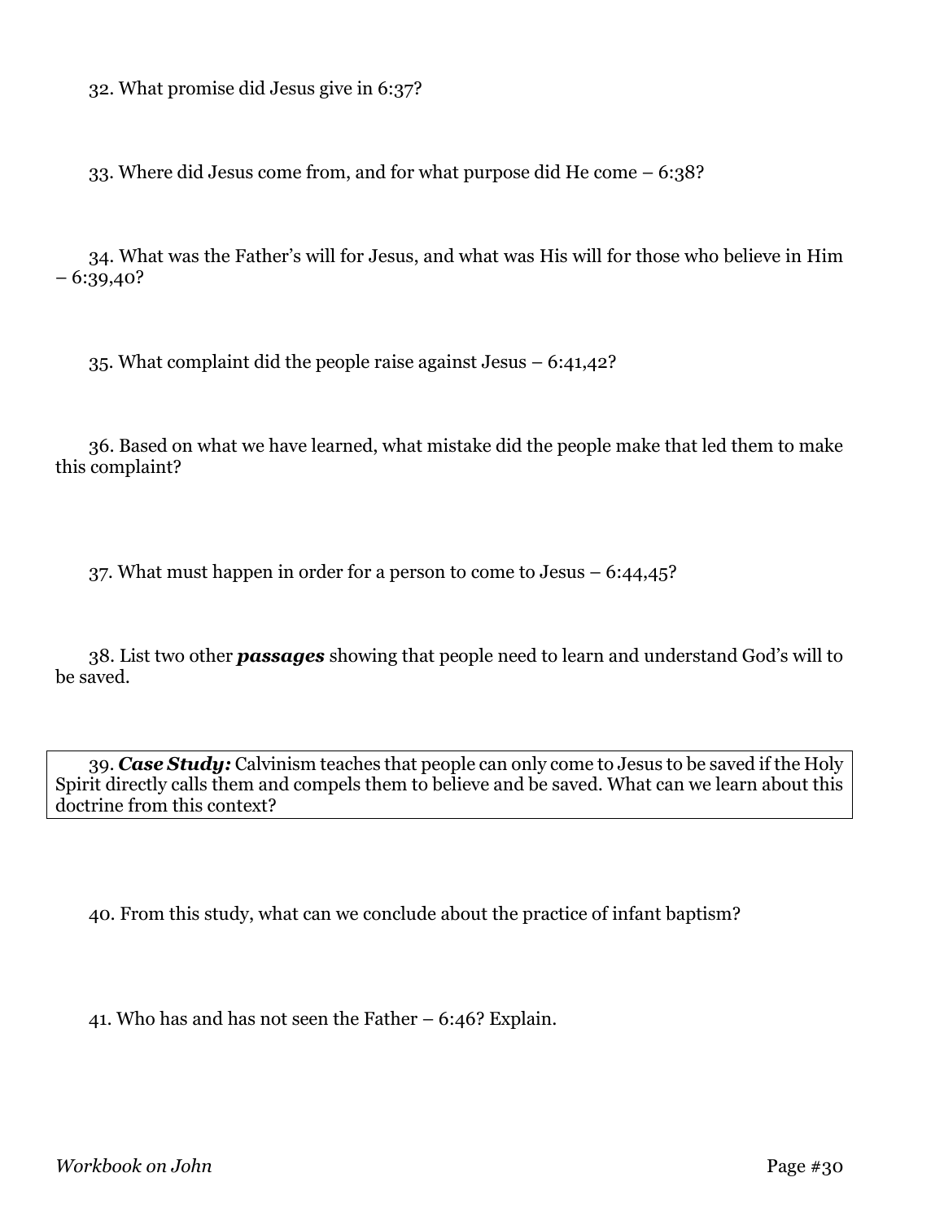32. What promise did Jesus give in 6:37?

33. Where did Jesus come from, and for what purpose did He come – 6:38?

34. What was the Father's will for Jesus, and what was His will for those who believe in Him – 6:39,40?

35. What complaint did the people raise against Jesus – 6:41,42?

36. Based on what we have learned, what mistake did the people make that led them to make this complaint?

37. What must happen in order for a person to come to Jesus – 6:44,45?

38. List two other ***passages*** showing that people need to learn and understand God's will to be saved.

39. ***Case Study:*** Calvinism teaches that people can only come to Jesus to be saved if the Holy Spirit directly calls them and compels them to believe and be saved. What can we learn about this doctrine from this context?

40. From this study, what can we conclude about the practice of infant baptism?

41. Who has and has not seen the Father – 6:46? Explain.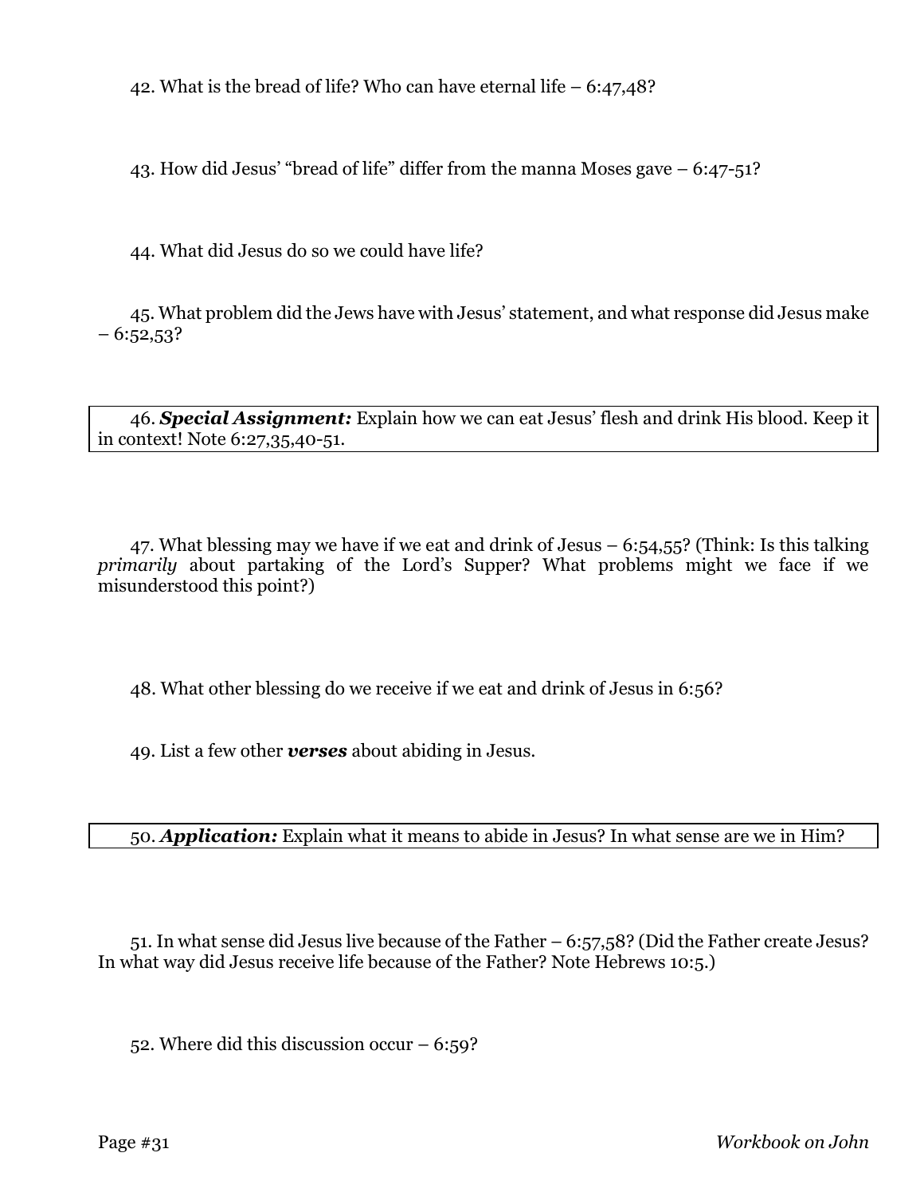42. What is the bread of life? Who can have eternal life – 6:47,48?

43. How did Jesus' "bread of life" differ from the manna Moses gave – 6:47-51?

44. What did Jesus do so we could have life?

45. What problem did the Jews have with Jesus' statement, and what response did Jesus make – 6:52,53?

46. ***Special Assignment:*** Explain how we can eat Jesus' flesh and drink His blood. Keep it in context! Note 6:27,35,40-51.

47. What blessing may we have if we eat and drink of Jesus – 6:54,55? (Think: Is this talking *primarily* about partaking of the Lord's Supper? What problems might we face if we misunderstood this point?)

48. What other blessing do we receive if we eat and drink of Jesus in 6:56?

49. List a few other ***verses*** about abiding in Jesus.

50. ***Application:*** Explain what it means to abide in Jesus? In what sense are we in Him?

51. In what sense did Jesus live because of the Father – 6:57,58? (Did the Father create Jesus? In what way did Jesus receive life because of the Father? Note Hebrews 10:5.)

52. Where did this discussion occur – 6:59?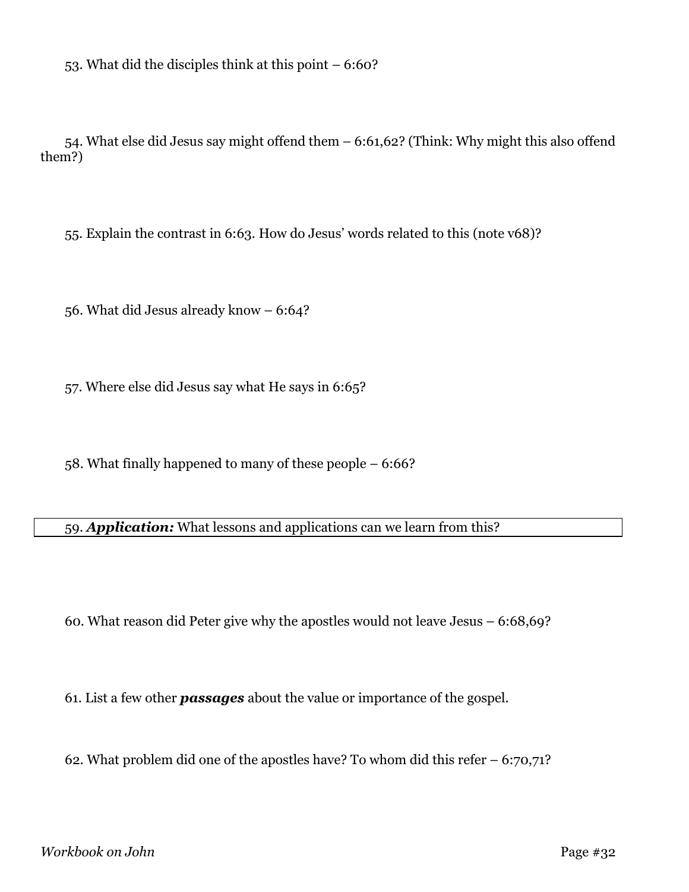53. What did the disciples think at this point – 6:60?

54. What else did Jesus say might offend them – 6:61,62? (Think: Why might this also offend them?)

55. Explain the contrast in 6:63. How do Jesus' words related to this (note v68)?

56. What did Jesus already know – 6:64?

57. Where else did Jesus say what He says in 6:65?

58. What finally happened to many of these people – 6:66?

59. ***Application:*** What lessons and applications can we learn from this?

60. What reason did Peter give why the apostles would not leave Jesus – 6:68,69?

61. List a few other ***passages*** about the value or importance of the gospel.

62. What problem did one of the apostles have? To whom did this refer – 6:70,71?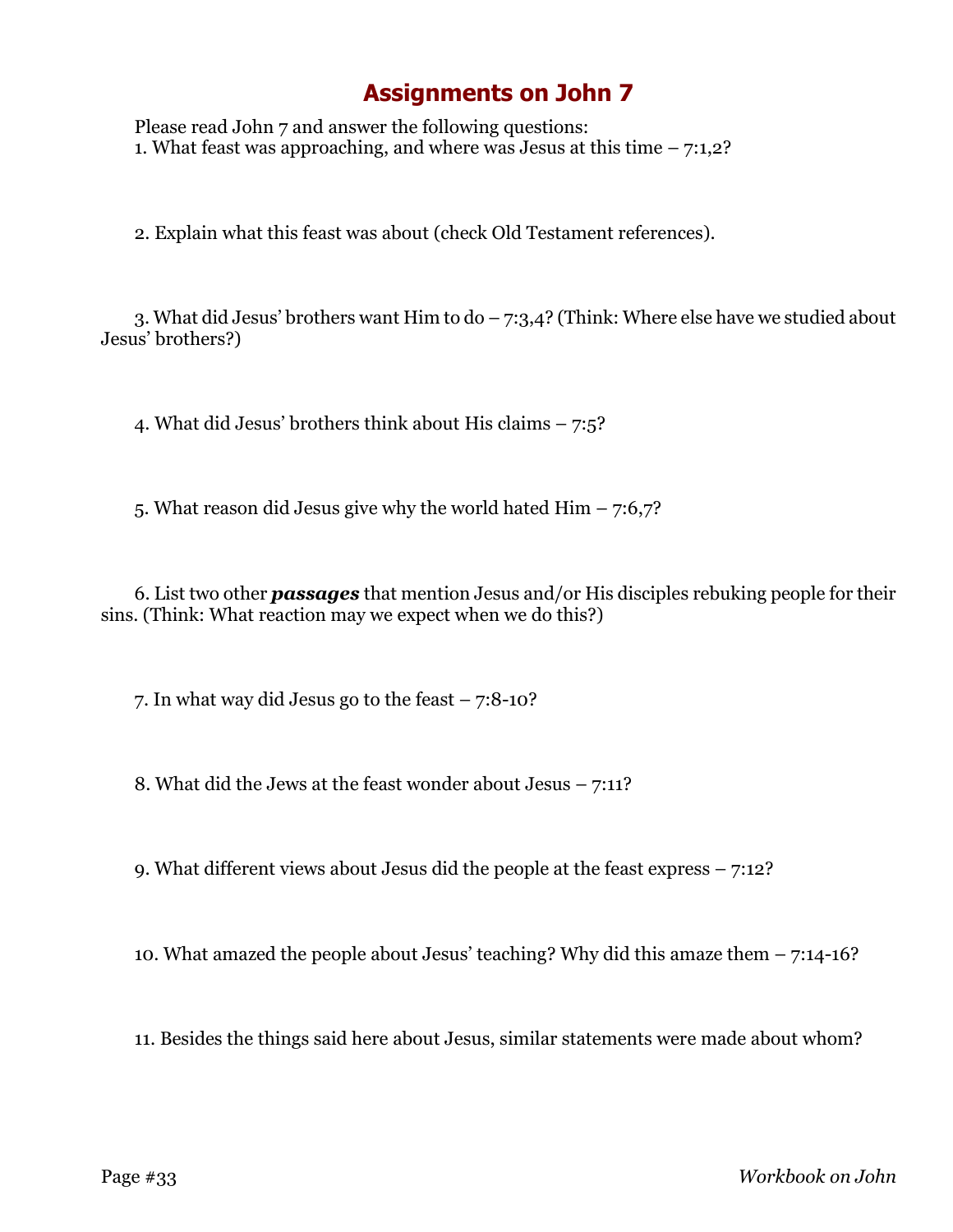# Assignments on John 7

Please read John 7 and answer the following questions:

1. What feast was approaching, and where was Jesus at this time – 7:1,2?

2. Explain what this feast was about (check Old Testament references).

3. What did Jesus' brothers want Him to do – 7:3,4? (Think: Where else have we studied about Jesus' brothers?)

4. What did Jesus' brothers think about His claims – 7:5?

5. What reason did Jesus give why the world hated Him – 7:6,7?

6. List two other ***passages*** that mention Jesus and/or His disciples rebuking people for their sins. (Think: What reaction may we expect when we do this?)

7. In what way did Jesus go to the feast – 7:8-10?

8. What did the Jews at the feast wonder about Jesus – 7:11?

9. What different views about Jesus did the people at the feast express – 7:12?

10. What amazed the people about Jesus' teaching? Why did this amaze them – 7:14-16?

11. Besides the things said here about Jesus, similar statements were made about whom?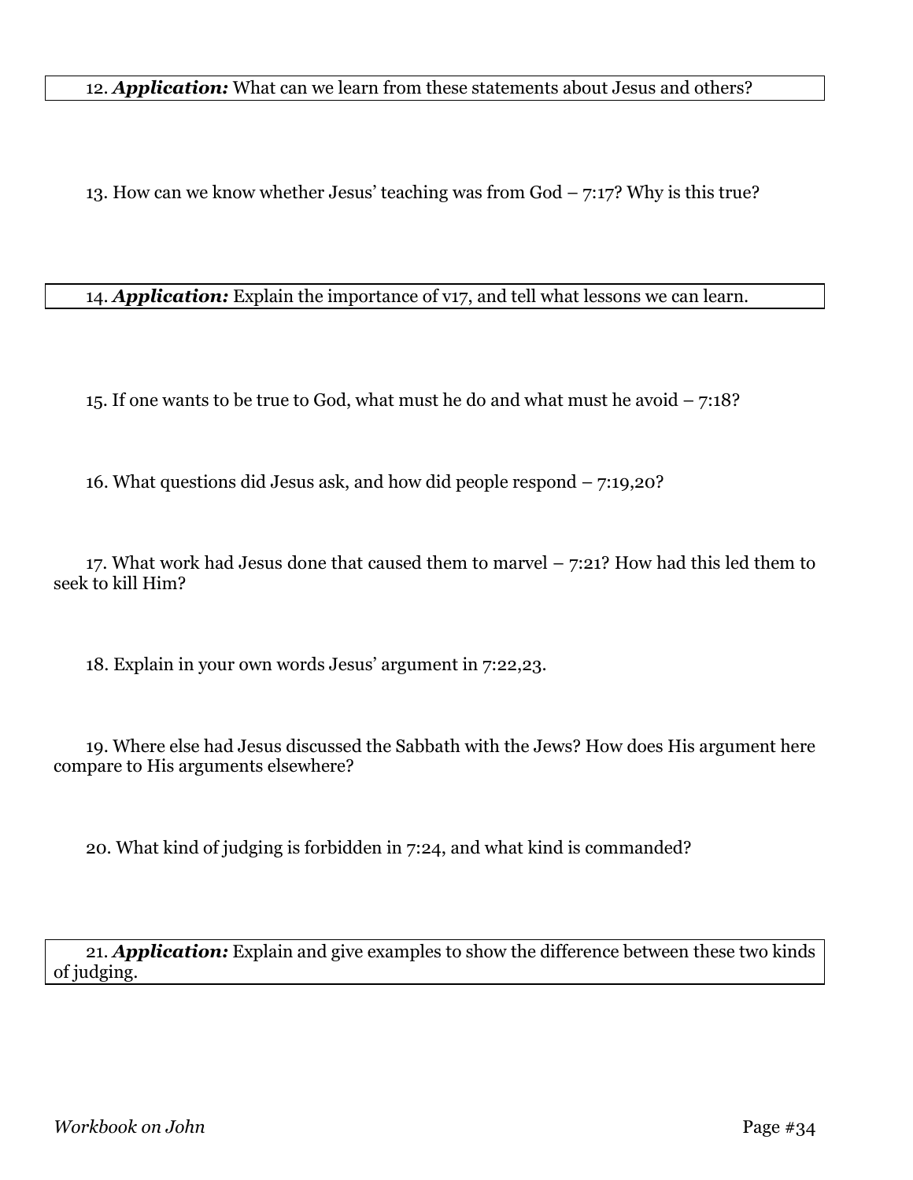12. ***Application:*** What can we learn from these statements about Jesus and others?

13. How can we know whether Jesus' teaching was from God – 7:17? Why is this true?

14. ***Application:*** Explain the importance of v17, and tell what lessons we can learn.

15. If one wants to be true to God, what must he do and what must he avoid – 7:18?

16. What questions did Jesus ask, and how did people respond – 7:19,20?

17. What work had Jesus done that caused them to marvel – 7:21? How had this led them to seek to kill Him?

18. Explain in your own words Jesus' argument in 7:22,23.

19. Where else had Jesus discussed the Sabbath with the Jews? How does His argument here compare to His arguments elsewhere?

20. What kind of judging is forbidden in 7:24, and what kind is commanded?

21. ***Application:*** Explain and give examples to show the difference between these two kinds of judging.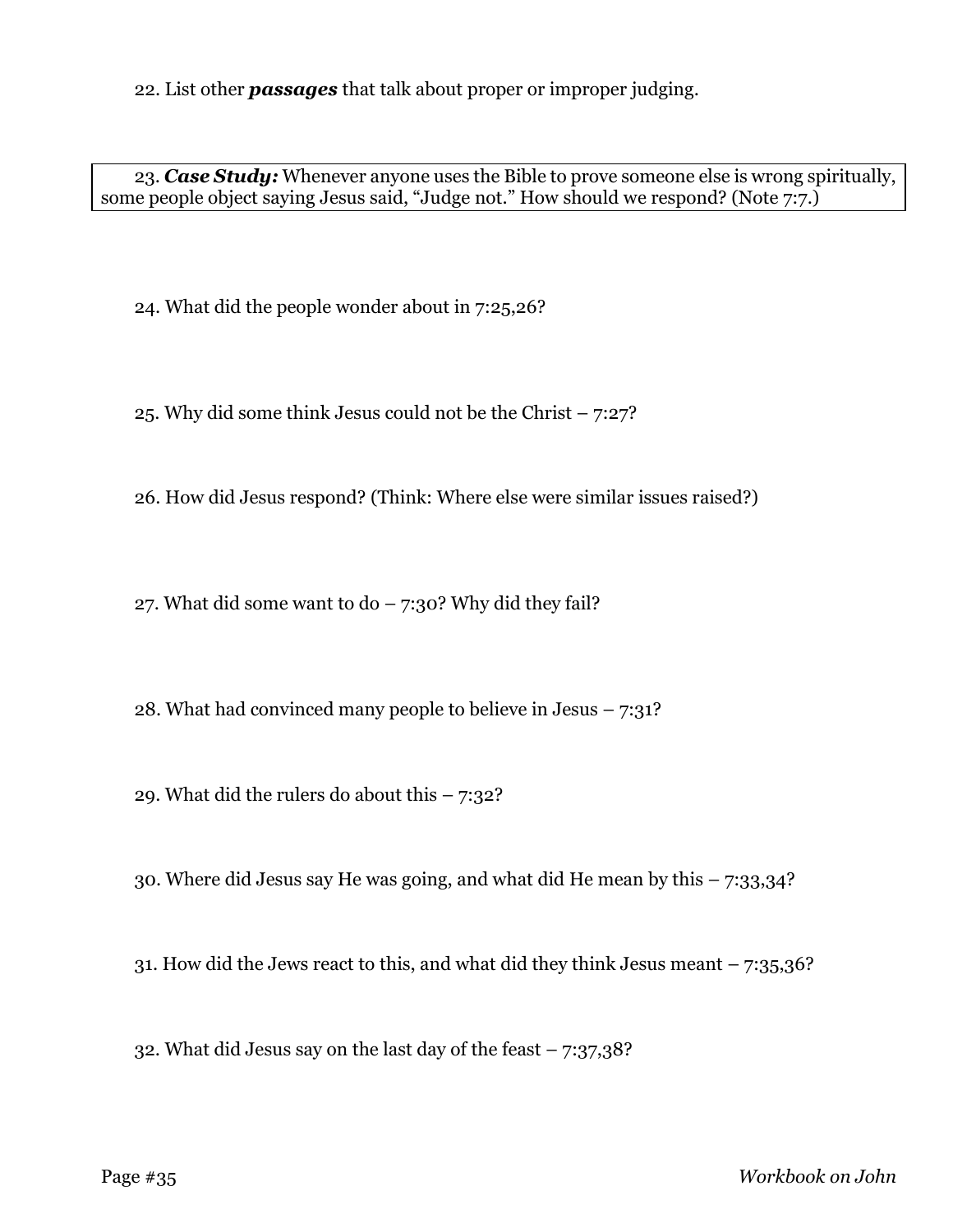22. List other ***passages*** that talk about proper or improper judging.

23. ***Case Study:*** Whenever anyone uses the Bible to prove someone else is wrong spiritually, some people object saying Jesus said, "Judge not." How should we respond? (Note 7:7.)

24. What did the people wonder about in 7:25,26?

25. Why did some think Jesus could not be the Christ – 7:27?

26. How did Jesus respond? (Think: Where else were similar issues raised?)

27. What did some want to do – 7:30? Why did they fail?

28. What had convinced many people to believe in Jesus – 7:31?

29. What did the rulers do about this – 7:32?

30. Where did Jesus say He was going, and what did He mean by this – 7:33,34?

31. How did the Jews react to this, and what did they think Jesus meant – 7:35,36?

32. What did Jesus say on the last day of the feast – 7:37,38?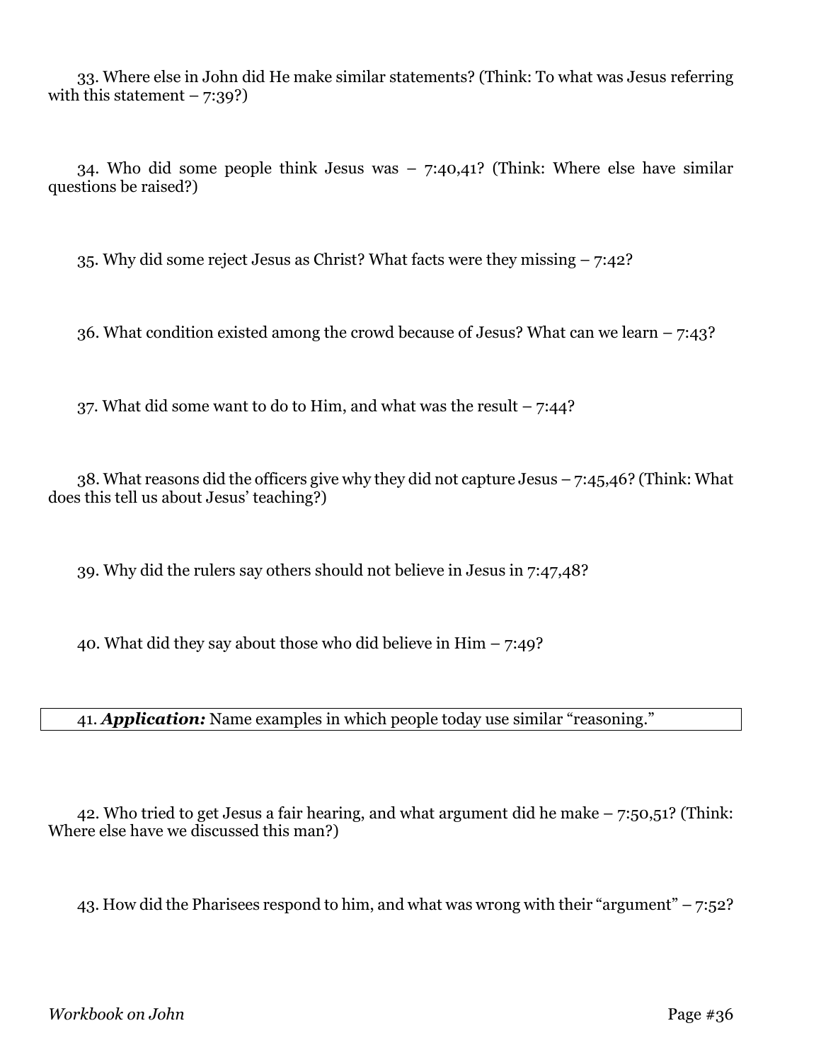33. Where else in John did He make similar statements? (Think: To what was Jesus referring with this statement – 7:39?)

34. Who did some people think Jesus was – 7:40,41? (Think: Where else have similar questions be raised?)

35. Why did some reject Jesus as Christ? What facts were they missing – 7:42?

36. What condition existed among the crowd because of Jesus? What can we learn – 7:43?

37. What did some want to do to Him, and what was the result – 7:44?

38. What reasons did the officers give why they did not capture Jesus – 7:45,46? (Think: What does this tell us about Jesus' teaching?)

39. Why did the rulers say others should not believe in Jesus in 7:47,48?

40. What did they say about those who did believe in Him – 7:49?

41. ***Application:*** Name examples in which people today use similar "reasoning."

42. Who tried to get Jesus a fair hearing, and what argument did he make – 7:50,51? (Think: Where else have we discussed this man?)

43. How did the Pharisees respond to him, and what was wrong with their "argument" – 7:52?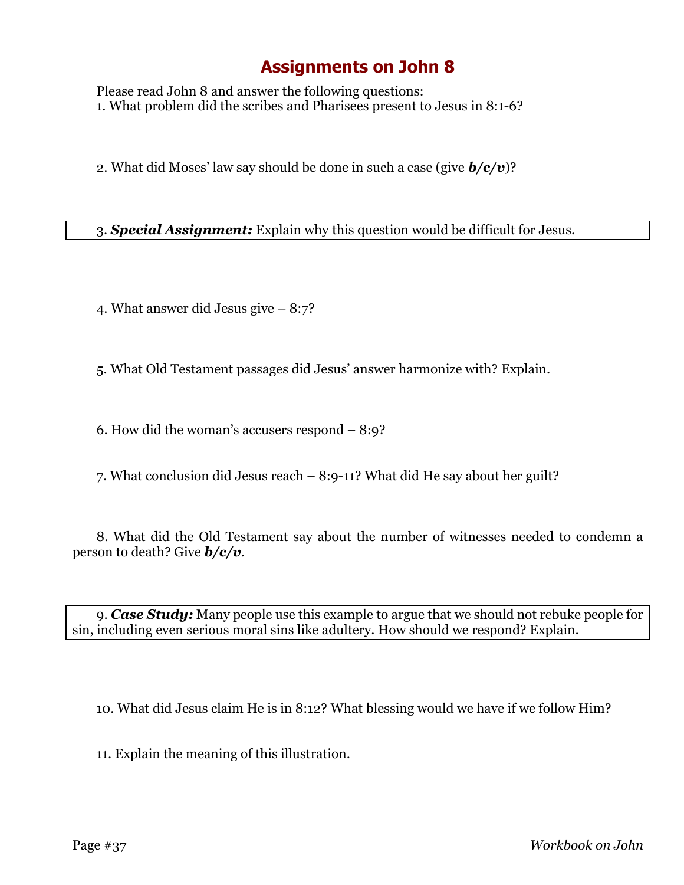# Assignments on John 8

Please read John 8 and answer the following questions:

1. What problem did the scribes and Pharisees present to Jesus in 8:1-6?

2. What did Moses' law say should be done in such a case (give ***b/c/v***)?

3. ***Special Assignment:*** Explain why this question would be difficult for Jesus.

4. What answer did Jesus give – 8:7?

5. What Old Testament passages did Jesus' answer harmonize with? Explain.

6. How did the woman's accusers respond – 8:9?

7. What conclusion did Jesus reach – 8:9-11? What did He say about her guilt?

8. What did the Old Testament say about the number of witnesses needed to condemn a person to death? Give ***b/c/v***.

9. ***Case Study:*** Many people use this example to argue that we should not rebuke people for sin, including even serious moral sins like adultery. How should we respond? Explain.

10. What did Jesus claim He is in 8:12? What blessing would we have if we follow Him?

11. Explain the meaning of this illustration.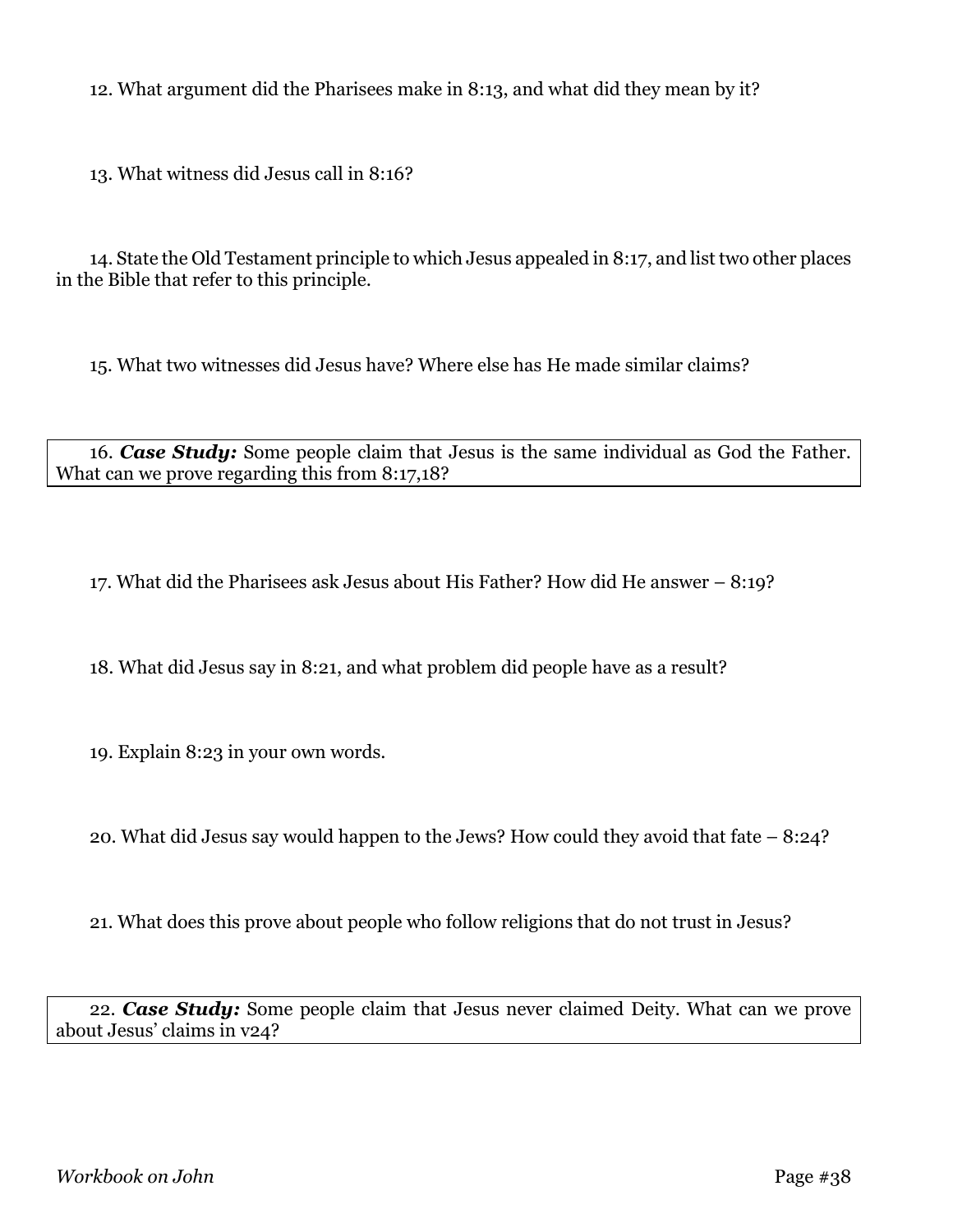12. What argument did the Pharisees make in 8:13, and what did they mean by it?

13. What witness did Jesus call in 8:16?

14. State the Old Testament principle to which Jesus appealed in 8:17, and list two other places in the Bible that refer to this principle.

15. What two witnesses did Jesus have? Where else has He made similar claims?

16. ***Case Study:*** Some people claim that Jesus is the same individual as God the Father. What can we prove regarding this from 8:17,18?

17. What did the Pharisees ask Jesus about His Father? How did He answer – 8:19?

18. What did Jesus say in 8:21, and what problem did people have as a result?

19. Explain 8:23 in your own words.

20. What did Jesus say would happen to the Jews? How could they avoid that fate – 8:24?

21. What does this prove about people who follow religions that do not trust in Jesus?

22. ***Case Study:*** Some people claim that Jesus never claimed Deity. What can we prove about Jesus' claims in v24?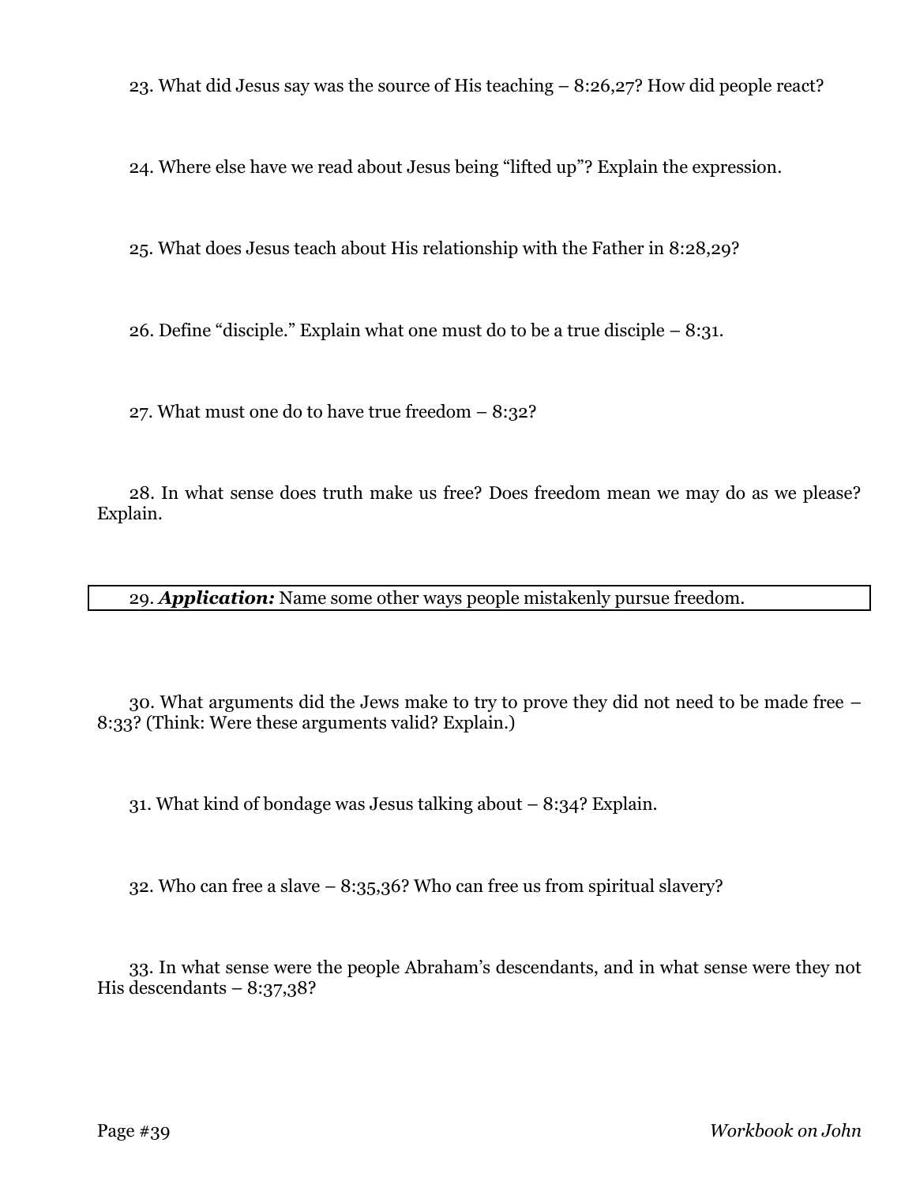23. What did Jesus say was the source of His teaching – 8:26,27? How did people react?

24. Where else have we read about Jesus being "lifted up"? Explain the expression.

25. What does Jesus teach about His relationship with the Father in 8:28,29?

26. Define "disciple." Explain what one must do to be a true disciple – 8:31.

27. What must one do to have true freedom – 8:32?

28. In what sense does truth make us free? Does freedom mean we may do as we please? Explain.

29. ***Application:*** Name some other ways people mistakenly pursue freedom.

30. What arguments did the Jews make to try to prove they did not need to be made free – 8:33? (Think: Were these arguments valid? Explain.)

31. What kind of bondage was Jesus talking about – 8:34? Explain.

32. Who can free a slave – 8:35,36? Who can free us from spiritual slavery?

33. In what sense were the people Abraham's descendants, and in what sense were they not His descendants – 8:37,38?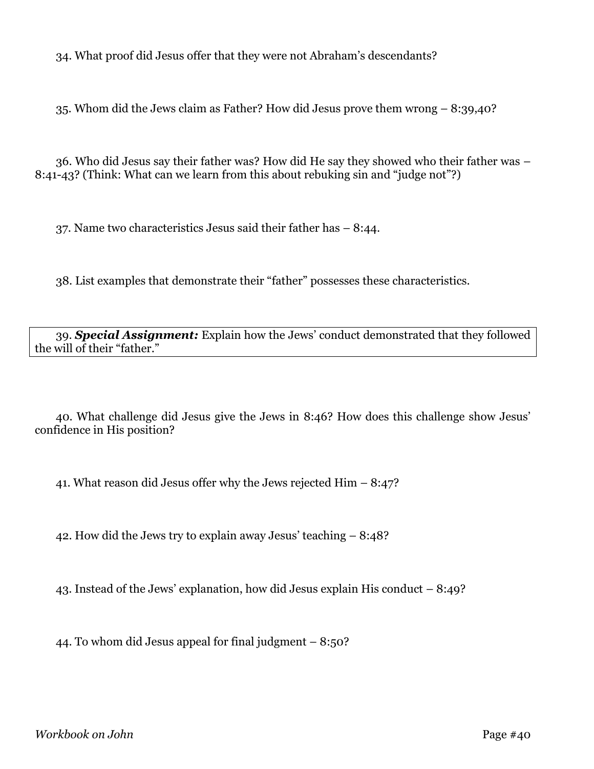34. What proof did Jesus offer that they were not Abraham's descendants?

35. Whom did the Jews claim as Father? How did Jesus prove them wrong – 8:39,40?

36. Who did Jesus say their father was? How did He say they showed who their father was – 8:41-43? (Think: What can we learn from this about rebuking sin and "judge not"?)

37. Name two characteristics Jesus said their father has – 8:44.

38. List examples that demonstrate their "father" possesses these characteristics.

39. ***Special Assignment:*** Explain how the Jews' conduct demonstrated that they followed the will of their "father."

40. What challenge did Jesus give the Jews in 8:46? How does this challenge show Jesus' confidence in His position?

41. What reason did Jesus offer why the Jews rejected Him – 8:47?

42. How did the Jews try to explain away Jesus' teaching – 8:48?

43. Instead of the Jews' explanation, how did Jesus explain His conduct – 8:49?

44. To whom did Jesus appeal for final judgment – 8:50?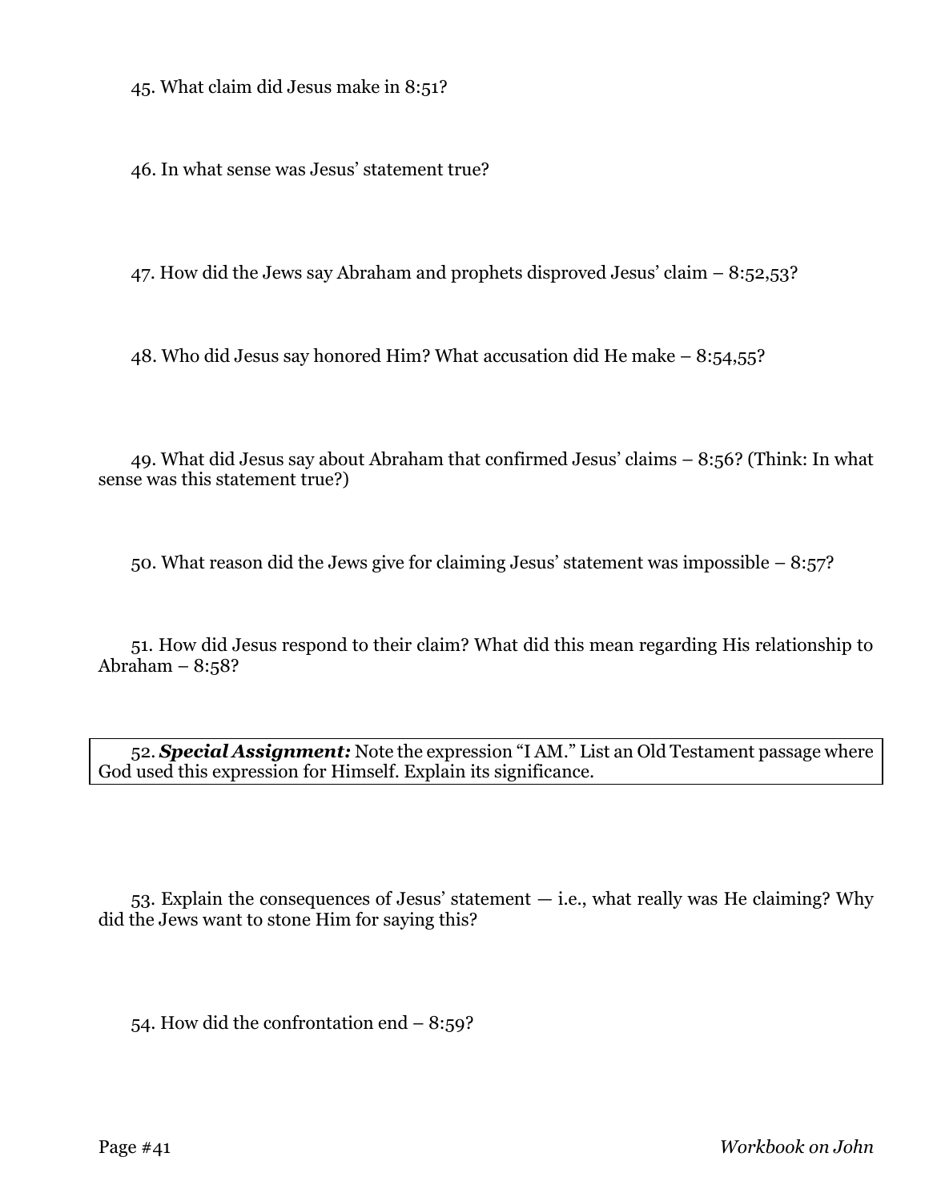45. What claim did Jesus make in 8:51?

46. In what sense was Jesus' statement true?

47. How did the Jews say Abraham and prophets disproved Jesus' claim – 8:52,53?

48. Who did Jesus say honored Him? What accusation did He make – 8:54,55?

49. What did Jesus say about Abraham that confirmed Jesus' claims – 8:56? (Think: In what sense was this statement true?)

50. What reason did the Jews give for claiming Jesus' statement was impossible – 8:57?

51. How did Jesus respond to their claim? What did this mean regarding His relationship to Abraham – 8:58?

52. ***Special Assignment:*** Note the expression "I AM." List an Old Testament passage where God used this expression for Himself. Explain its significance.

53. Explain the consequences of Jesus' statement — i.e., what really was He claiming? Why did the Jews want to stone Him for saying this?

54. How did the confrontation end – 8:59?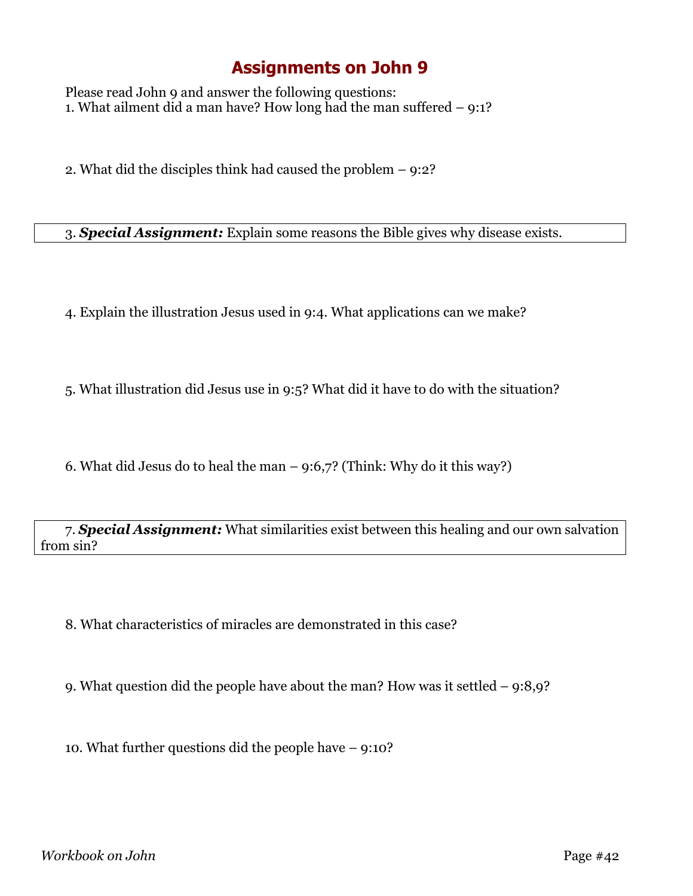# Assignments on John 9

Please read John 9 and answer the following questions:

1. What ailment did a man have? How long had the man suffered – 9:1?

2. What did the disciples think had caused the problem – 9:2?

3. ***Special Assignment:*** Explain some reasons the Bible gives why disease exists.

4. Explain the illustration Jesus used in 9:4. What applications can we make?

5. What illustration did Jesus use in 9:5? What did it have to do with the situation?

6. What did Jesus do to heal the man – 9:6,7? (Think: Why do it this way?)

7. ***Special Assignment:*** What similarities exist between this healing and our own salvation from sin?

8. What characteristics of miracles are demonstrated in this case?

9. What question did the people have about the man? How was it settled – 9:8,9?

10. What further questions did the people have – 9:10?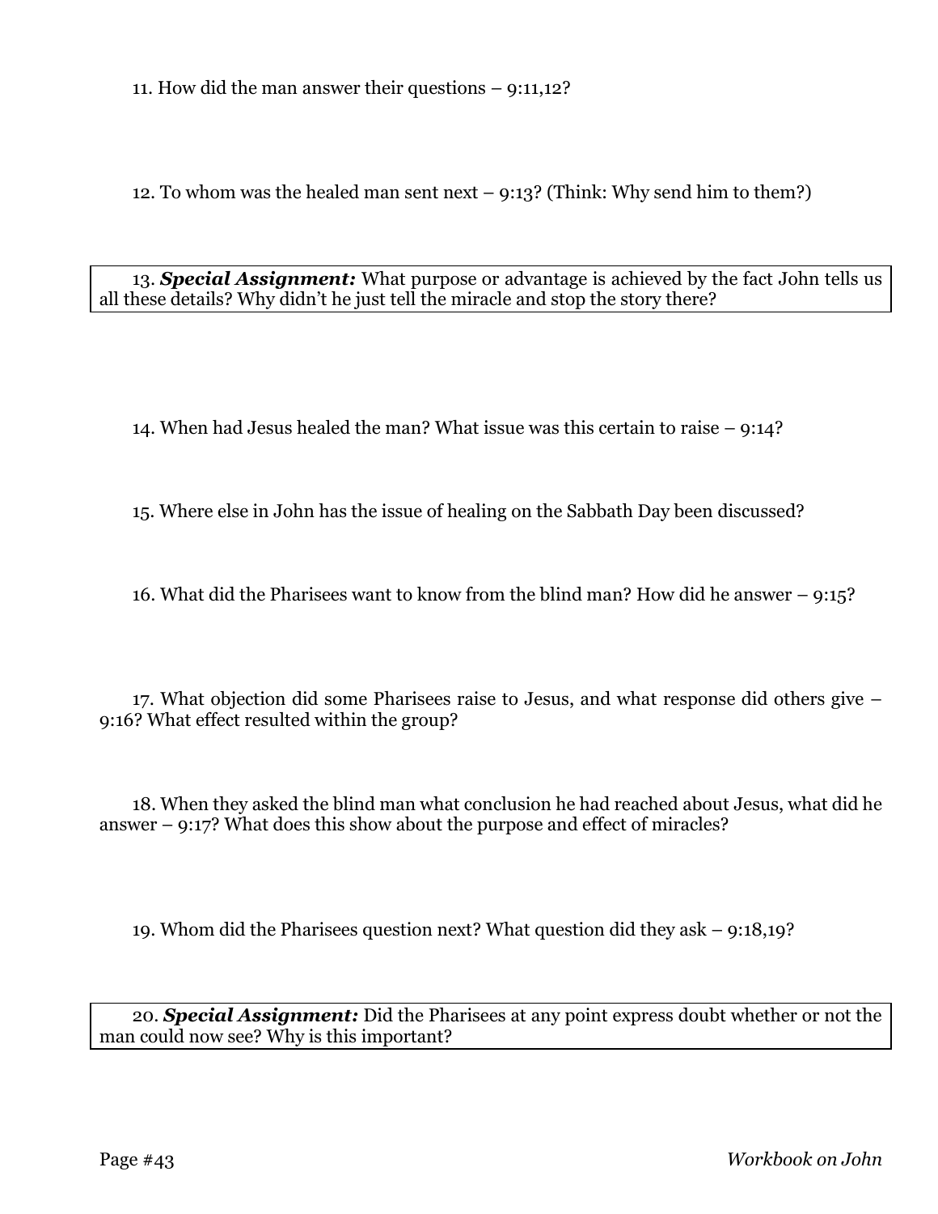11. How did the man answer their questions – 9:11,12?

12. To whom was the healed man sent next – 9:13? (Think: Why send him to them?)

13. ***Special Assignment:*** What purpose or advantage is achieved by the fact John tells us all these details? Why didn't he just tell the miracle and stop the story there?

14. When had Jesus healed the man? What issue was this certain to raise – 9:14?

15. Where else in John has the issue of healing on the Sabbath Day been discussed?

16. What did the Pharisees want to know from the blind man? How did he answer – 9:15?

17. What objection did some Pharisees raise to Jesus, and what response did others give – 9:16? What effect resulted within the group?

18. When they asked the blind man what conclusion he had reached about Jesus, what did he answer – 9:17? What does this show about the purpose and effect of miracles?

19. Whom did the Pharisees question next? What question did they ask – 9:18,19?

20. ***Special Assignment:*** Did the Pharisees at any point express doubt whether or not the man could now see? Why is this important?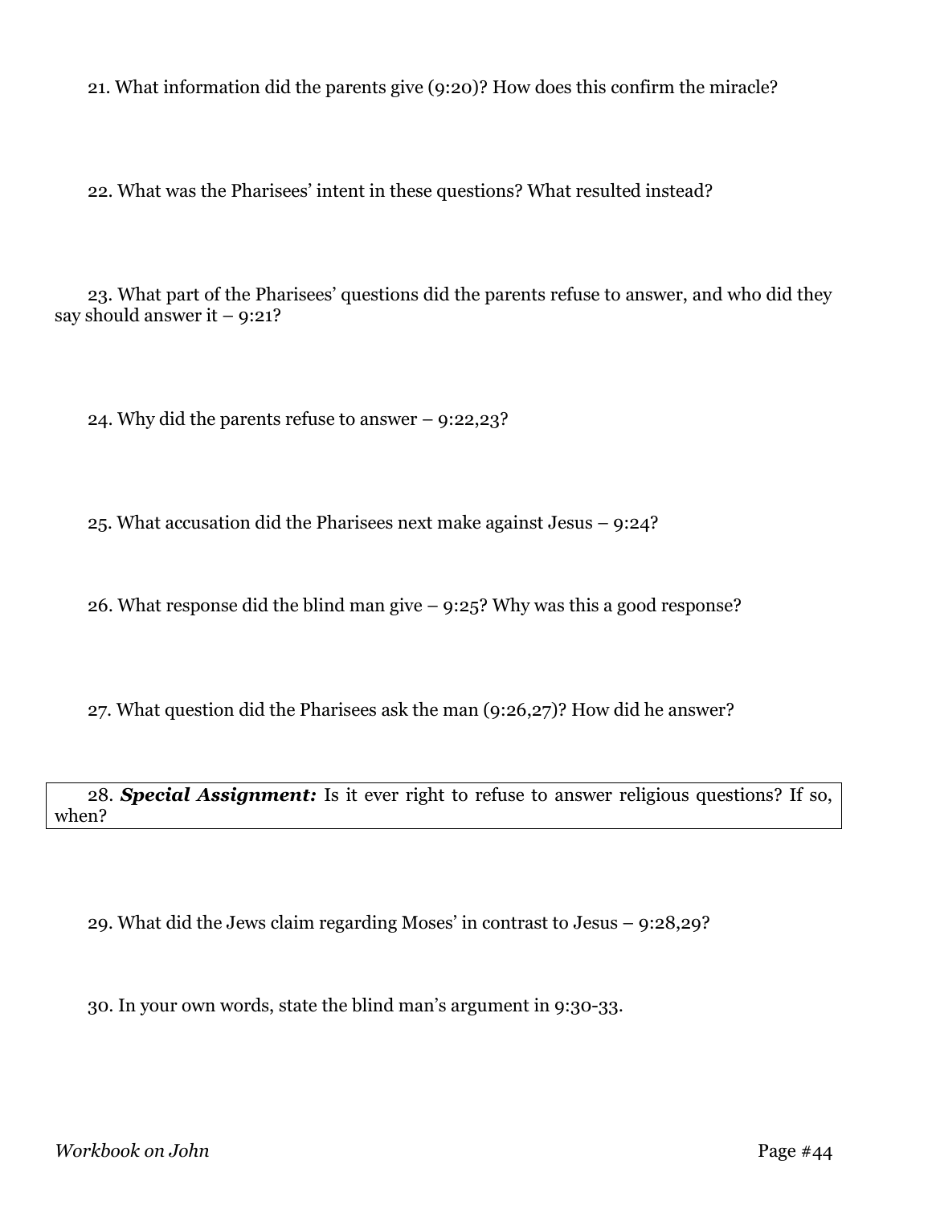21. What information did the parents give (9:20)? How does this confirm the miracle?

22. What was the Pharisees' intent in these questions? What resulted instead?

23. What part of the Pharisees' questions did the parents refuse to answer, and who did they say should answer it – 9:21?

24. Why did the parents refuse to answer – 9:22,23?

25. What accusation did the Pharisees next make against Jesus – 9:24?

26. What response did the blind man give – 9:25? Why was this a good response?

27. What question did the Pharisees ask the man (9:26,27)? How did he answer?

28. ***Special Assignment:*** Is it ever right to refuse to answer religious questions? If so, when?

29. What did the Jews claim regarding Moses' in contrast to Jesus – 9:28,29?

30. In your own words, state the blind man's argument in 9:30-33.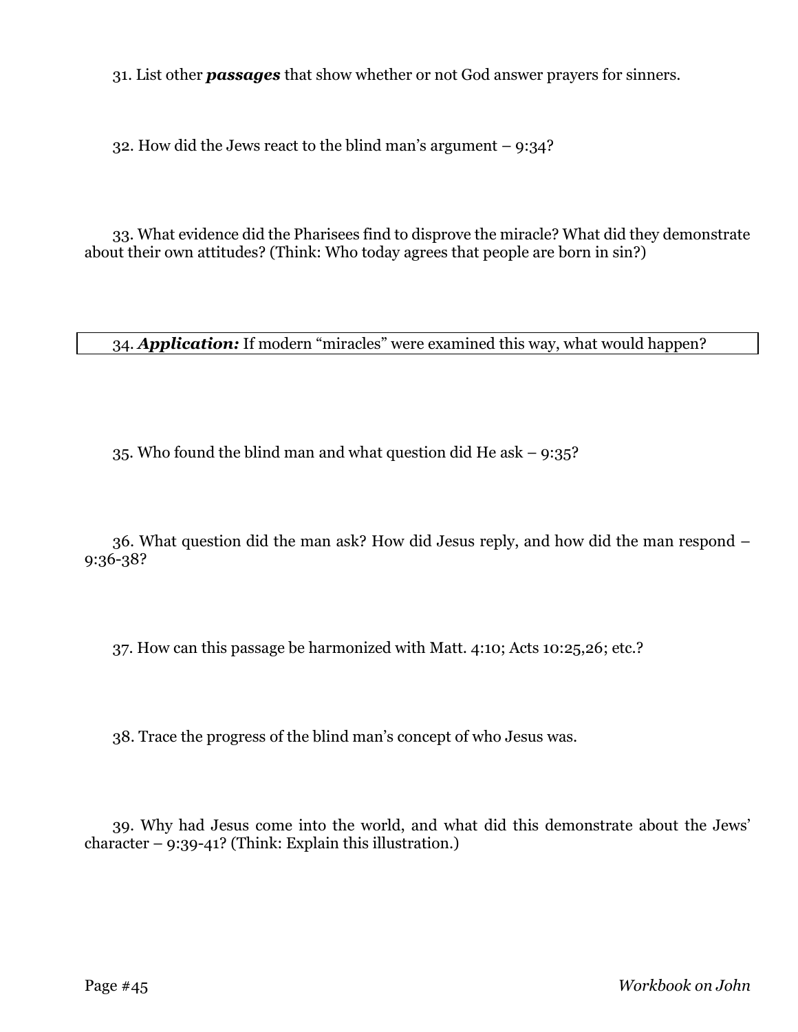31. List other ***passages*** that show whether or not God answer prayers for sinners.

32. How did the Jews react to the blind man's argument – 9:34?

33. What evidence did the Pharisees find to disprove the miracle? What did they demonstrate about their own attitudes? (Think: Who today agrees that people are born in sin?)

34. ***Application:*** If modern "miracles" were examined this way, what would happen?

35. Who found the blind man and what question did He ask – 9:35?

36. What question did the man ask? How did Jesus reply, and how did the man respond – 9:36-38?

37. How can this passage be harmonized with Matt. 4:10; Acts 10:25,26; etc.?

38. Trace the progress of the blind man's concept of who Jesus was.

39. Why had Jesus come into the world, and what did this demonstrate about the Jews' character – 9:39-41? (Think: Explain this illustration.)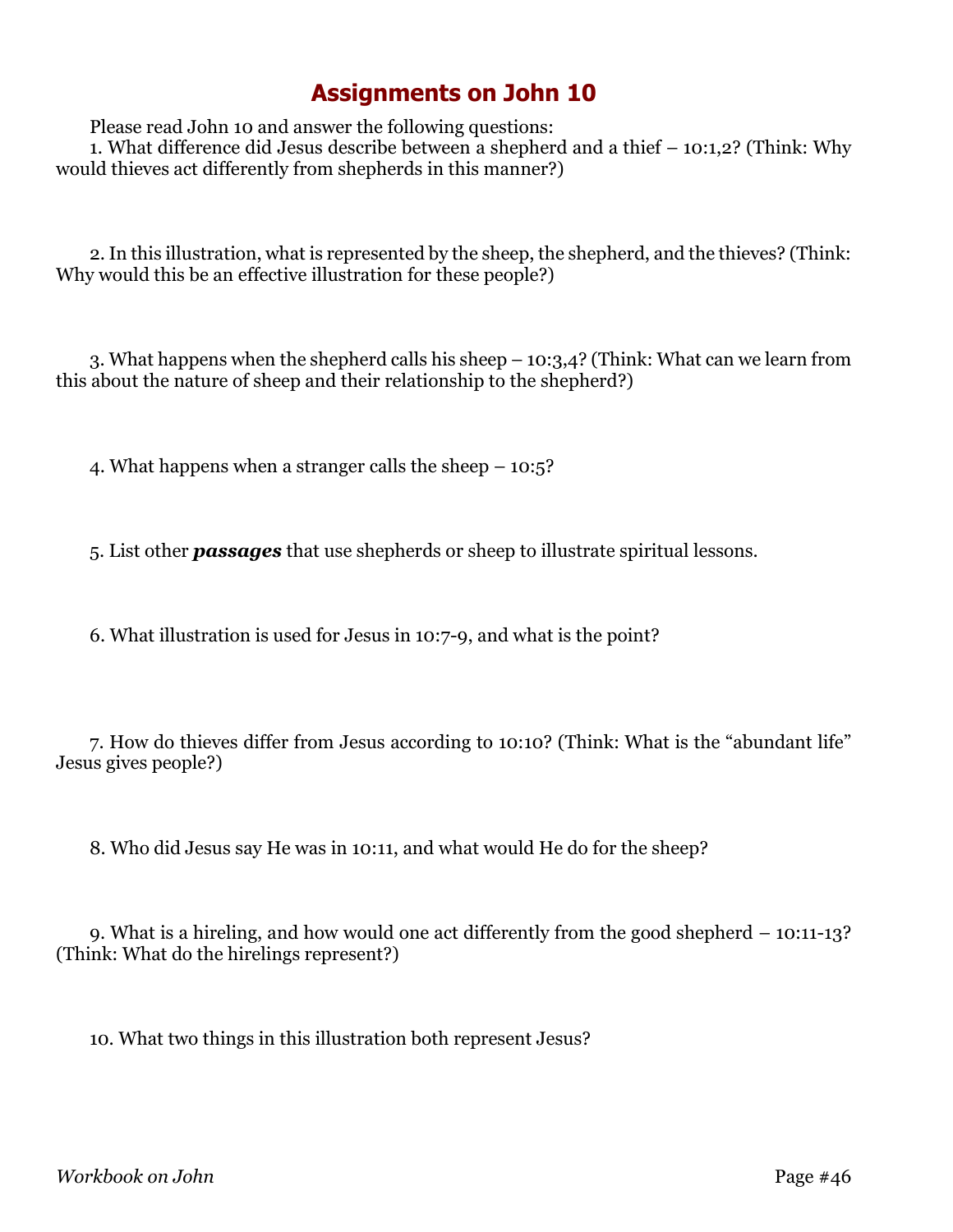# Assignments on John 10

Please read John 10 and answer the following questions:

1. What difference did Jesus describe between a shepherd and a thief – 10:1,2? (Think: Why would thieves act differently from shepherds in this manner?)

2. In this illustration, what is represented by the sheep, the shepherd, and the thieves? (Think: Why would this be an effective illustration for these people?)

3. What happens when the shepherd calls his sheep – 10:3,4? (Think: What can we learn from this about the nature of sheep and their relationship to the shepherd?)

4. What happens when a stranger calls the sheep – 10:5?

5. List other ***passages*** that use shepherds or sheep to illustrate spiritual lessons.

6. What illustration is used for Jesus in 10:7-9, and what is the point?

7. How do thieves differ from Jesus according to 10:10? (Think: What is the "abundant life" Jesus gives people?)

8. Who did Jesus say He was in 10:11, and what would He do for the sheep?

9. What is a hireling, and how would one act differently from the good shepherd – 10:11-13? (Think: What do the hirelings represent?)

10. What two things in this illustration both represent Jesus?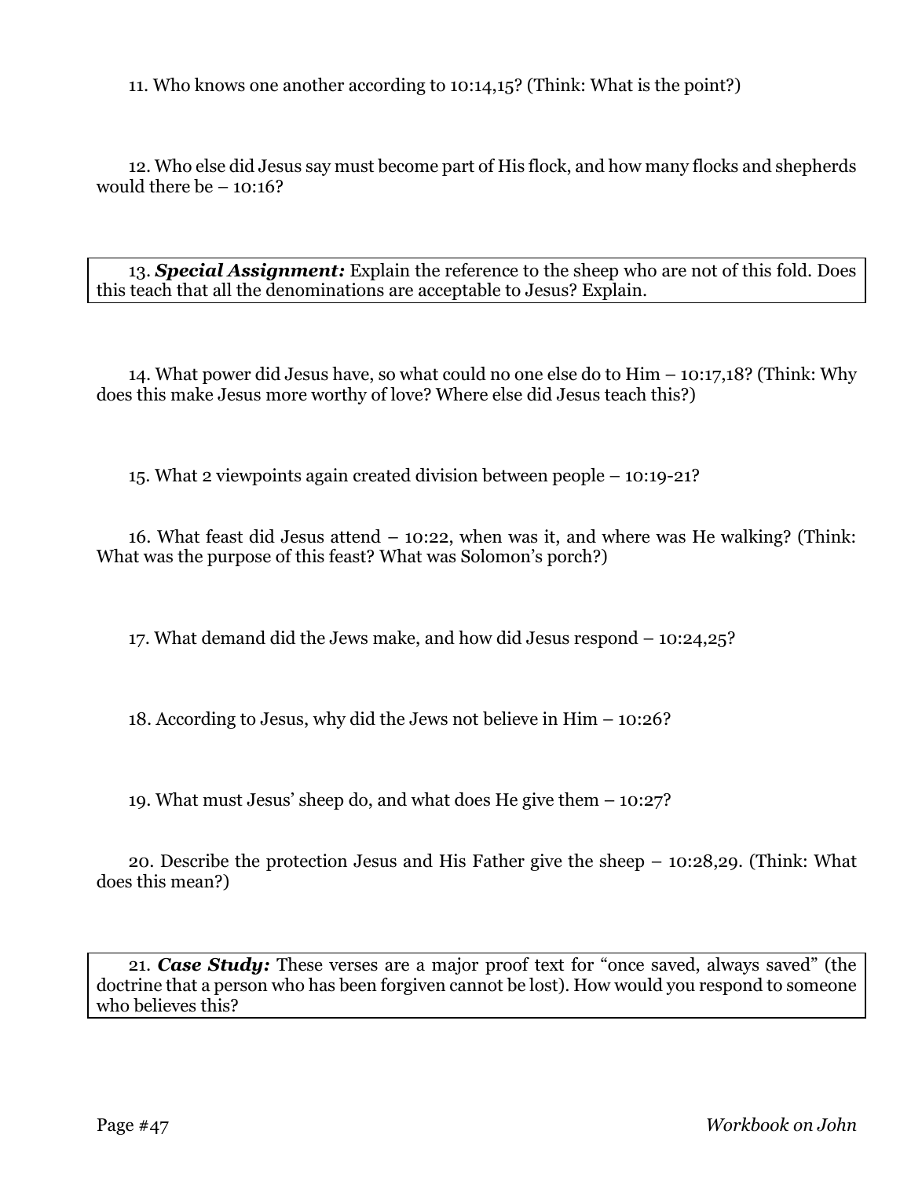11. Who knows one another according to 10:14,15? (Think: What is the point?)

12. Who else did Jesus say must become part of His flock, and how many flocks and shepherds would there be – 10:16?

13. ***Special Assignment:*** Explain the reference to the sheep who are not of this fold. Does this teach that all the denominations are acceptable to Jesus? Explain.

14. What power did Jesus have, so what could no one else do to Him – 10:17,18? (Think: Why does this make Jesus more worthy of love? Where else did Jesus teach this?)

15. What 2 viewpoints again created division between people – 10:19-21?

16. What feast did Jesus attend – 10:22, when was it, and where was He walking? (Think: What was the purpose of this feast? What was Solomon's porch?)

17. What demand did the Jews make, and how did Jesus respond – 10:24,25?

18. According to Jesus, why did the Jews not believe in Him – 10:26?

19. What must Jesus' sheep do, and what does He give them – 10:27?

20. Describe the protection Jesus and His Father give the sheep – 10:28,29. (Think: What does this mean?)

21. ***Case Study:*** These verses are a major proof text for "once saved, always saved" (the doctrine that a person who has been forgiven cannot be lost). How would you respond to someone who believes this?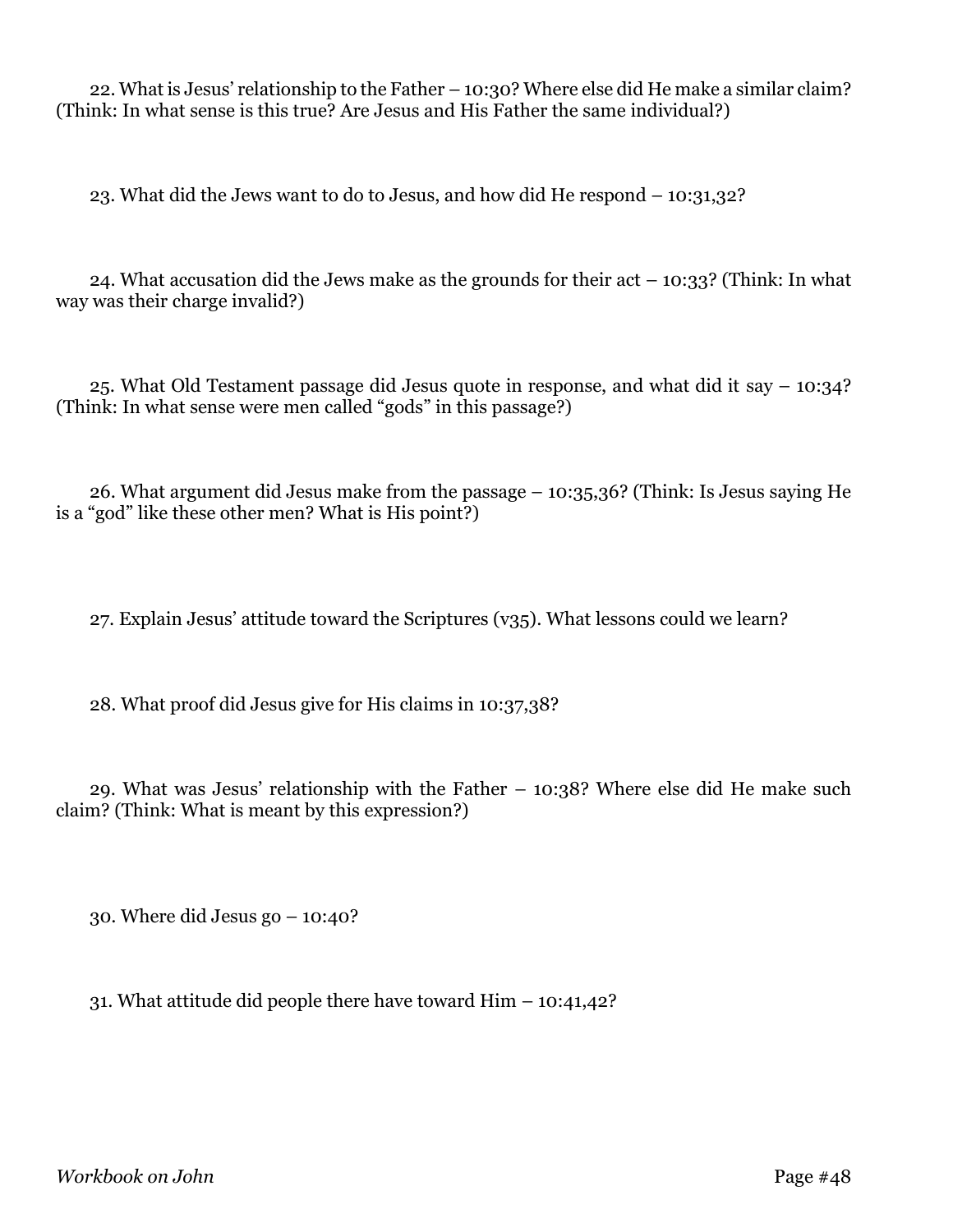22. What is Jesus' relationship to the Father – 10:30? Where else did He make a similar claim? (Think: In what sense is this true? Are Jesus and His Father the same individual?)

23. What did the Jews want to do to Jesus, and how did He respond – 10:31,32?

24. What accusation did the Jews make as the grounds for their act – 10:33? (Think: In what way was their charge invalid?)

25. What Old Testament passage did Jesus quote in response, and what did it say – 10:34? (Think: In what sense were men called "gods" in this passage?)

26. What argument did Jesus make from the passage – 10:35,36? (Think: Is Jesus saying He is a "god" like these other men? What is His point?)

27. Explain Jesus' attitude toward the Scriptures (v35). What lessons could we learn?

28. What proof did Jesus give for His claims in 10:37,38?

29. What was Jesus' relationship with the Father – 10:38? Where else did He make such claim? (Think: What is meant by this expression?)

30. Where did Jesus go – 10:40?

31. What attitude did people there have toward Him – 10:41,42?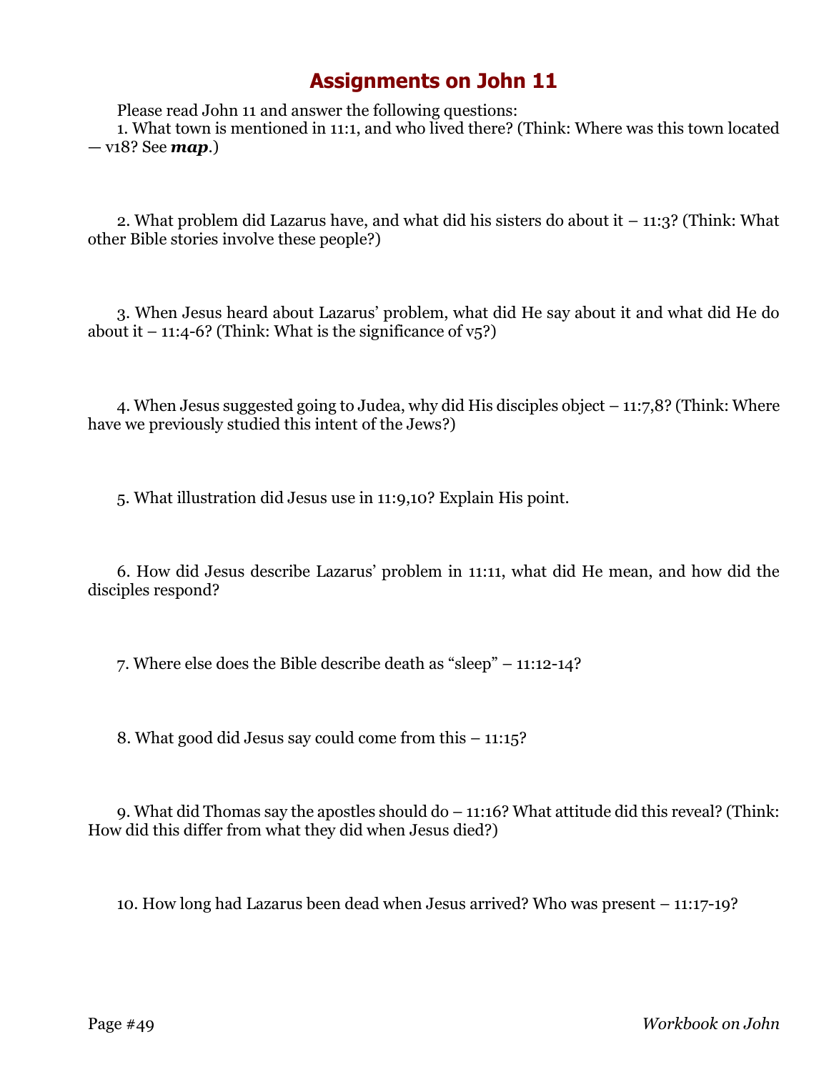# Assignments on John 11

Please read John 11 and answer the following questions:

1. What town is mentioned in 11:1, and who lived there? (Think: Where was this town located — v18? See ***map***.)

2. What problem did Lazarus have, and what did his sisters do about it – 11:3? (Think: What other Bible stories involve these people?)

3. When Jesus heard about Lazarus' problem, what did He say about it and what did He do about it – 11:4-6? (Think: What is the significance of v5?)

4. When Jesus suggested going to Judea, why did His disciples object – 11:7,8? (Think: Where have we previously studied this intent of the Jews?)

5. What illustration did Jesus use in 11:9,10? Explain His point.

6. How did Jesus describe Lazarus' problem in 11:11, what did He mean, and how did the disciples respond?

7. Where else does the Bible describe death as "sleep" – 11:12-14?

8. What good did Jesus say could come from this – 11:15?

9. What did Thomas say the apostles should do – 11:16? What attitude did this reveal? (Think: How did this differ from what they did when Jesus died?)

10. How long had Lazarus been dead when Jesus arrived? Who was present – 11:17-19?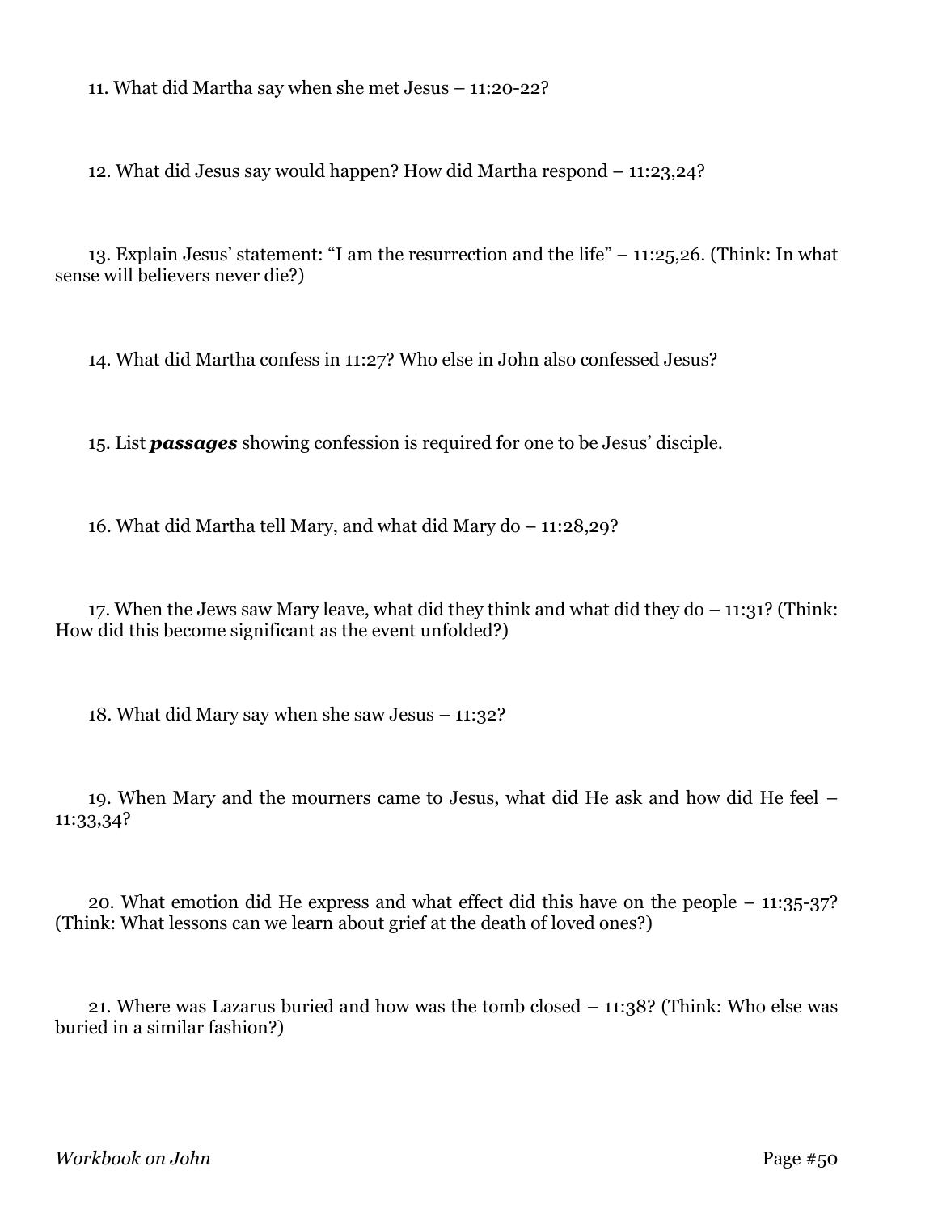11. What did Martha say when she met Jesus – 11:20-22?

12. What did Jesus say would happen? How did Martha respond – 11:23,24?

13. Explain Jesus' statement: "I am the resurrection and the life" – 11:25,26. (Think: In what sense will believers never die?)

14. What did Martha confess in 11:27? Who else in John also confessed Jesus?

15. List ***passages*** showing confession is required for one to be Jesus' disciple.

16. What did Martha tell Mary, and what did Mary do – 11:28,29?

17. When the Jews saw Mary leave, what did they think and what did they do – 11:31? (Think: How did this become significant as the event unfolded?)

18. What did Mary say when she saw Jesus – 11:32?

19. When Mary and the mourners came to Jesus, what did He ask and how did He feel – 11:33,34?

20. What emotion did He express and what effect did this have on the people – 11:35-37? (Think: What lessons can we learn about grief at the death of loved ones?)

21. Where was Lazarus buried and how was the tomb closed – 11:38? (Think: Who else was buried in a similar fashion?)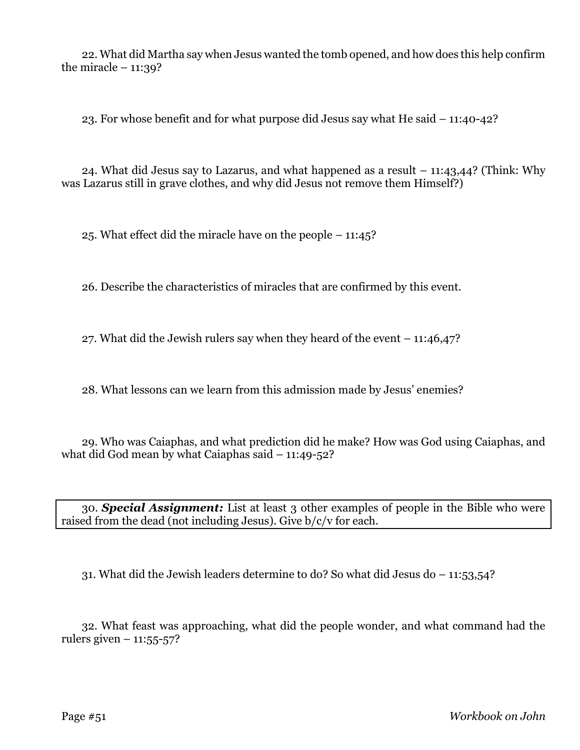22. What did Martha say when Jesus wanted the tomb opened, and how does this help confirm the miracle – 11:39?

23. For whose benefit and for what purpose did Jesus say what He said – 11:40-42?

24. What did Jesus say to Lazarus, and what happened as a result – 11:43,44? (Think: Why was Lazarus still in grave clothes, and why did Jesus not remove them Himself?)

25. What effect did the miracle have on the people – 11:45?

26. Describe the characteristics of miracles that are confirmed by this event.

27. What did the Jewish rulers say when they heard of the event – 11:46,47?

28. What lessons can we learn from this admission made by Jesus' enemies?

29. Who was Caiaphas, and what prediction did he make? How was God using Caiaphas, and what did God mean by what Caiaphas said – 11:49-52?

30. ***Special Assignment:*** List at least 3 other examples of people in the Bible who were raised from the dead (not including Jesus). Give b/c/v for each.

31. What did the Jewish leaders determine to do? So what did Jesus do – 11:53,54?

32. What feast was approaching, what did the people wonder, and what command had the rulers given – 11:55-57?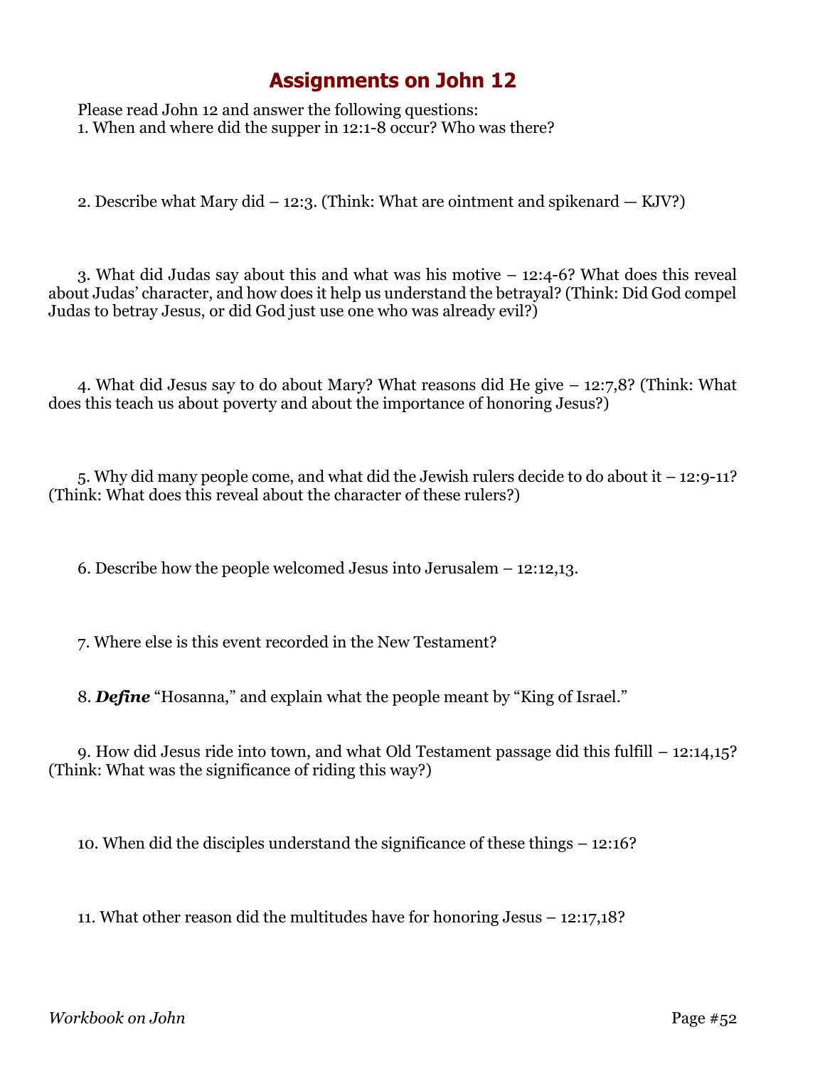# Assignments on John 12

Please read John 12 and answer the following questions:

1. When and where did the supper in 12:1-8 occur? Who was there?

2. Describe what Mary did – 12:3. (Think: What are ointment and spikenard — KJV?)

3. What did Judas say about this and what was his motive – 12:4-6? What does this reveal about Judas' character, and how does it help us understand the betrayal? (Think: Did God compel Judas to betray Jesus, or did God just use one who was already evil?)

4. What did Jesus say to do about Mary? What reasons did He give – 12:7,8? (Think: What does this teach us about poverty and about the importance of honoring Jesus?)

5. Why did many people come, and what did the Jewish rulers decide to do about it – 12:9-11? (Think: What does this reveal about the character of these rulers?)

6. Describe how the people welcomed Jesus into Jerusalem – 12:12,13.

7. Where else is this event recorded in the New Testament?

8. ***Define*** "Hosanna," and explain what the people meant by "King of Israel."

9. How did Jesus ride into town, and what Old Testament passage did this fulfill – 12:14,15? (Think: What was the significance of riding this way?)

10. When did the disciples understand the significance of these things – 12:16?

11. What other reason did the multitudes have for honoring Jesus – 12:17,18?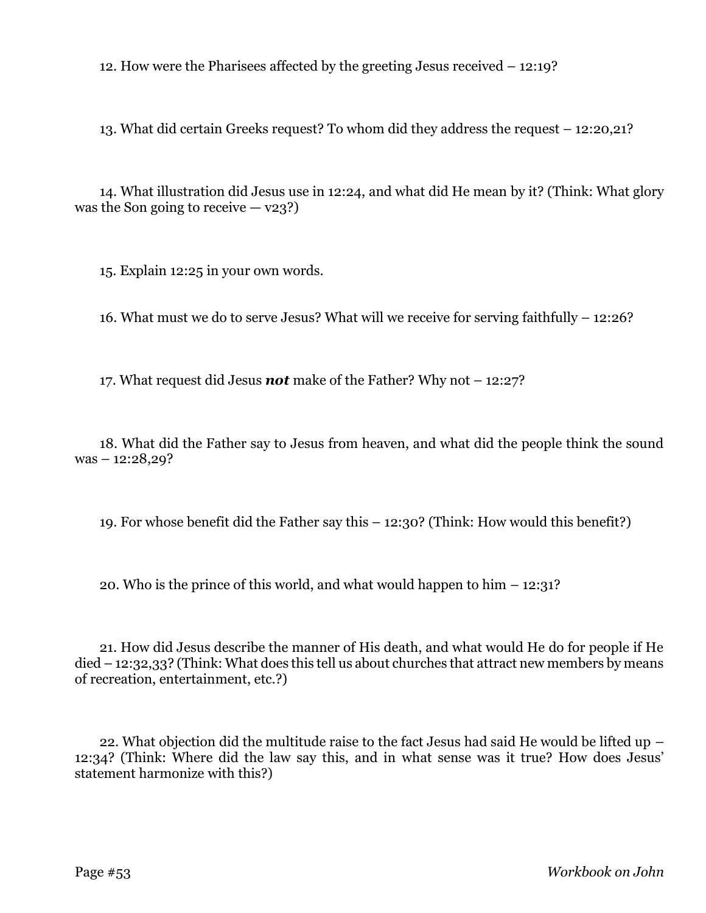12. How were the Pharisees affected by the greeting Jesus received – 12:19?

13. What did certain Greeks request? To whom did they address the request – 12:20,21?

14. What illustration did Jesus use in 12:24, and what did He mean by it? (Think: What glory was the Son going to receive — v23?)

15. Explain 12:25 in your own words.

16. What must we do to serve Jesus? What will we receive for serving faithfully – 12:26?

17. What request did Jesus ***not*** make of the Father? Why not – 12:27?

18. What did the Father say to Jesus from heaven, and what did the people think the sound was – 12:28,29?

19. For whose benefit did the Father say this – 12:30? (Think: How would this benefit?)

20. Who is the prince of this world, and what would happen to him – 12:31?

21. How did Jesus describe the manner of His death, and what would He do for people if He died – 12:32,33? (Think: What does this tell us about churches that attract new members by means of recreation, entertainment, etc.?)

22. What objection did the multitude raise to the fact Jesus had said He would be lifted up – 12:34? (Think: Where did the law say this, and in what sense was it true? How does Jesus' statement harmonize with this?)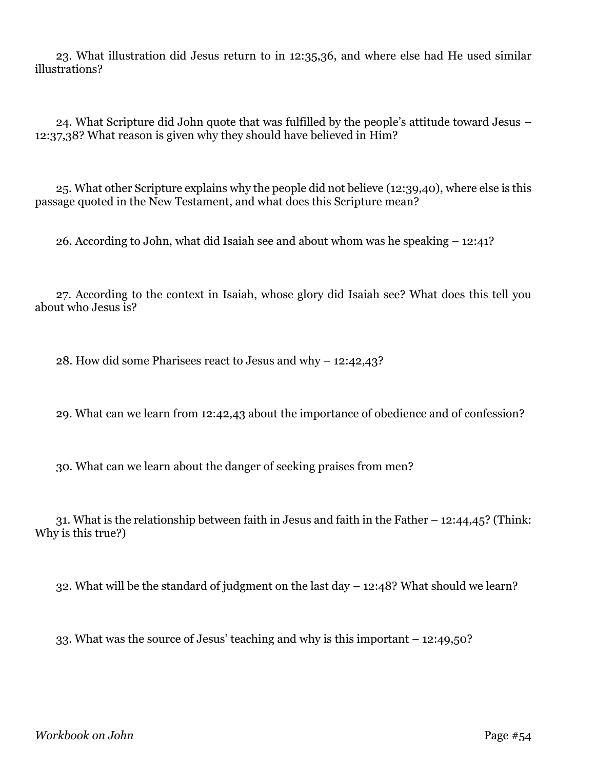23. What illustration did Jesus return to in 12:35,36, and where else had He used similar illustrations?

24. What Scripture did John quote that was fulfilled by the people's attitude toward Jesus – 12:37,38? What reason is given why they should have believed in Him?

25. What other Scripture explains why the people did not believe (12:39,40), where else is this passage quoted in the New Testament, and what does this Scripture mean?

26. According to John, what did Isaiah see and about whom was he speaking – 12:41?

27. According to the context in Isaiah, whose glory did Isaiah see? What does this tell you about who Jesus is?

28. How did some Pharisees react to Jesus and why – 12:42,43?

29. What can we learn from 12:42,43 about the importance of obedience and of confession?

30. What can we learn about the danger of seeking praises from men?

31. What is the relationship between faith in Jesus and faith in the Father – 12:44,45? (Think: Why is this true?)

32. What will be the standard of judgment on the last day – 12:48? What should we learn?

33. What was the source of Jesus' teaching and why is this important – 12:49,50?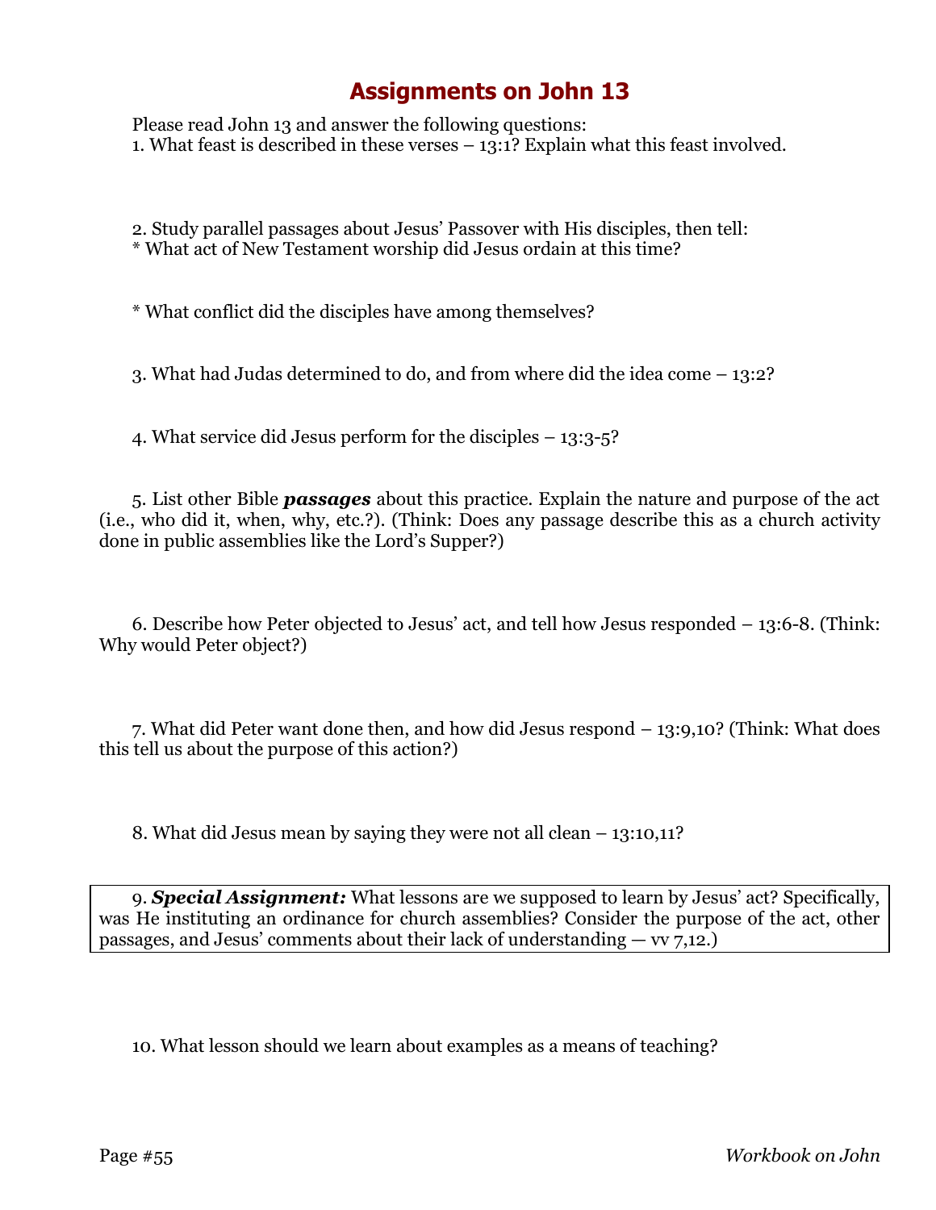# Assignments on John 13

Please read John 13 and answer the following questions:

1. What feast is described in these verses – 13:1? Explain what this feast involved.

2. Study parallel passages about Jesus' Passover with His disciples, then tell:

* What act of New Testament worship did Jesus ordain at this time?

* What conflict did the disciples have among themselves?

3. What had Judas determined to do, and from where did the idea come – 13:2?

4. What service did Jesus perform for the disciples – 13:3-5?

5. List other Bible ***passages*** about this practice. Explain the nature and purpose of the act (i.e., who did it, when, why, etc.?). (Think: Does any passage describe this as a church activity done in public assemblies like the Lord's Supper?)

6. Describe how Peter objected to Jesus' act, and tell how Jesus responded – 13:6-8. (Think: Why would Peter object?)

7. What did Peter want done then, and how did Jesus respond – 13:9,10? (Think: What does this tell us about the purpose of this action?)

8. What did Jesus mean by saying they were not all clean – 13:10,11?

9. ***Special Assignment:*** What lessons are we supposed to learn by Jesus' act? Specifically, was He instituting an ordinance for church assemblies? Consider the purpose of the act, other passages, and Jesus' comments about their lack of understanding — vv 7,12.)

10. What lesson should we learn about examples as a means of teaching?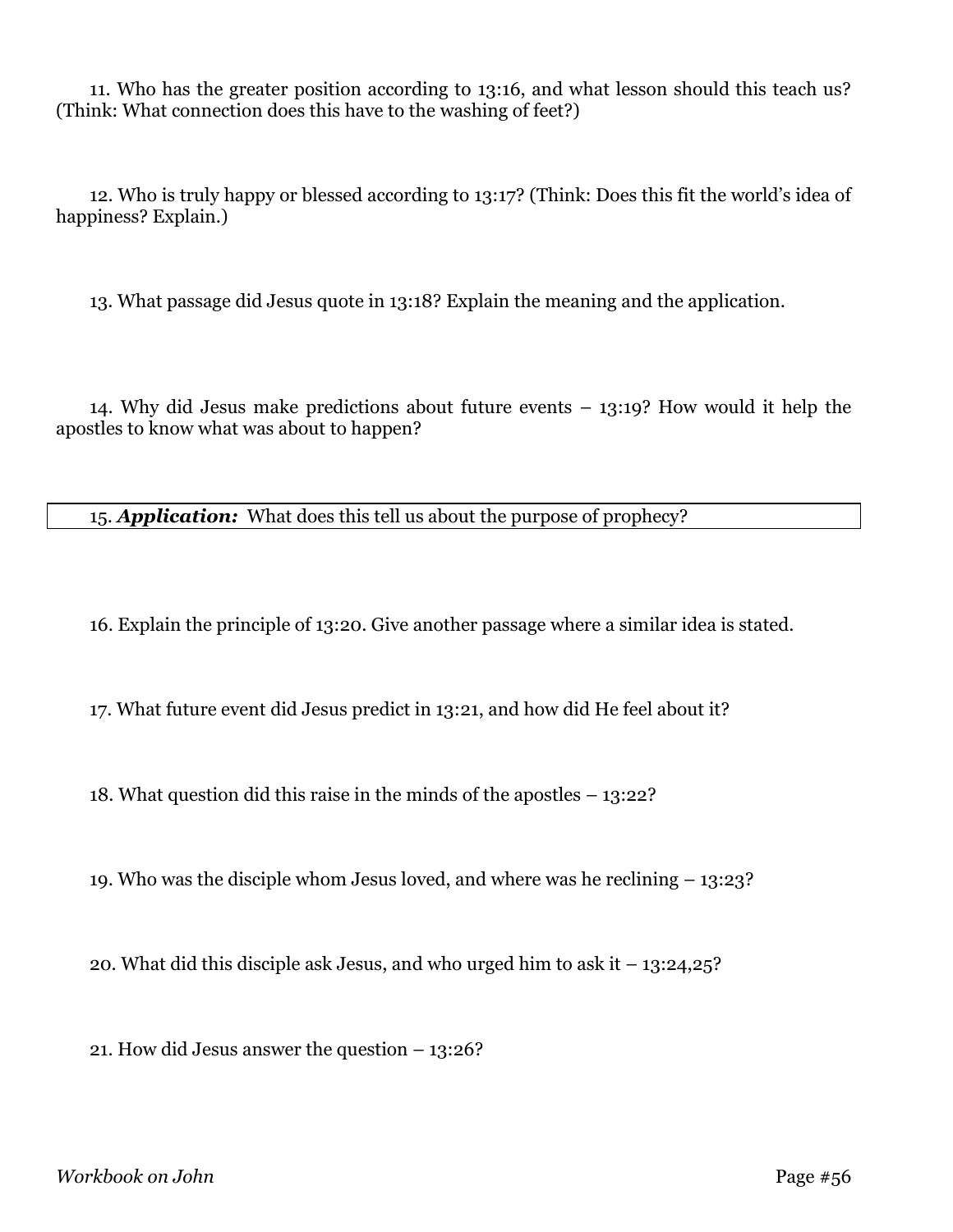11. Who has the greater position according to 13:16, and what lesson should this teach us? (Think: What connection does this have to the washing of feet?)

12. Who is truly happy or blessed according to 13:17? (Think: Does this fit the world's idea of happiness? Explain.)

13. What passage did Jesus quote in 13:18? Explain the meaning and the application.

14. Why did Jesus make predictions about future events – 13:19? How would it help the apostles to know what was about to happen?

15. ***Application:*** What does this tell us about the purpose of prophecy?

16. Explain the principle of 13:20. Give another passage where a similar idea is stated.

17. What future event did Jesus predict in 13:21, and how did He feel about it?

18. What question did this raise in the minds of the apostles – 13:22?

19. Who was the disciple whom Jesus loved, and where was he reclining – 13:23?

20. What did this disciple ask Jesus, and who urged him to ask it – 13:24,25?

21. How did Jesus answer the question – 13:26?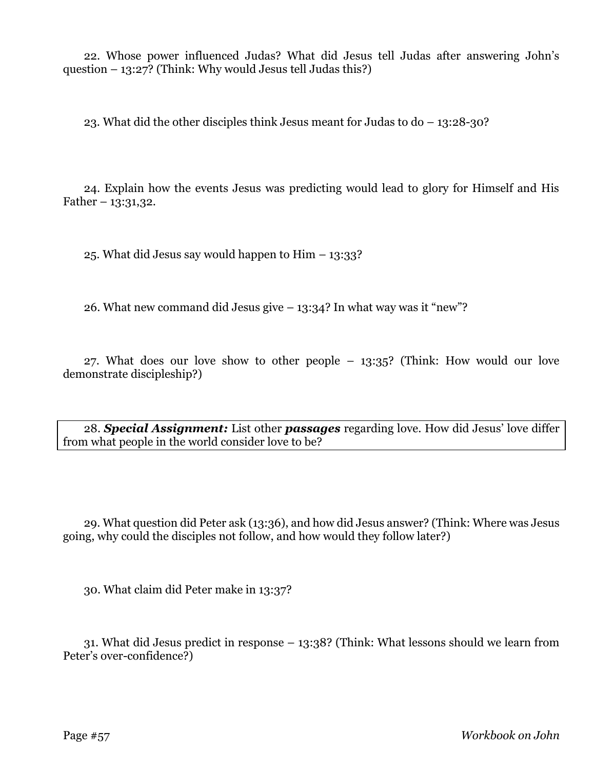22. Whose power influenced Judas? What did Jesus tell Judas after answering John's question – 13:27? (Think: Why would Jesus tell Judas this?)

23. What did the other disciples think Jesus meant for Judas to do – 13:28-30?

24. Explain how the events Jesus was predicting would lead to glory for Himself and His Father – 13:31,32.

25. What did Jesus say would happen to Him – 13:33?

26. What new command did Jesus give – 13:34? In what way was it "new"?

27. What does our love show to other people – 13:35? (Think: How would our love demonstrate discipleship?)

28. ***Special Assignment:*** List other ***passages*** regarding love. How did Jesus' love differ from what people in the world consider love to be?

29. What question did Peter ask (13:36), and how did Jesus answer? (Think: Where was Jesus going, why could the disciples not follow, and how would they follow later?)

30. What claim did Peter make in 13:37?

31. What did Jesus predict in response – 13:38? (Think: What lessons should we learn from Peter's over-confidence?)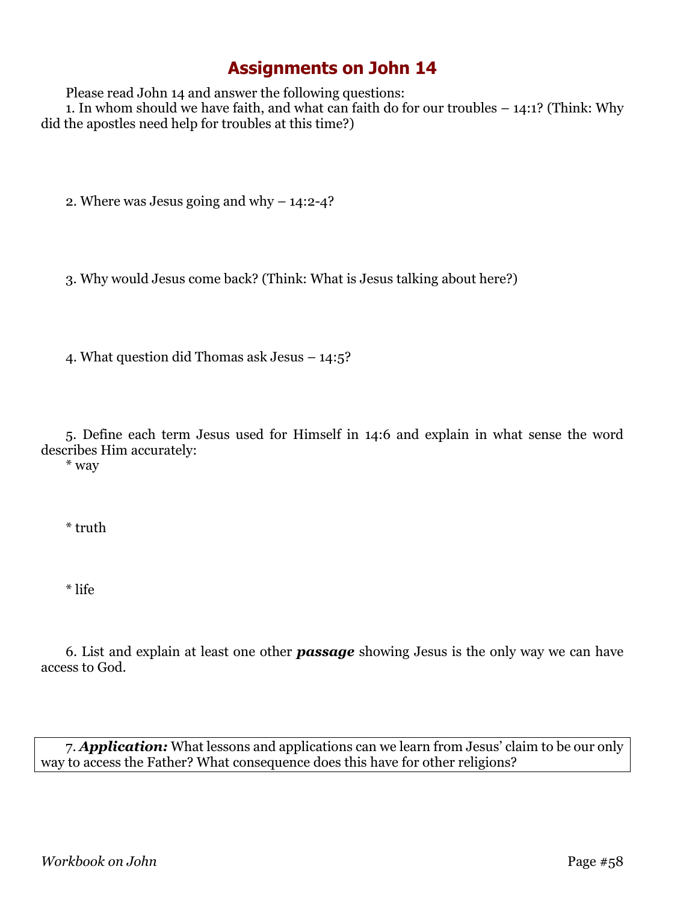# Assignments on John 14

Please read John 14 and answer the following questions:

1. In whom should we have faith, and what can faith do for our troubles – 14:1? (Think: Why did the apostles need help for troubles at this time?)

2. Where was Jesus going and why – 14:2-4?

3. Why would Jesus come back? (Think: What is Jesus talking about here?)

4. What question did Thomas ask Jesus – 14:5?

5. Define each term Jesus used for Himself in 14:6 and explain in what sense the word describes Him accurately:

* way

* truth

* life

6. List and explain at least one other ***passage*** showing Jesus is the only way we can have access to God.

7. ***Application:*** What lessons and applications can we learn from Jesus' claim to be our only way to access the Father? What consequence does this have for other religions?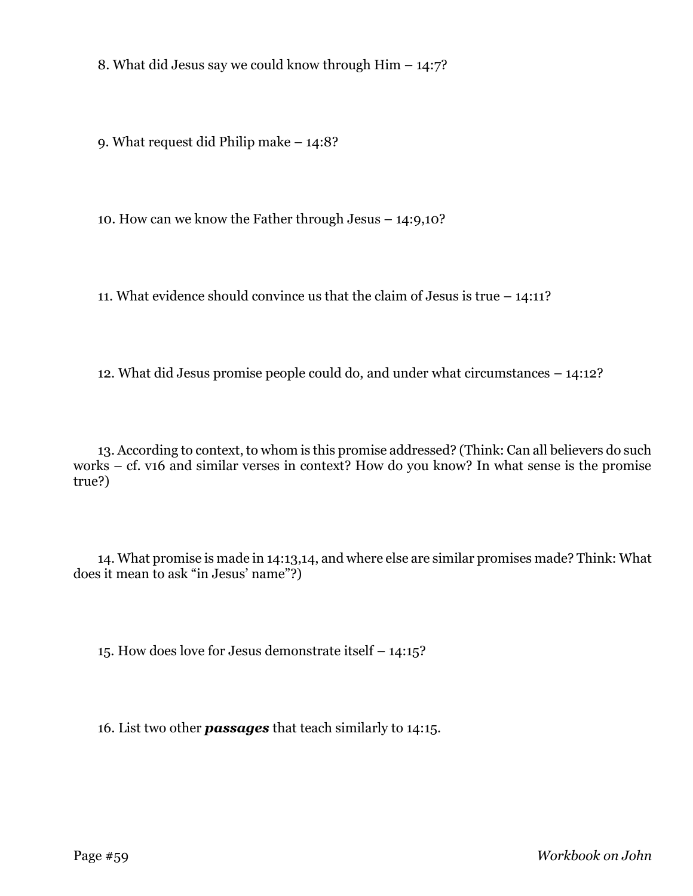8. What did Jesus say we could know through Him – 14:7?

9. What request did Philip make – 14:8?

10. How can we know the Father through Jesus – 14:9,10?

11. What evidence should convince us that the claim of Jesus is true – 14:11?

12. What did Jesus promise people could do, and under what circumstances – 14:12?

13. According to context, to whom is this promise addressed? (Think: Can all believers do such works – cf. v16 and similar verses in context? How do you know? In what sense is the promise true?)

14. What promise is made in 14:13,14, and where else are similar promises made? Think: What does it mean to ask "in Jesus' name"?)

15. How does love for Jesus demonstrate itself – 14:15?

16. List two other ***passages*** that teach similarly to 14:15.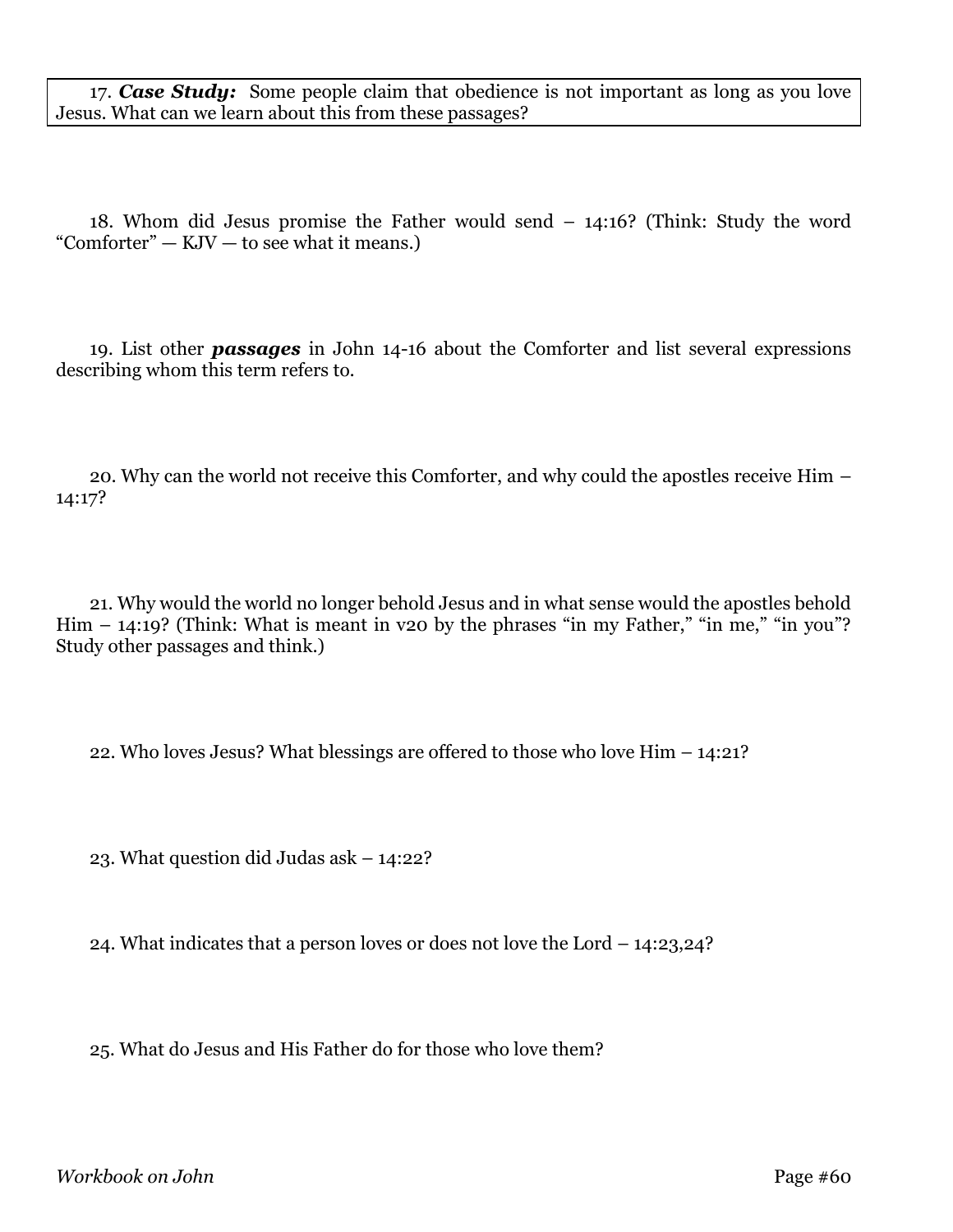17. ***Case Study:*** Some people claim that obedience is not important as long as you love Jesus. What can we learn about this from these passages?

18. Whom did Jesus promise the Father would send – 14:16? (Think: Study the word "Comforter" — KJV — to see what it means.)

19. List other ***passages*** in John 14-16 about the Comforter and list several expressions describing whom this term refers to.

20. Why can the world not receive this Comforter, and why could the apostles receive Him – 14:17?

21. Why would the world no longer behold Jesus and in what sense would the apostles behold Him – 14:19? (Think: What is meant in v20 by the phrases "in my Father," "in me," "in you"? Study other passages and think.)

22. Who loves Jesus? What blessings are offered to those who love Him – 14:21?

23. What question did Judas ask – 14:22?

24. What indicates that a person loves or does not love the Lord – 14:23,24?

25. What do Jesus and His Father do for those who love them?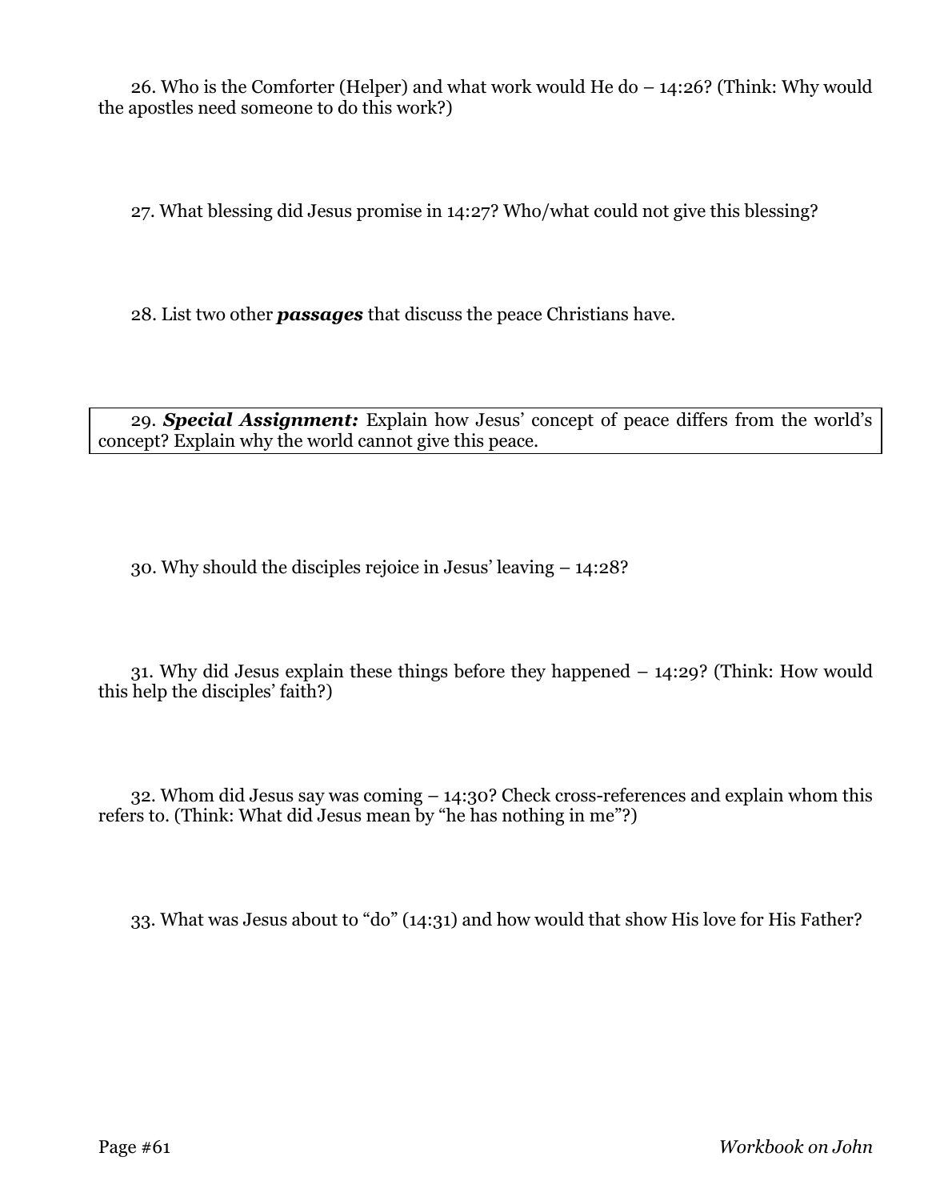26. Who is the Comforter (Helper) and what work would He do – 14:26? (Think: Why would the apostles need someone to do this work?)

27. What blessing did Jesus promise in 14:27? Who/what could not give this blessing?

28. List two other ***passages*** that discuss the peace Christians have.

29. ***Special Assignment:*** Explain how Jesus' concept of peace differs from the world's concept? Explain why the world cannot give this peace.

30. Why should the disciples rejoice in Jesus' leaving – 14:28?

31. Why did Jesus explain these things before they happened – 14:29? (Think: How would this help the disciples' faith?)

32. Whom did Jesus say was coming – 14:30? Check cross-references and explain whom this refers to. (Think: What did Jesus mean by "he has nothing in me"?)

33. What was Jesus about to "do" (14:31) and how would that show His love for His Father?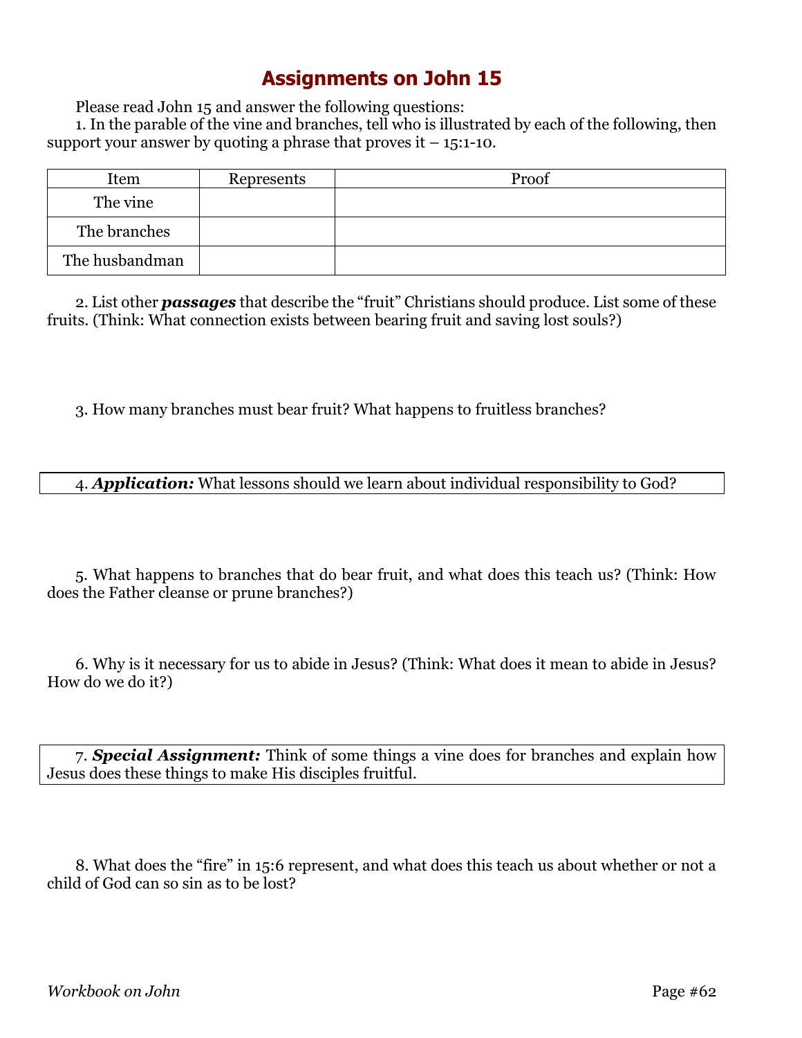# Assignments on John 15

Please read John 15 and answer the following questions:

1. In the parable of the vine and branches, tell who is illustrated by each of the following, then support your answer by quoting a phrase that proves it – 15:1-10.

| Item | Represents | Proof |
|---|---|---|
| The vine | | |
| The branches | | |
| The husbandman | | |

2. List other ***passages*** that describe the "fruit" Christians should produce. List some of these fruits. (Think: What connection exists between bearing fruit and saving lost souls?)

3. How many branches must bear fruit? What happens to fruitless branches?

4. ***Application:*** What lessons should we learn about individual responsibility to God?

5. What happens to branches that do bear fruit, and what does this teach us? (Think: How does the Father cleanse or prune branches?)

6. Why is it necessary for us to abide in Jesus? (Think: What does it mean to abide in Jesus? How do we do it?)

7. ***Special Assignment:*** Think of some things a vine does for branches and explain how Jesus does these things to make His disciples fruitful.

8. What does the "fire" in 15:6 represent, and what does this teach us about whether or not a child of God can so sin as to be lost?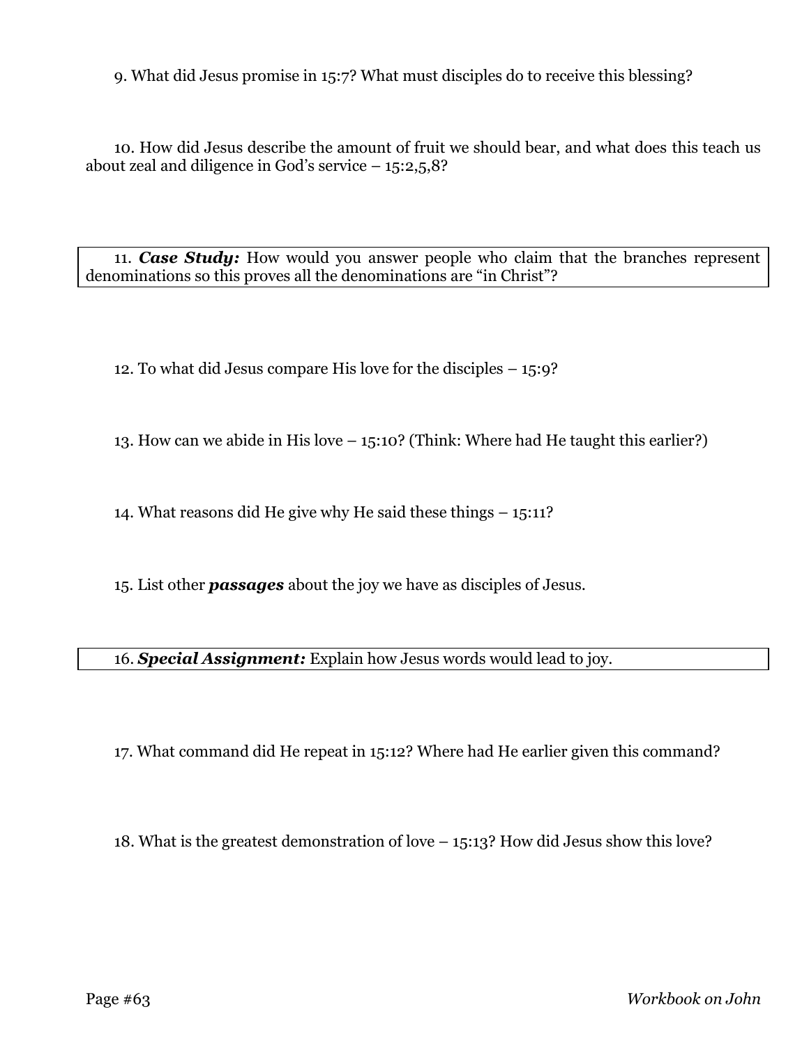9. What did Jesus promise in 15:7? What must disciples do to receive this blessing?

10. How did Jesus describe the amount of fruit we should bear, and what does this teach us about zeal and diligence in God's service – 15:2,5,8?

11. ***Case Study:*** How would you answer people who claim that the branches represent denominations so this proves all the denominations are "in Christ"?

12. To what did Jesus compare His love for the disciples – 15:9?

13. How can we abide in His love – 15:10? (Think: Where had He taught this earlier?)

14. What reasons did He give why He said these things – 15:11?

15. List other ***passages*** about the joy we have as disciples of Jesus.

16. ***Special Assignment:*** Explain how Jesus words would lead to joy.

17. What command did He repeat in 15:12? Where had He earlier given this command?

18. What is the greatest demonstration of love – 15:13? How did Jesus show this love?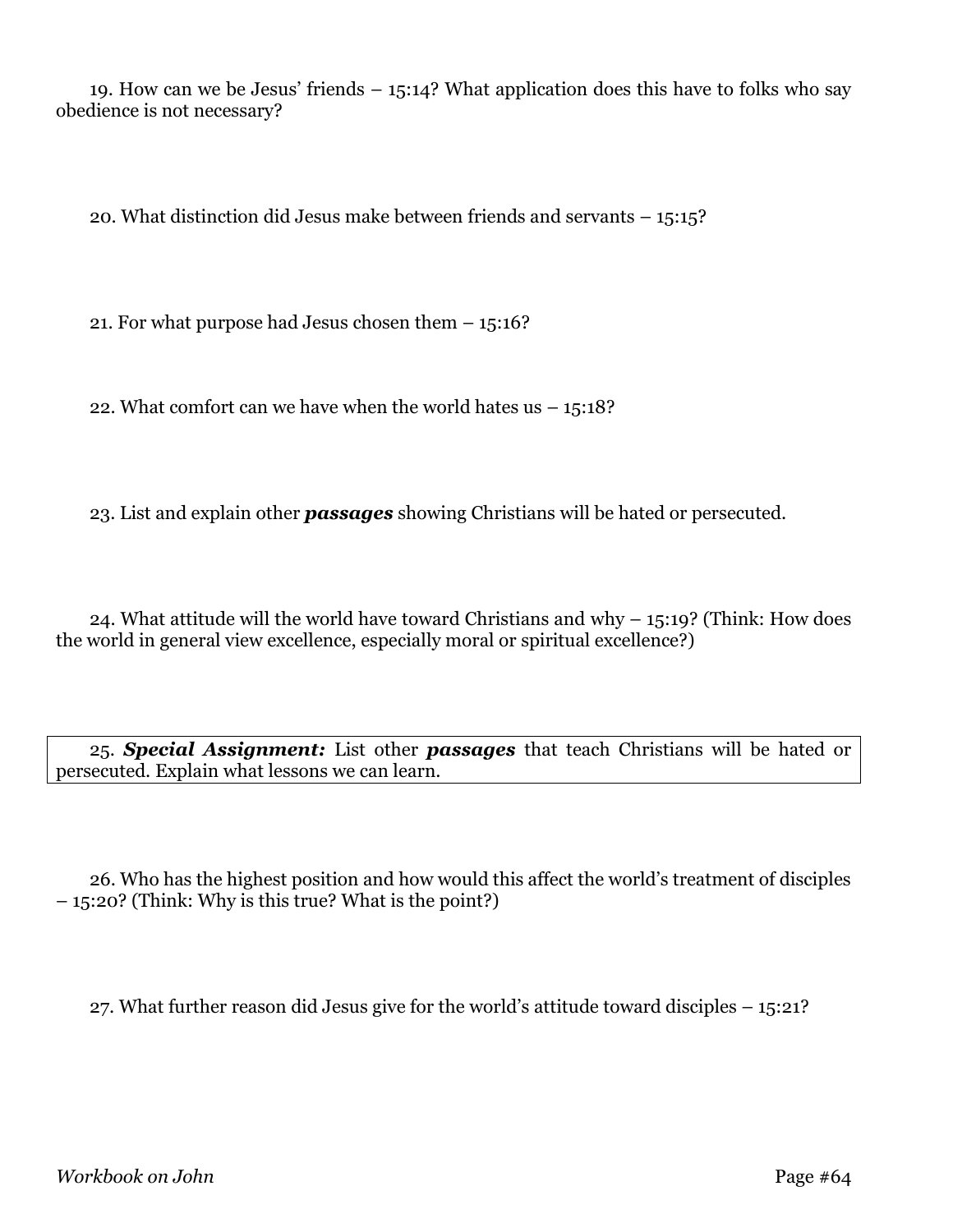19. How can we be Jesus' friends – 15:14? What application does this have to folks who say obedience is not necessary?

20. What distinction did Jesus make between friends and servants – 15:15?

21. For what purpose had Jesus chosen them – 15:16?

22. What comfort can we have when the world hates us – 15:18?

23. List and explain other ***passages*** showing Christians will be hated or persecuted.

24. What attitude will the world have toward Christians and why – 15:19? (Think: How does the world in general view excellence, especially moral or spiritual excellence?)

25. ***Special Assignment:*** List other ***passages*** that teach Christians will be hated or persecuted. Explain what lessons we can learn.

26. Who has the highest position and how would this affect the world's treatment of disciples – 15:20? (Think: Why is this true? What is the point?)

27. What further reason did Jesus give for the world's attitude toward disciples – 15:21?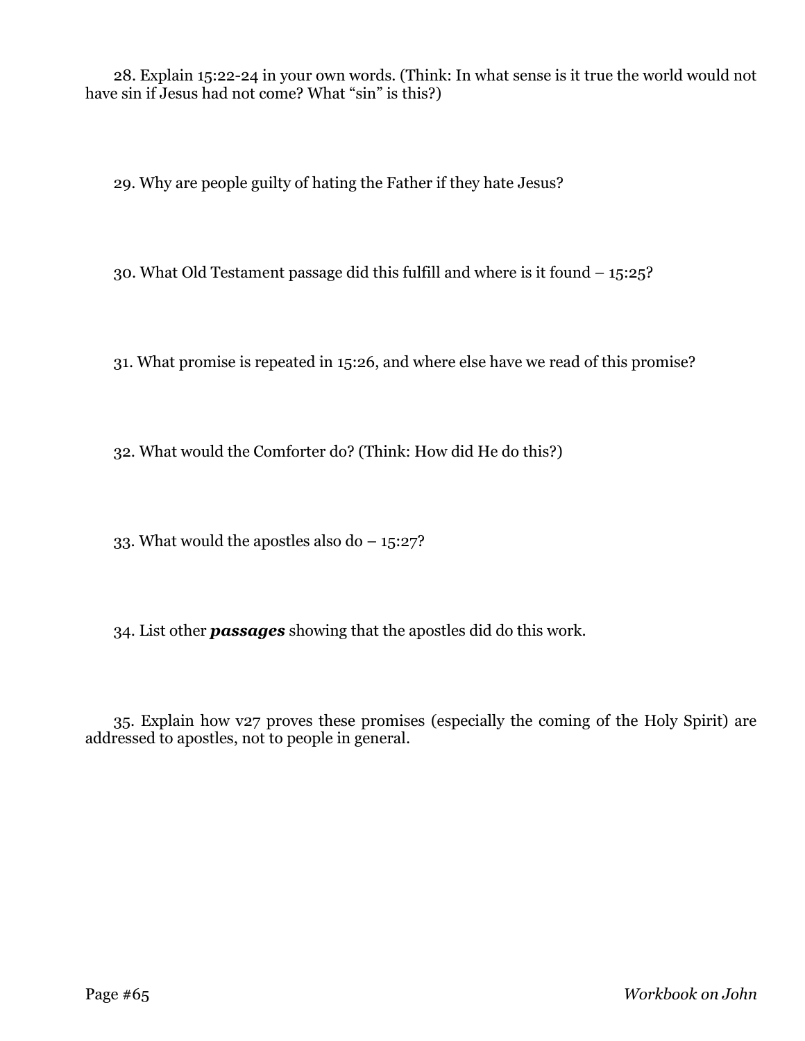28. Explain 15:22-24 in your own words. (Think: In what sense is it true the world would not have sin if Jesus had not come? What "sin" is this?)

29. Why are people guilty of hating the Father if they hate Jesus?

30. What Old Testament passage did this fulfill and where is it found – 15:25?

31. What promise is repeated in 15:26, and where else have we read of this promise?

32. What would the Comforter do? (Think: How did He do this?)

33. What would the apostles also do – 15:27?

34. List other ***passages*** showing that the apostles did do this work.

35. Explain how v27 proves these promises (especially the coming of the Holy Spirit) are addressed to apostles, not to people in general.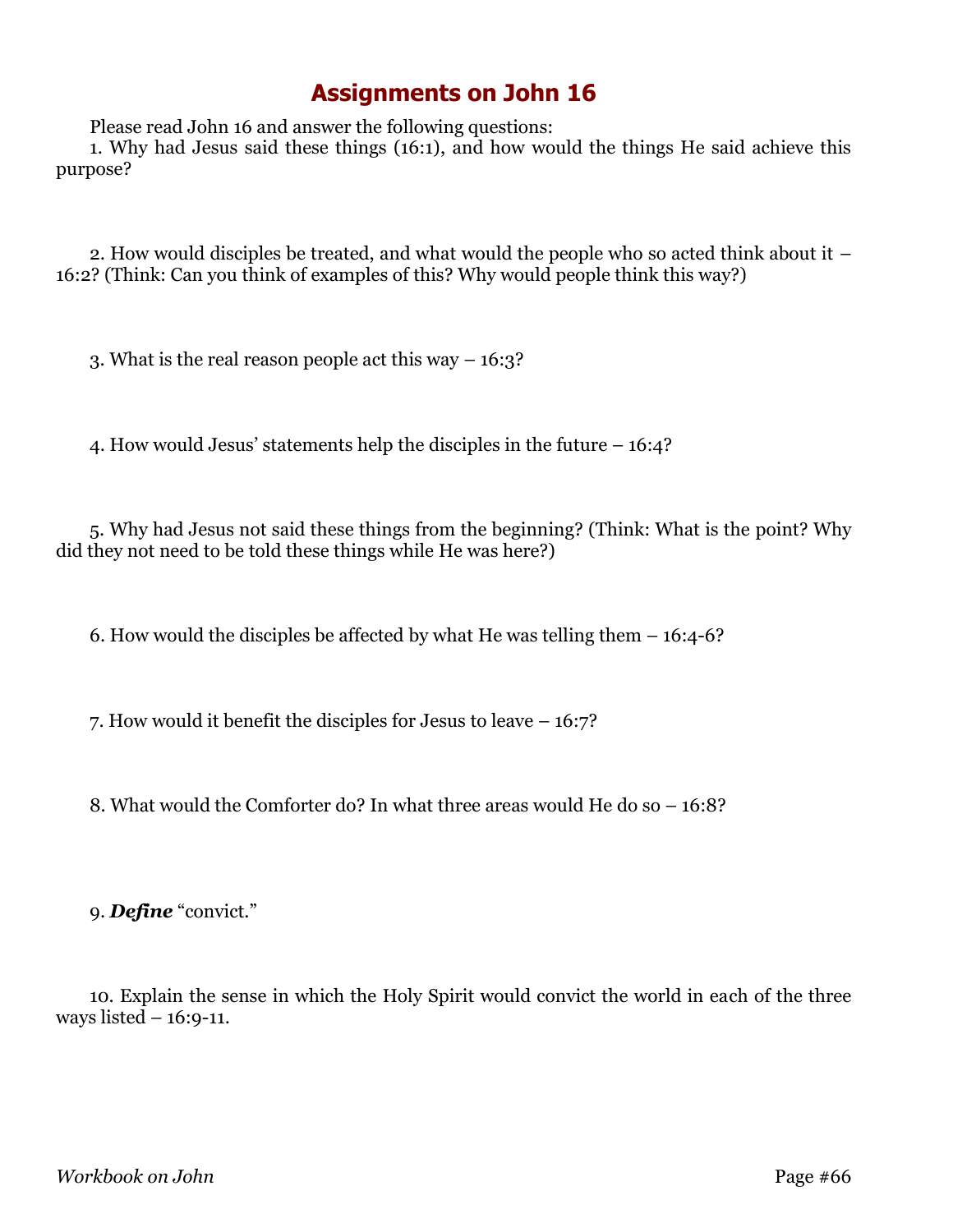# Assignments on John 16

Please read John 16 and answer the following questions:

1. Why had Jesus said these things (16:1), and how would the things He said achieve this purpose?

2. How would disciples be treated, and what would the people who so acted think about it – 16:2? (Think: Can you think of examples of this? Why would people think this way?)

3. What is the real reason people act this way – 16:3?

4. How would Jesus' statements help the disciples in the future – 16:4?

5. Why had Jesus not said these things from the beginning? (Think: What is the point? Why did they not need to be told these things while He was here?)

6. How would the disciples be affected by what He was telling them – 16:4-6?

7. How would it benefit the disciples for Jesus to leave – 16:7?

8. What would the Comforter do? In what three areas would He do so – 16:8?

9. ***Define*** "convict."

10. Explain the sense in which the Holy Spirit would convict the world in each of the three ways listed – 16:9-11.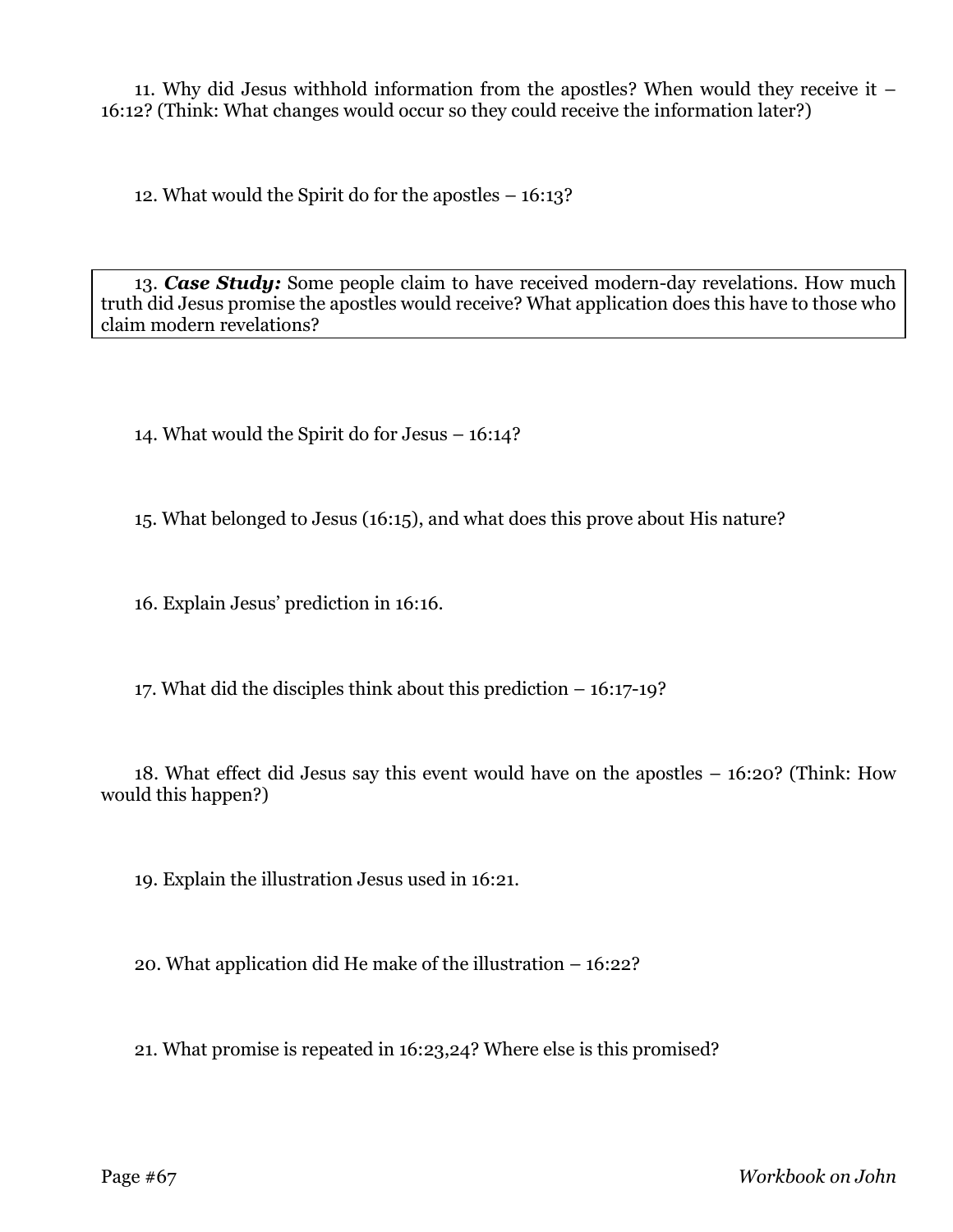11. Why did Jesus withhold information from the apostles? When would they receive it – 16:12? (Think: What changes would occur so they could receive the information later?)

12. What would the Spirit do for the apostles – 16:13?

13. ***Case Study:*** Some people claim to have received modern-day revelations. How much truth did Jesus promise the apostles would receive? What application does this have to those who claim modern revelations?

14. What would the Spirit do for Jesus – 16:14?

15. What belonged to Jesus (16:15), and what does this prove about His nature?

16. Explain Jesus' prediction in 16:16.

17. What did the disciples think about this prediction – 16:17-19?

18. What effect did Jesus say this event would have on the apostles – 16:20? (Think: How would this happen?)

19. Explain the illustration Jesus used in 16:21.

20. What application did He make of the illustration – 16:22?

21. What promise is repeated in 16:23,24? Where else is this promised?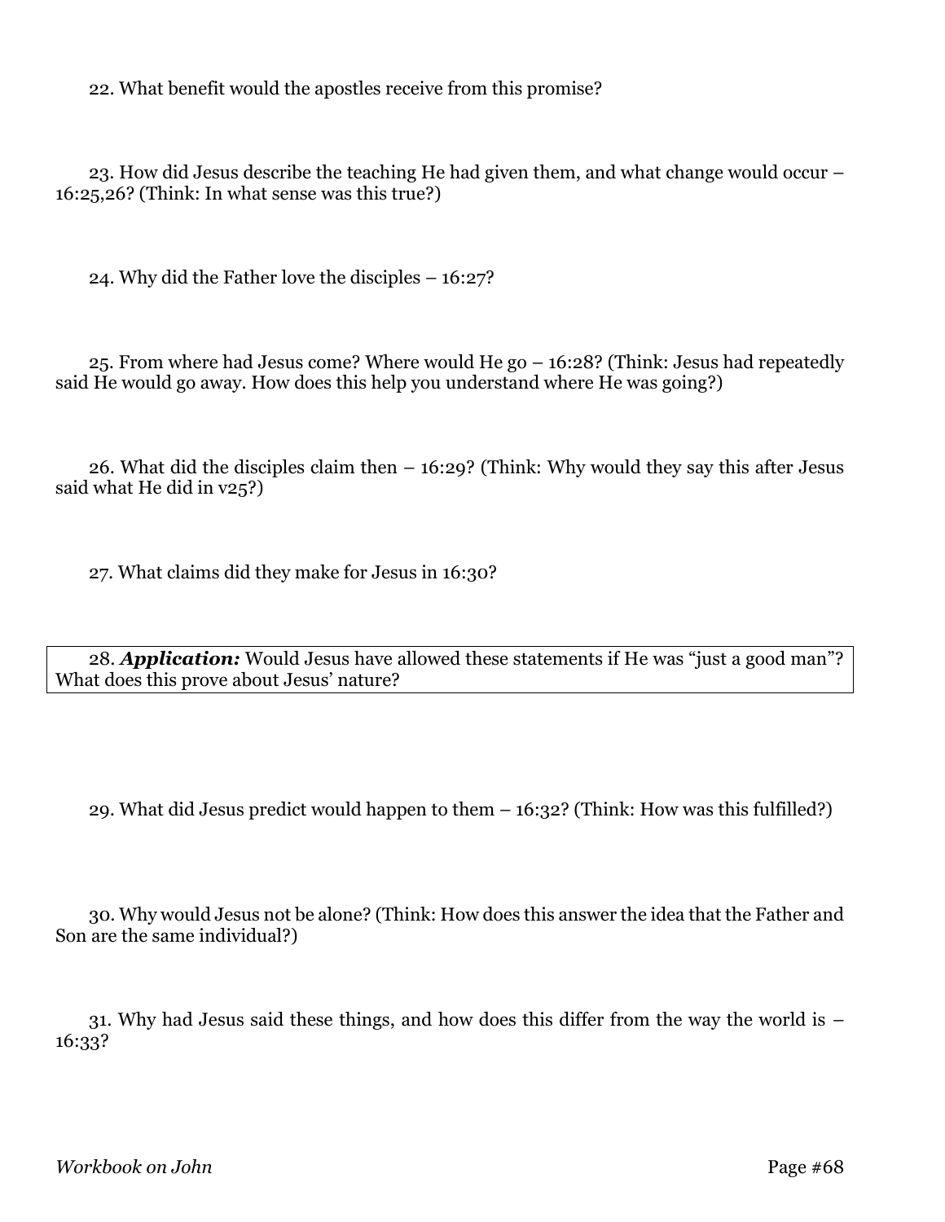22. What benefit would the apostles receive from this promise?

23. How did Jesus describe the teaching He had given them, and what change would occur – 16:25,26? (Think: In what sense was this true?)

24. Why did the Father love the disciples – 16:27?

25. From where had Jesus come? Where would He go – 16:28? (Think: Jesus had repeatedly said He would go away. How does this help you understand where He was going?)

26. What did the disciples claim then – 16:29? (Think: Why would they say this after Jesus said what He did in v25?)

27. What claims did they make for Jesus in 16:30?

28. ***Application:*** Would Jesus have allowed these statements if He was "just a good man"? What does this prove about Jesus' nature?

29. What did Jesus predict would happen to them – 16:32? (Think: How was this fulfilled?)

30. Why would Jesus not be alone? (Think: How does this answer the idea that the Father and Son are the same individual?)

31. Why had Jesus said these things, and how does this differ from the way the world is – 16:33?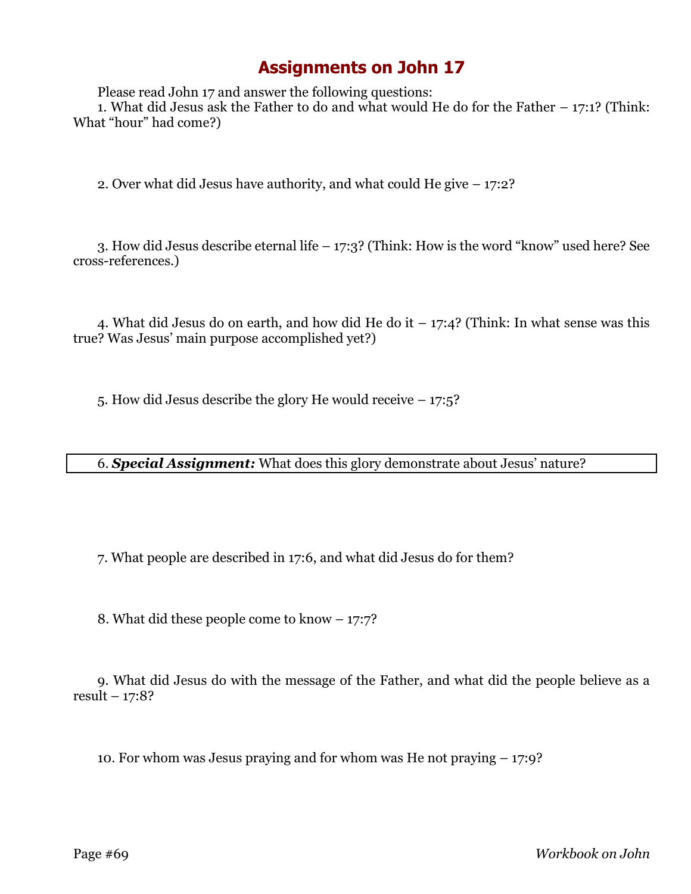# Assignments on John 17

Please read John 17 and answer the following questions:

1. What did Jesus ask the Father to do and what would He do for the Father – 17:1? (Think: What "hour" had come?)

2. Over what did Jesus have authority, and what could He give – 17:2?

3. How did Jesus describe eternal life – 17:3? (Think: How is the word "know" used here? See cross-references.)

4. What did Jesus do on earth, and how did He do it – 17:4? (Think: In what sense was this true? Was Jesus' main purpose accomplished yet?)

5. How did Jesus describe the glory He would receive – 17:5?

6. ***Special Assignment:*** What does this glory demonstrate about Jesus' nature?

7. What people are described in 17:6, and what did Jesus do for them?

8. What did these people come to know – 17:7?

9. What did Jesus do with the message of the Father, and what did the people believe as a result – 17:8?

10. For whom was Jesus praying and for whom was He not praying – 17:9?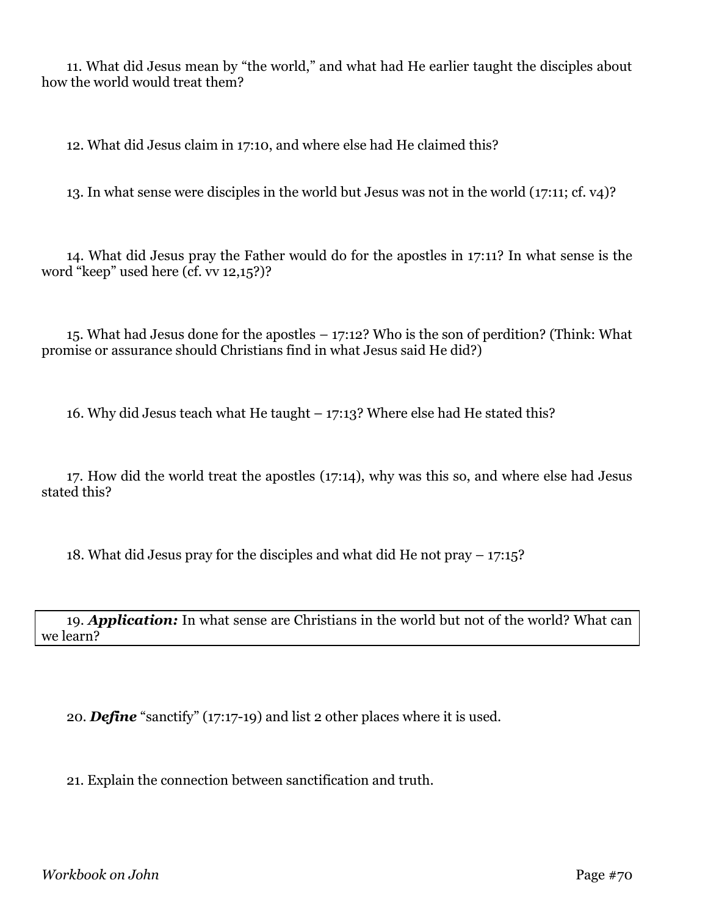11. What did Jesus mean by "the world," and what had He earlier taught the disciples about how the world would treat them?

12. What did Jesus claim in 17:10, and where else had He claimed this?

13. In what sense were disciples in the world but Jesus was not in the world (17:11; cf. v4)?

14. What did Jesus pray the Father would do for the apostles in 17:11? In what sense is the word "keep" used here (cf. vv 12,15?)?

15. What had Jesus done for the apostles – 17:12? Who is the son of perdition? (Think: What promise or assurance should Christians find in what Jesus said He did?)

16. Why did Jesus teach what He taught – 17:13? Where else had He stated this?

17. How did the world treat the apostles (17:14), why was this so, and where else had Jesus stated this?

18. What did Jesus pray for the disciples and what did He not pray – 17:15?

19. ***Application:*** In what sense are Christians in the world but not of the world? What can we learn?

20. ***Define*** "sanctify" (17:17-19) and list 2 other places where it is used.

21. Explain the connection between sanctification and truth.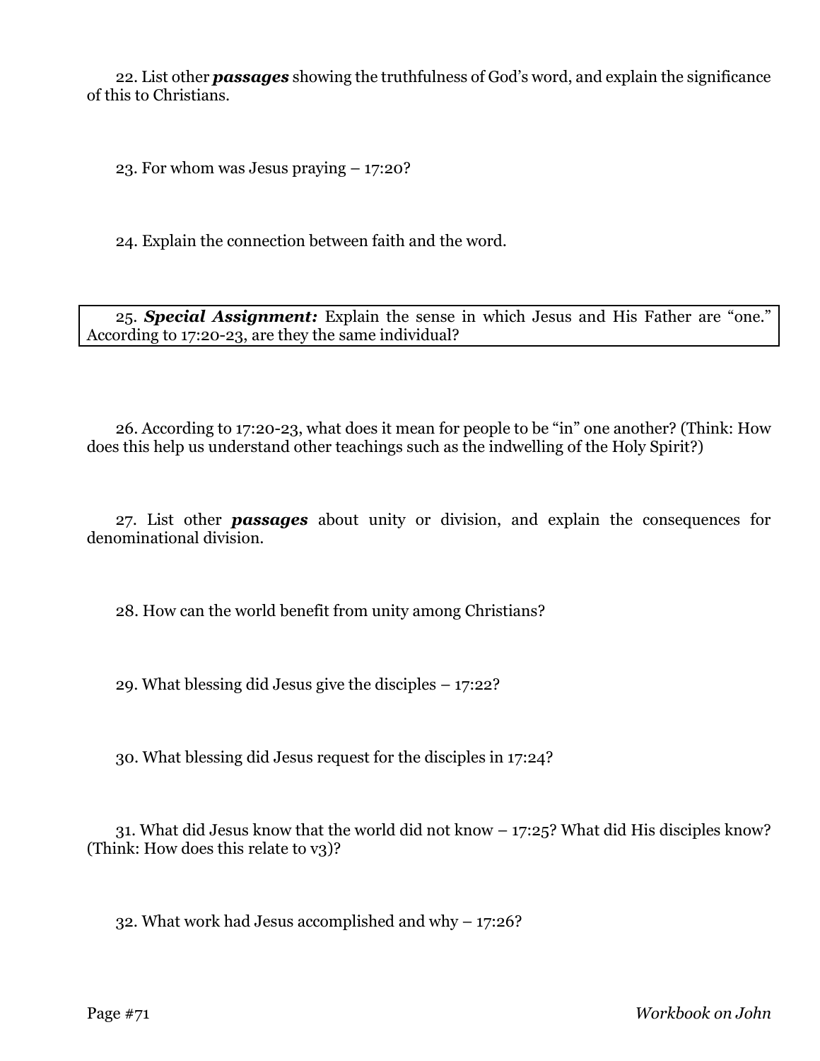22. List other ***passages*** showing the truthfulness of God's word, and explain the significance of this to Christians.

23. For whom was Jesus praying – 17:20?

24. Explain the connection between faith and the word.

| 25. ***Special Assignment:*** Explain the sense in which Jesus and His Father are "one." According to 17:20-23, are they the same individual? |
|---|

26. According to 17:20-23, what does it mean for people to be "in" one another? (Think: How does this help us understand other teachings such as the indwelling of the Holy Spirit?)

27. List other ***passages*** about unity or division, and explain the consequences for denominational division.

28. How can the world benefit from unity among Christians?

29. What blessing did Jesus give the disciples – 17:22?

30. What blessing did Jesus request for the disciples in 17:24?

31. What did Jesus know that the world did not know – 17:25? What did His disciples know? (Think: How does this relate to v3)?

32. What work had Jesus accomplished and why – 17:26?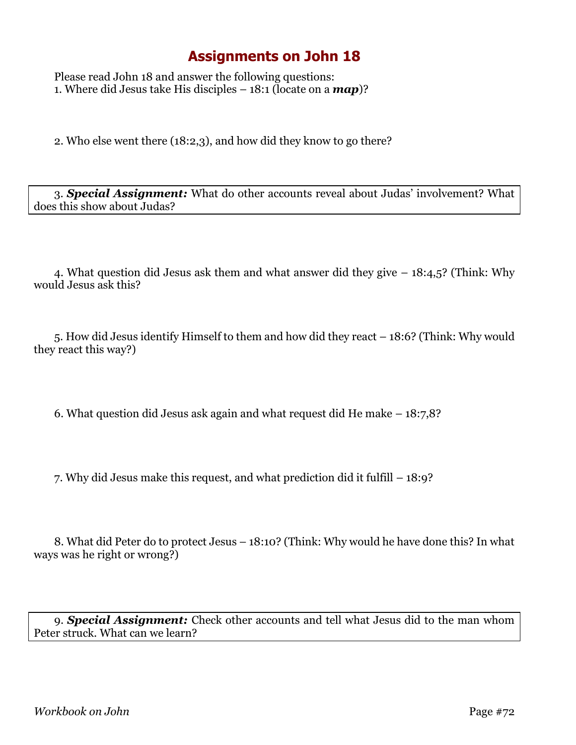# Assignments on John 18

Please read John 18 and answer the following questions:

1. Where did Jesus take His disciples – 18:1 (locate on a ***map***)?

2. Who else went there (18:2,3), and how did they know to go there?

3. ***Special Assignment:*** What do other accounts reveal about Judas' involvement? What does this show about Judas?

4. What question did Jesus ask them and what answer did they give – 18:4,5? (Think: Why would Jesus ask this?

5. How did Jesus identify Himself to them and how did they react – 18:6? (Think: Why would they react this way?)

6. What question did Jesus ask again and what request did He make – 18:7,8?

7. Why did Jesus make this request, and what prediction did it fulfill – 18:9?

8. What did Peter do to protect Jesus – 18:10? (Think: Why would he have done this? In what ways was he right or wrong?)

9. ***Special Assignment:*** Check other accounts and tell what Jesus did to the man whom Peter struck. What can we learn?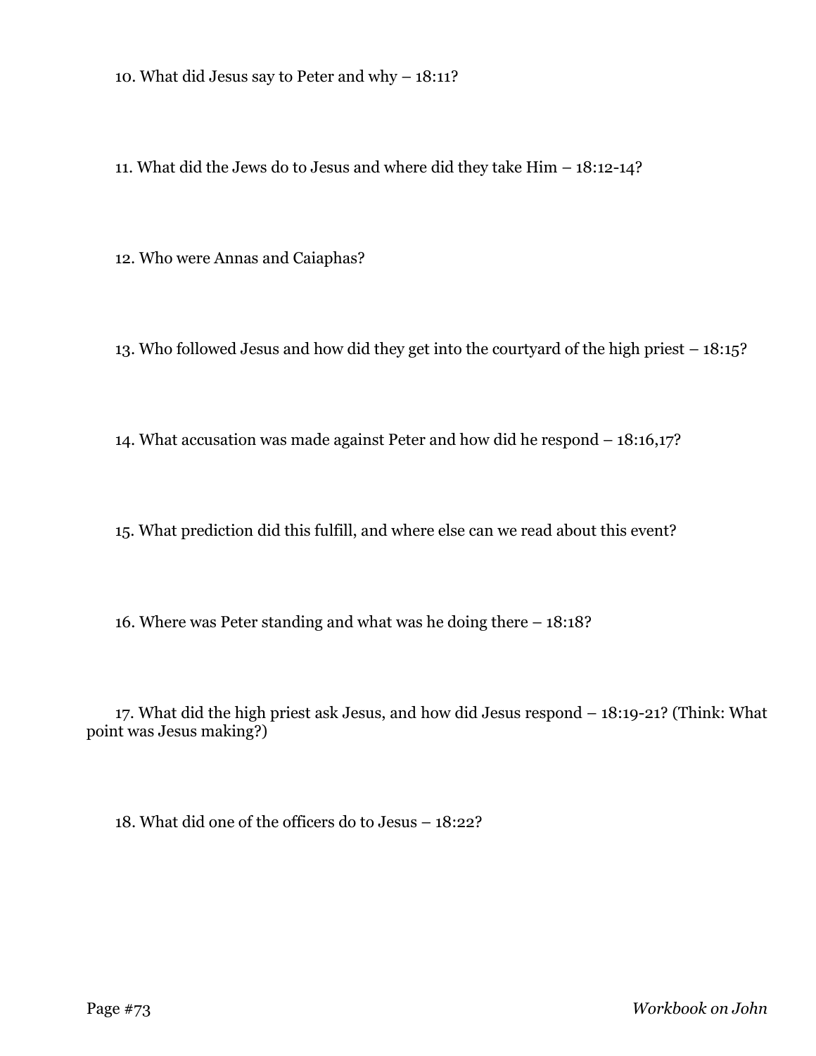10. What did Jesus say to Peter and why – 18:11?

11. What did the Jews do to Jesus and where did they take Him – 18:12-14?

12. Who were Annas and Caiaphas?

13. Who followed Jesus and how did they get into the courtyard of the high priest – 18:15?

14. What accusation was made against Peter and how did he respond – 18:16,17?

15. What prediction did this fulfill, and where else can we read about this event?

16. Where was Peter standing and what was he doing there – 18:18?

17. What did the high priest ask Jesus, and how did Jesus respond – 18:19-21? (Think: What point was Jesus making?)

18. What did one of the officers do to Jesus – 18:22?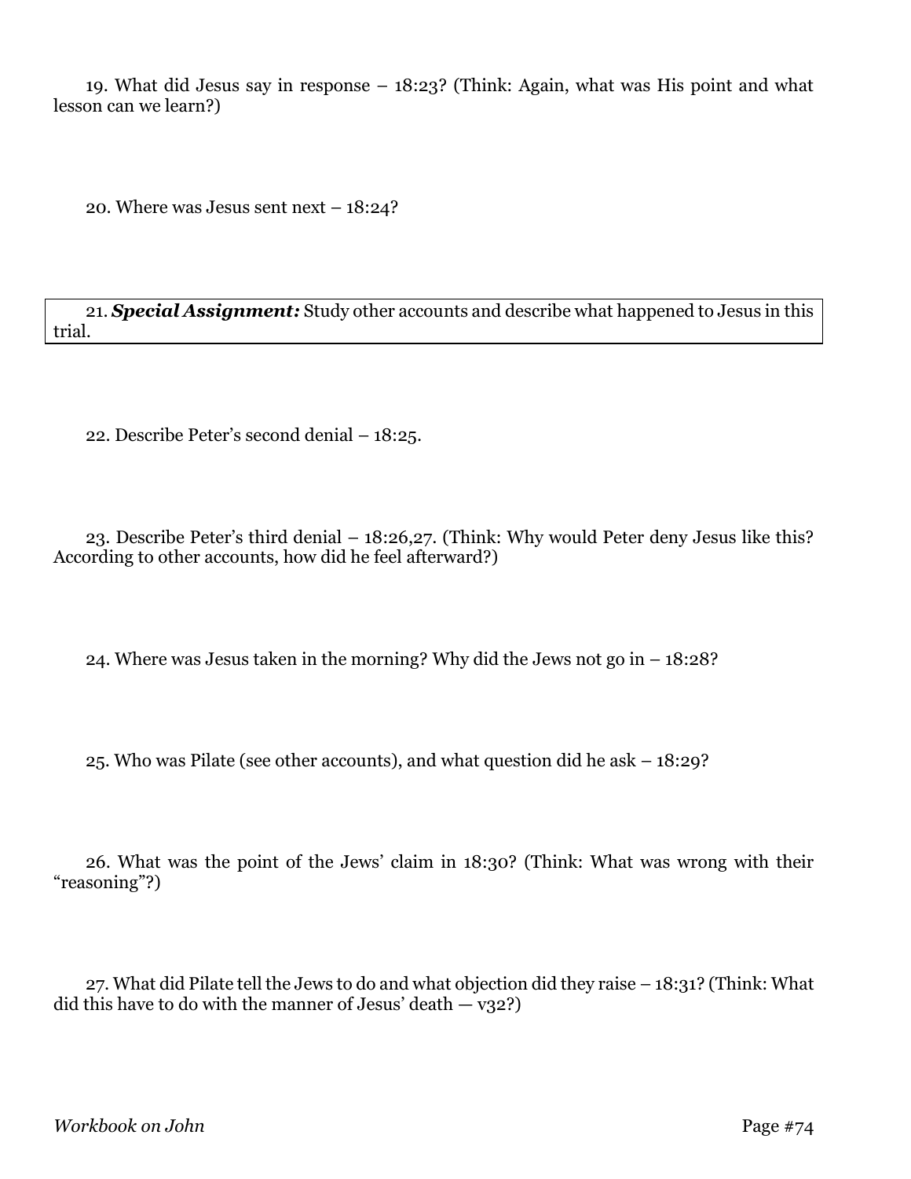19. What did Jesus say in response – 18:23? (Think: Again, what was His point and what lesson can we learn?)

20. Where was Jesus sent next – 18:24?

21. ***Special Assignment:*** Study other accounts and describe what happened to Jesus in this trial.

22. Describe Peter's second denial – 18:25.

23. Describe Peter's third denial – 18:26,27. (Think: Why would Peter deny Jesus like this? According to other accounts, how did he feel afterward?)

24. Where was Jesus taken in the morning? Why did the Jews not go in – 18:28?

25. Who was Pilate (see other accounts), and what question did he ask – 18:29?

26. What was the point of the Jews' claim in 18:30? (Think: What was wrong with their "reasoning"?)

27. What did Pilate tell the Jews to do and what objection did they raise – 18:31? (Think: What did this have to do with the manner of Jesus' death — v32?)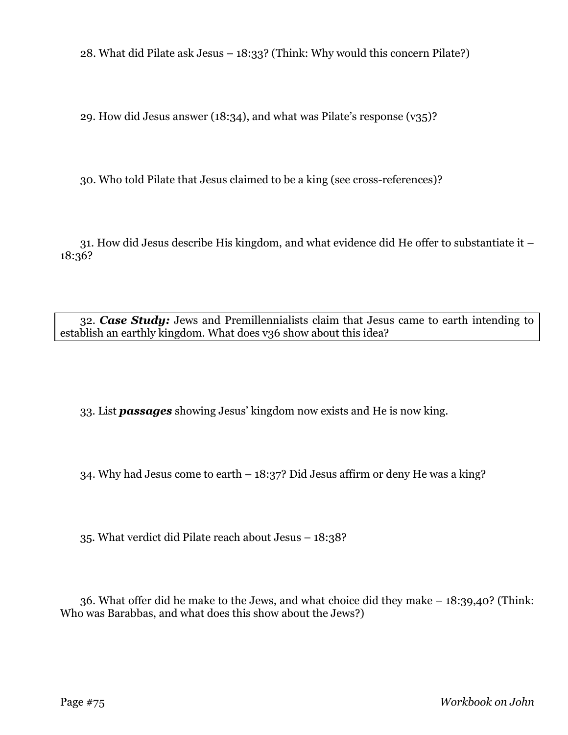28. What did Pilate ask Jesus – 18:33? (Think: Why would this concern Pilate?)

29. How did Jesus answer (18:34), and what was Pilate's response (v35)?

30. Who told Pilate that Jesus claimed to be a king (see cross-references)?

31. How did Jesus describe His kingdom, and what evidence did He offer to substantiate it – 18:36?

32. ***Case Study:*** Jews and Premillennialists claim that Jesus came to earth intending to establish an earthly kingdom. What does v36 show about this idea?

33. List ***passages*** showing Jesus' kingdom now exists and He is now king.

34. Why had Jesus come to earth – 18:37? Did Jesus affirm or deny He was a king?

35. What verdict did Pilate reach about Jesus – 18:38?

36. What offer did he make to the Jews, and what choice did they make – 18:39,40? (Think: Who was Barabbas, and what does this show about the Jews?)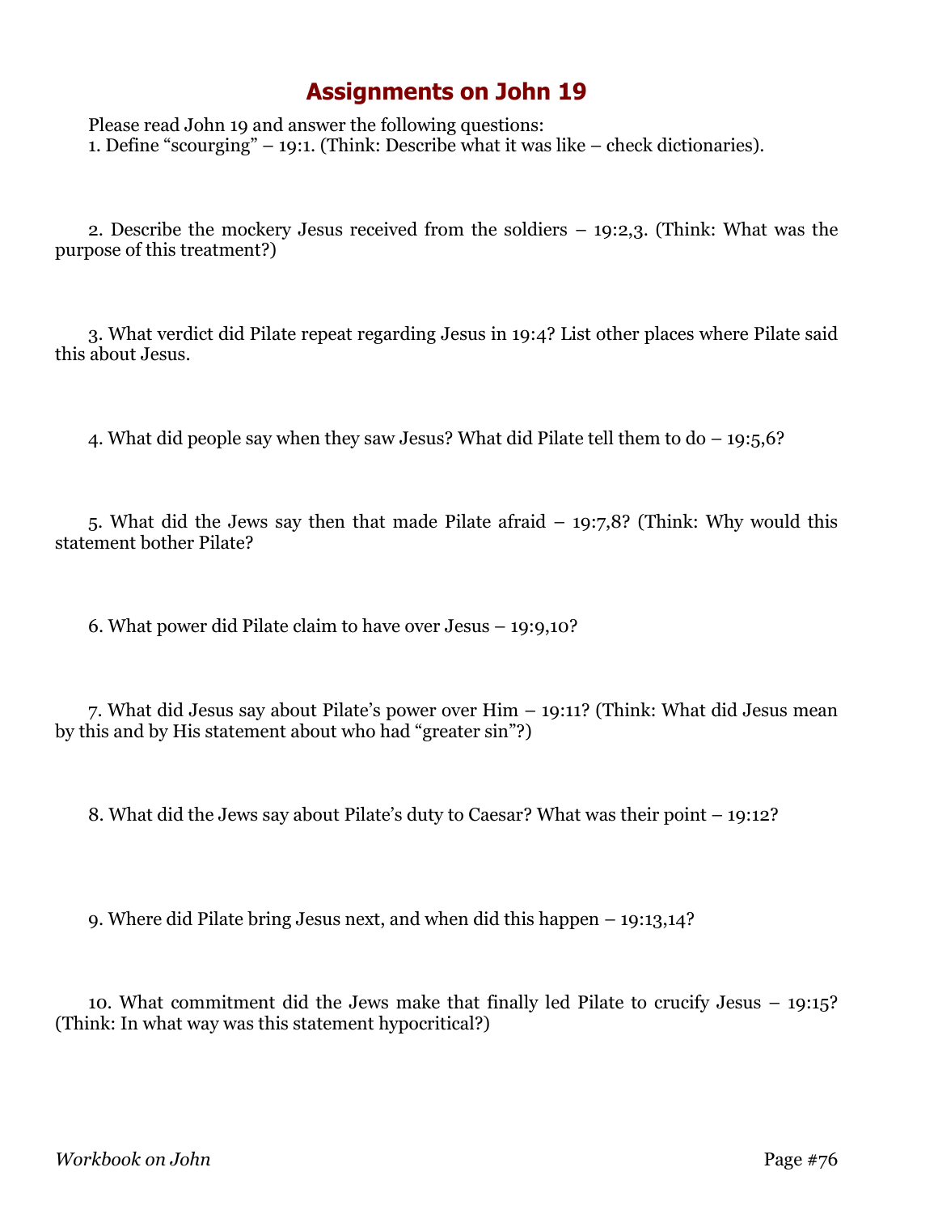# Assignments on John 19

Please read John 19 and answer the following questions:

1. Define "scourging" – 19:1. (Think: Describe what it was like – check dictionaries).

2. Describe the mockery Jesus received from the soldiers – 19:2,3. (Think: What was the purpose of this treatment?)

3. What verdict did Pilate repeat regarding Jesus in 19:4? List other places where Pilate said this about Jesus.

4. What did people say when they saw Jesus? What did Pilate tell them to do – 19:5,6?

5. What did the Jews say then that made Pilate afraid – 19:7,8? (Think: Why would this statement bother Pilate?

6. What power did Pilate claim to have over Jesus – 19:9,10?

7. What did Jesus say about Pilate's power over Him – 19:11? (Think: What did Jesus mean by this and by His statement about who had "greater sin"?)

8. What did the Jews say about Pilate's duty to Caesar? What was their point – 19:12?

9. Where did Pilate bring Jesus next, and when did this happen – 19:13,14?

10. What commitment did the Jews make that finally led Pilate to crucify Jesus – 19:15? (Think: In what way was this statement hypocritical?)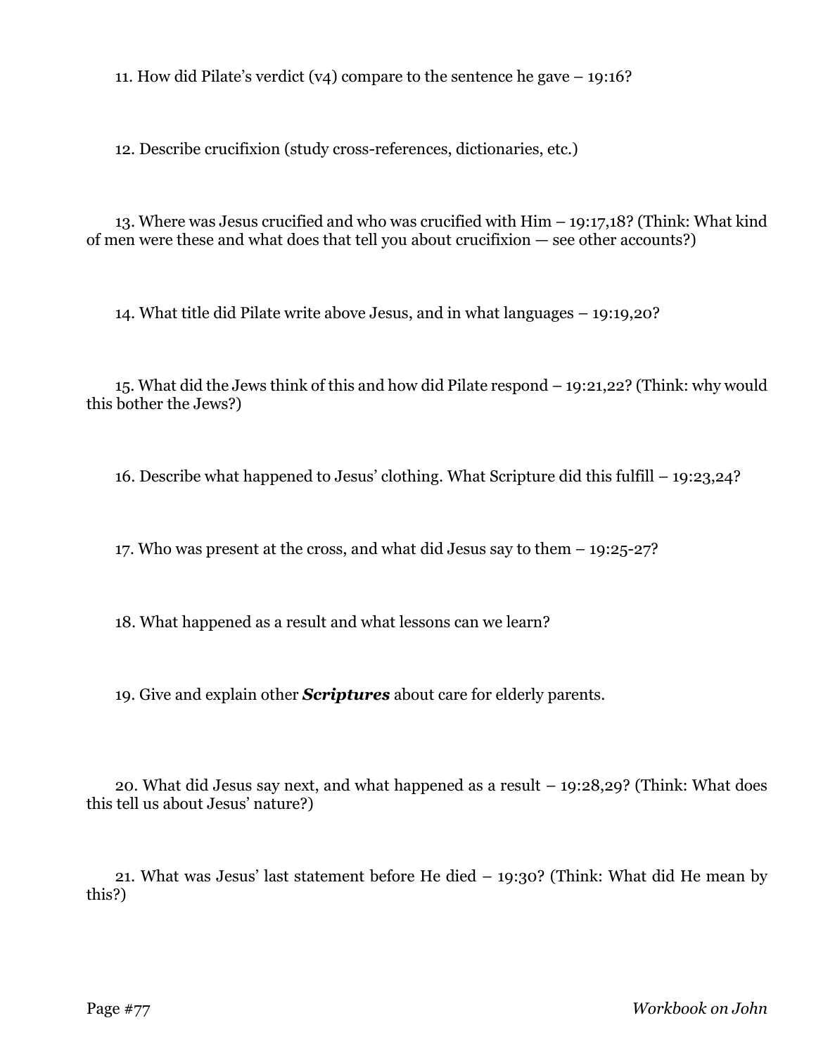11. How did Pilate's verdict (v4) compare to the sentence he gave – 19:16?

12. Describe crucifixion (study cross-references, dictionaries, etc.)

13. Where was Jesus crucified and who was crucified with Him – 19:17,18? (Think: What kind of men were these and what does that tell you about crucifixion — see other accounts?)

14. What title did Pilate write above Jesus, and in what languages – 19:19,20?

15. What did the Jews think of this and how did Pilate respond – 19:21,22? (Think: why would this bother the Jews?)

16. Describe what happened to Jesus' clothing. What Scripture did this fulfill – 19:23,24?

17. Who was present at the cross, and what did Jesus say to them – 19:25-27?

18. What happened as a result and what lessons can we learn?

19. Give and explain other ***Scriptures*** about care for elderly parents.

20. What did Jesus say next, and what happened as a result – 19:28,29? (Think: What does this tell us about Jesus' nature?)

21. What was Jesus' last statement before He died – 19:30? (Think: What did He mean by this?)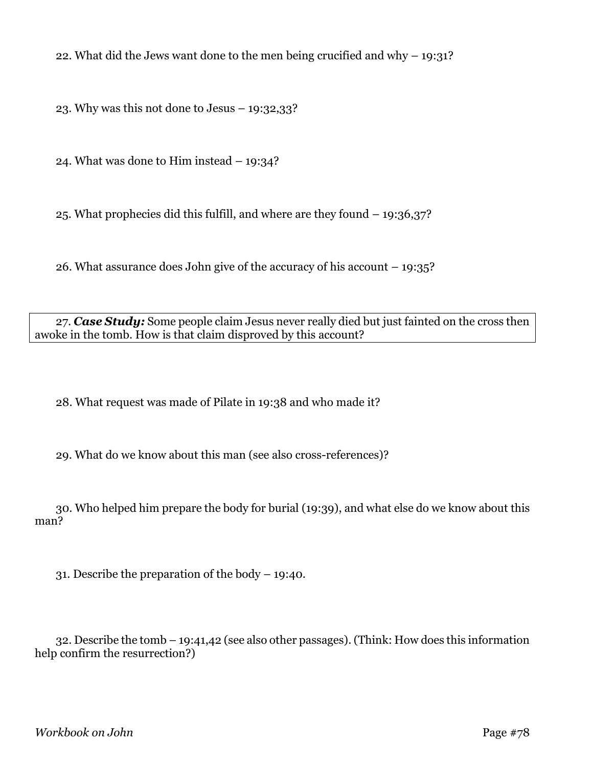22. What did the Jews want done to the men being crucified and why – 19:31?

23. Why was this not done to Jesus – 19:32,33?

24. What was done to Him instead – 19:34?

25. What prophecies did this fulfill, and where are they found – 19:36,37?

26. What assurance does John give of the accuracy of his account – 19:35?

27. ***Case Study:*** Some people claim Jesus never really died but just fainted on the cross then awoke in the tomb. How is that claim disproved by this account?

28. What request was made of Pilate in 19:38 and who made it?

29. What do we know about this man (see also cross-references)?

30. Who helped him prepare the body for burial (19:39), and what else do we know about this man?

31. Describe the preparation of the body – 19:40.

32. Describe the tomb – 19:41,42 (see also other passages). (Think: How does this information help confirm the resurrection?)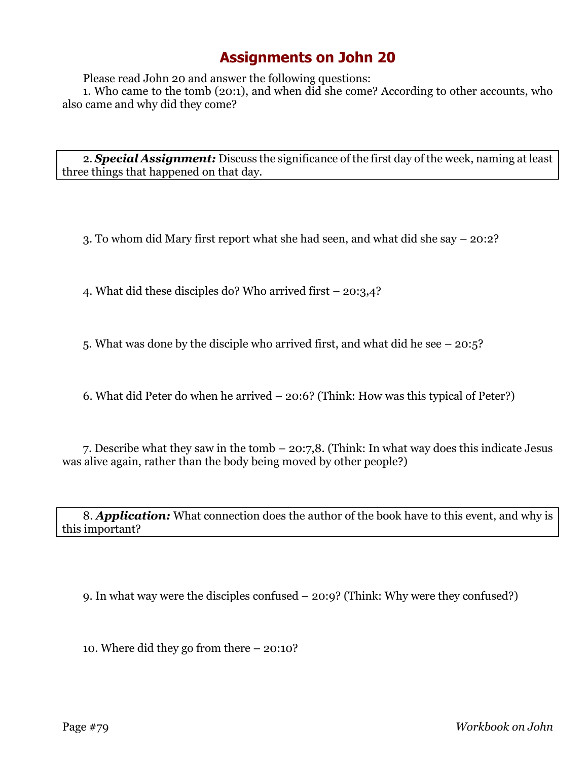# Assignments on John 20

Please read John 20 and answer the following questions:

1. Who came to the tomb (20:1), and when did she come? According to other accounts, who also came and why did they come?

2. ***Special Assignment:*** Discuss the significance of the first day of the week, naming at least three things that happened on that day.

3. To whom did Mary first report what she had seen, and what did she say – 20:2?

4. What did these disciples do? Who arrived first – 20:3,4?

5. What was done by the disciple who arrived first, and what did he see – 20:5?

6. What did Peter do when he arrived – 20:6? (Think: How was this typical of Peter?)

7. Describe what they saw in the tomb – 20:7,8. (Think: In what way does this indicate Jesus was alive again, rather than the body being moved by other people?)

8. ***Application:*** What connection does the author of the book have to this event, and why is this important?

9. In what way were the disciples confused – 20:9? (Think: Why were they confused?)

10. Where did they go from there – 20:10?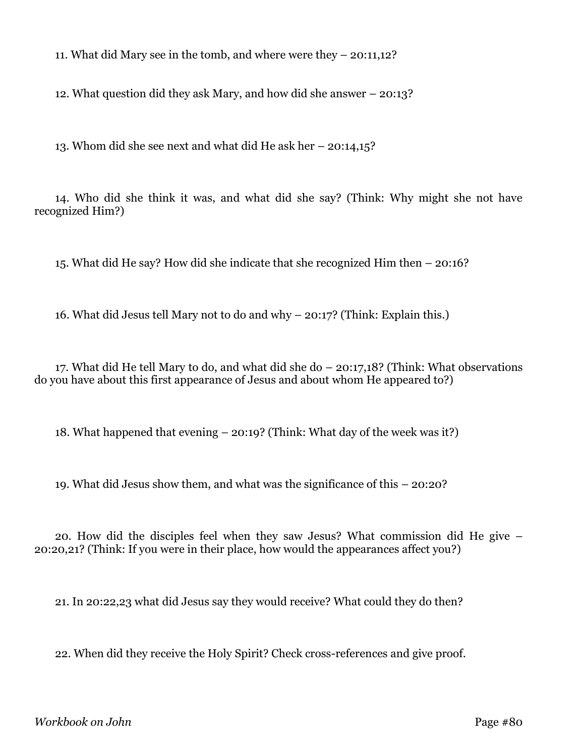11. What did Mary see in the tomb, and where were they – 20:11,12?

12. What question did they ask Mary, and how did she answer – 20:13?

13. Whom did she see next and what did He ask her – 20:14,15?

14. Who did she think it was, and what did she say? (Think: Why might she not have recognized Him?)

15. What did He say? How did she indicate that she recognized Him then – 20:16?

16. What did Jesus tell Mary not to do and why – 20:17? (Think: Explain this.)

17. What did He tell Mary to do, and what did she do – 20:17,18? (Think: What observations do you have about this first appearance of Jesus and about whom He appeared to?)

18. What happened that evening – 20:19? (Think: What day of the week was it?)

19. What did Jesus show them, and what was the significance of this – 20:20?

20. How did the disciples feel when they saw Jesus? What commission did He give – 20:20,21? (Think: If you were in their place, how would the appearances affect you?)

21. In 20:22,23 what did Jesus say they would receive? What could they do then?

22. When did they receive the Holy Spirit? Check cross-references and give proof.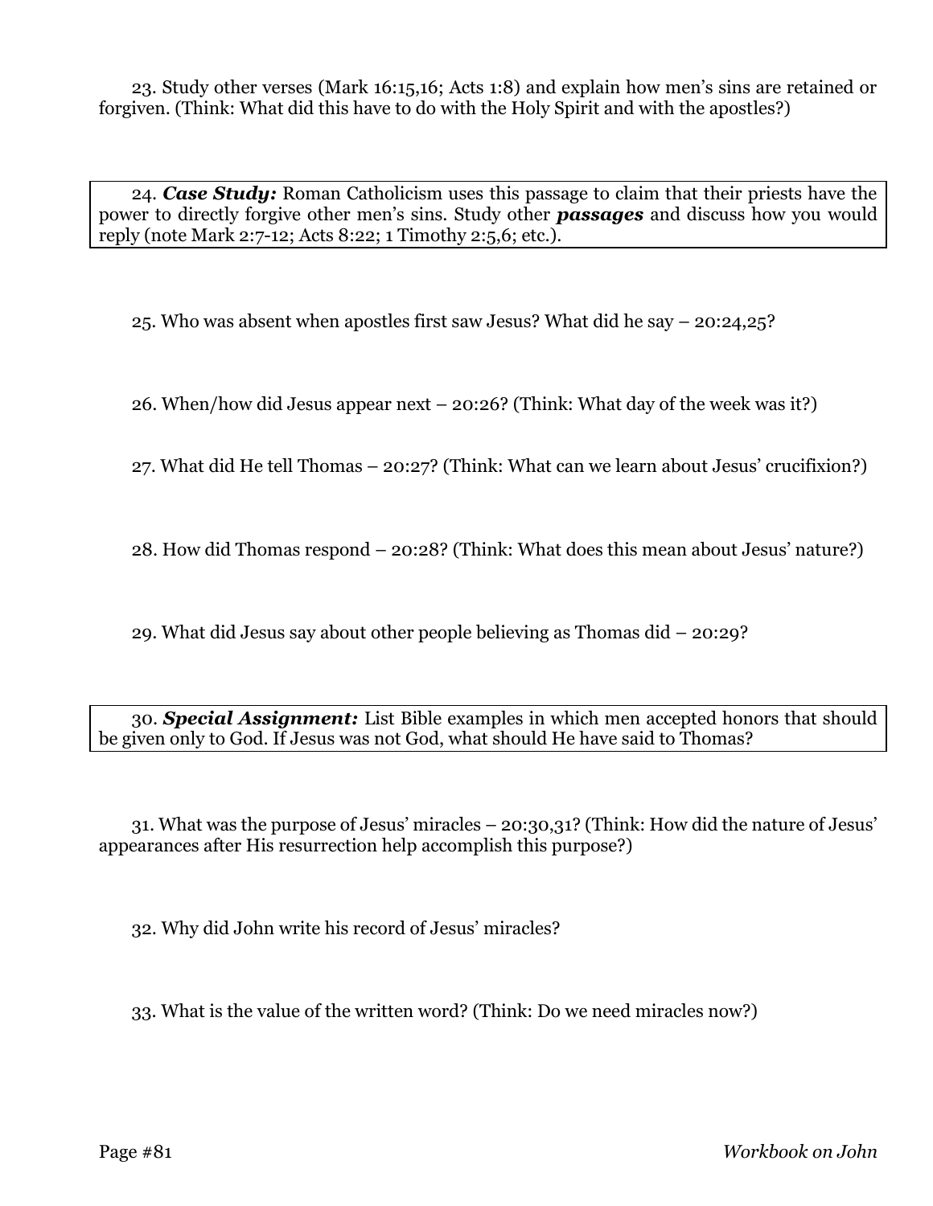23. Study other verses (Mark 16:15,16; Acts 1:8) and explain how men's sins are retained or forgiven. (Think: What did this have to do with the Holy Spirit and with the apostles?)

24. ***Case Study:*** Roman Catholicism uses this passage to claim that their priests have the power to directly forgive other men's sins. Study other ***passages*** and discuss how you would reply (note Mark 2:7-12; Acts 8:22; 1 Timothy 2:5,6; etc.).

25. Who was absent when apostles first saw Jesus? What did he say – 20:24,25?

26. When/how did Jesus appear next – 20:26? (Think: What day of the week was it?)

27. What did He tell Thomas – 20:27? (Think: What can we learn about Jesus' crucifixion?)

28. How did Thomas respond – 20:28? (Think: What does this mean about Jesus' nature?)

29. What did Jesus say about other people believing as Thomas did – 20:29?

30. ***Special Assignment:*** List Bible examples in which men accepted honors that should be given only to God. If Jesus was not God, what should He have said to Thomas?

31. What was the purpose of Jesus' miracles – 20:30,31? (Think: How did the nature of Jesus' appearances after His resurrection help accomplish this purpose?)

32. Why did John write his record of Jesus' miracles?

33. What is the value of the written word? (Think: Do we need miracles now?)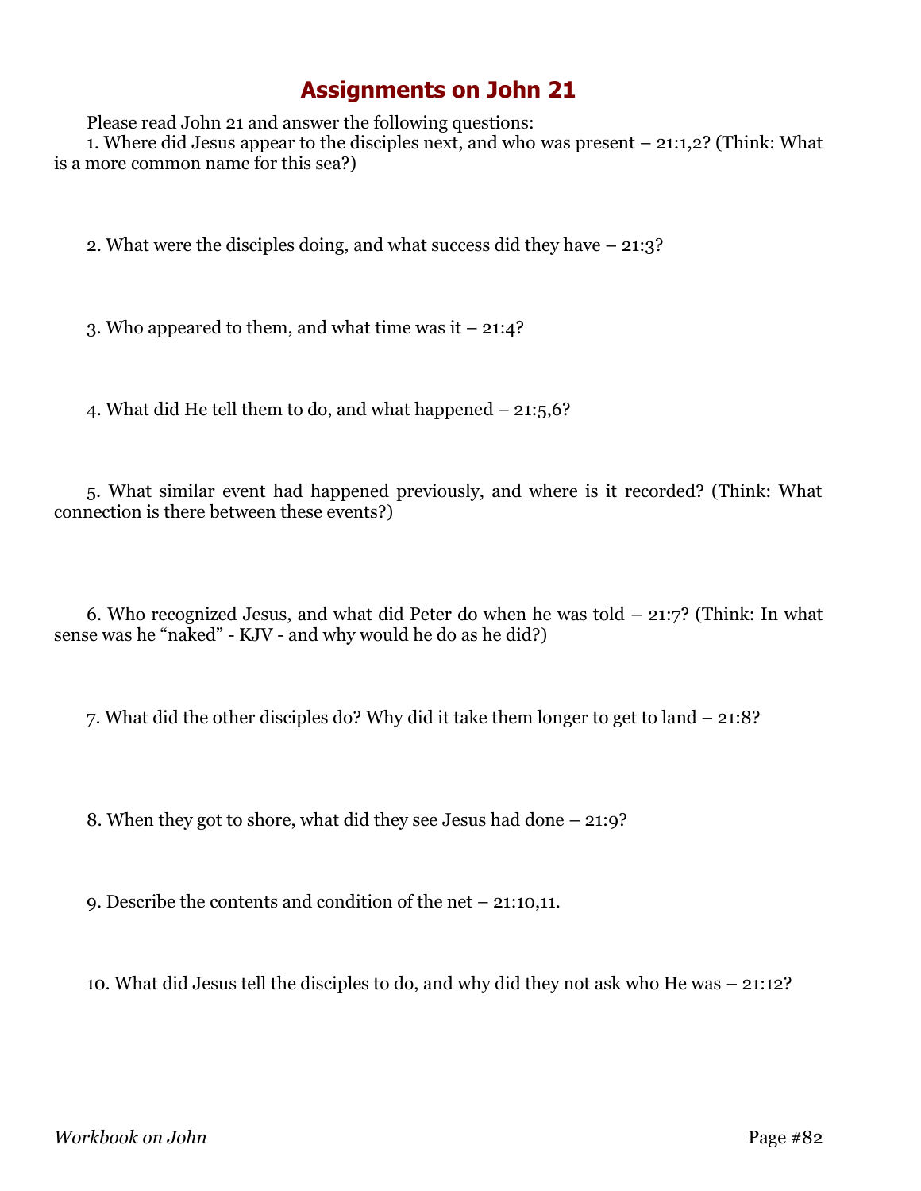# Assignments on John 21

Please read John 21 and answer the following questions:

1. Where did Jesus appear to the disciples next, and who was present – 21:1,2? (Think: What is a more common name for this sea?)

2. What were the disciples doing, and what success did they have – 21:3?

3. Who appeared to them, and what time was it – 21:4?

4. What did He tell them to do, and what happened – 21:5,6?

5. What similar event had happened previously, and where is it recorded? (Think: What connection is there between these events?)

6. Who recognized Jesus, and what did Peter do when he was told – 21:7? (Think: In what sense was he "naked" - KJV - and why would he do as he did?)

7. What did the other disciples do? Why did it take them longer to get to land – 21:8?

8. When they got to shore, what did they see Jesus had done – 21:9?

9. Describe the contents and condition of the net – 21:10,11.

10. What did Jesus tell the disciples to do, and why did they not ask who He was – 21:12?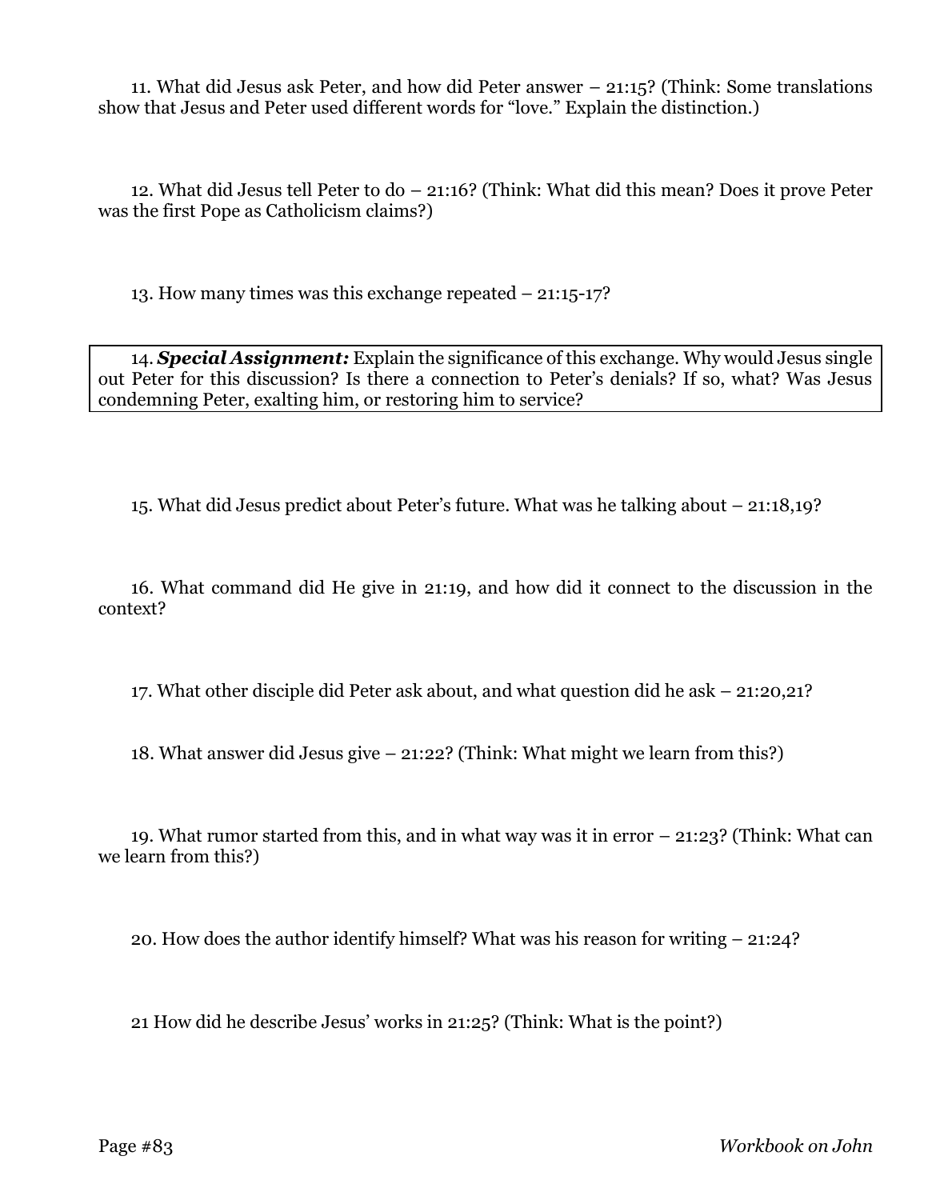11. What did Jesus ask Peter, and how did Peter answer – 21:15? (Think: Some translations show that Jesus and Peter used different words for "love." Explain the distinction.)

12. What did Jesus tell Peter to do – 21:16? (Think: What did this mean? Does it prove Peter was the first Pope as Catholicism claims?)

13. How many times was this exchange repeated – 21:15-17?

14. ***Special Assignment:*** Explain the significance of this exchange. Why would Jesus single out Peter for this discussion? Is there a connection to Peter's denials? If so, what? Was Jesus condemning Peter, exalting him, or restoring him to service?

15. What did Jesus predict about Peter's future. What was he talking about – 21:18,19?

16. What command did He give in 21:19, and how did it connect to the discussion in the context?

17. What other disciple did Peter ask about, and what question did he ask – 21:20,21?

18. What answer did Jesus give – 21:22? (Think: What might we learn from this?)

19. What rumor started from this, and in what way was it in error – 21:23? (Think: What can we learn from this?)

20. How does the author identify himself? What was his reason for writing – 21:24?

21 How did he describe Jesus' works in 21:25? (Think: What is the point?)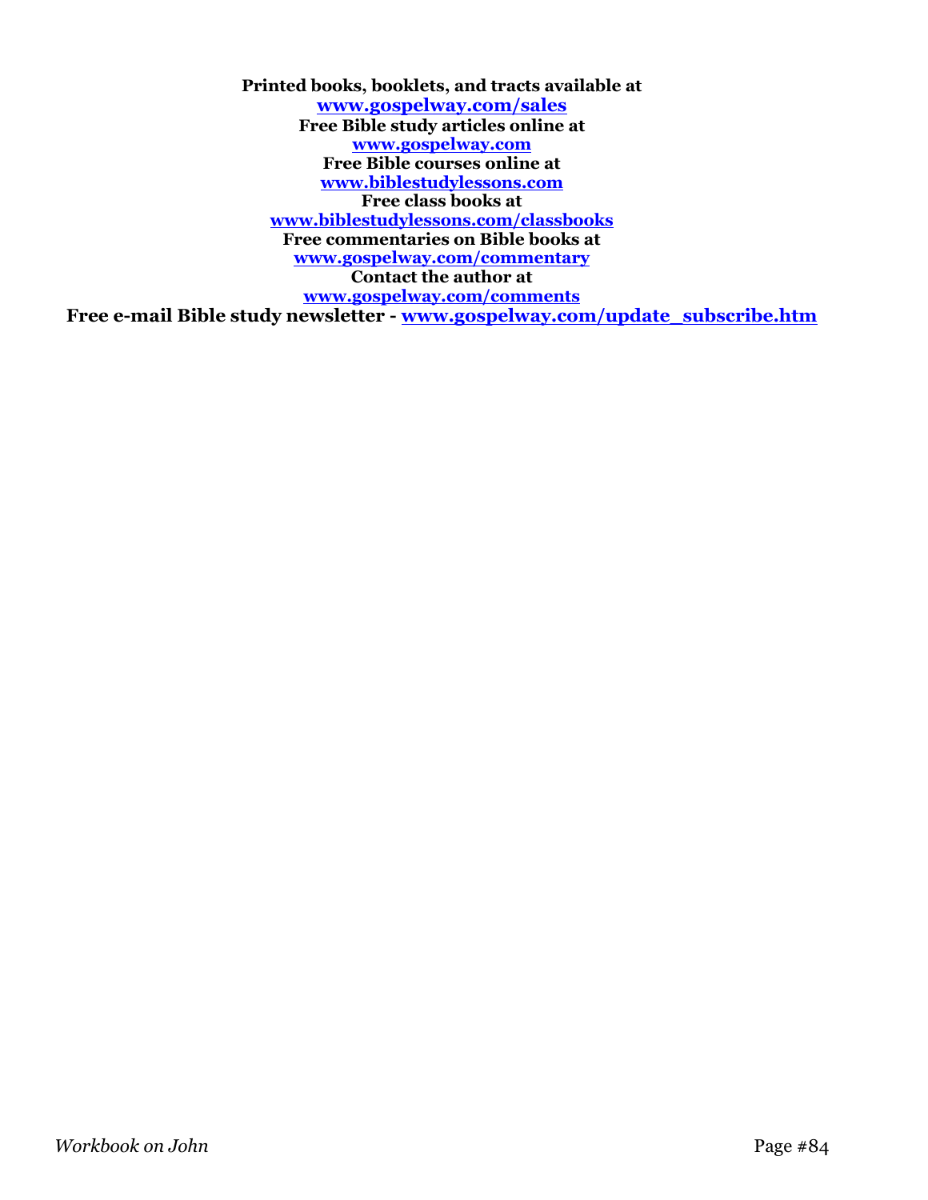**Printed books, booklets, and tracts available at**
**[www.gospelway.com/sales](http://www.gospelway.com/sales)**
**Free Bible study articles online at**
**[www.gospelway.com](http://www.gospelway.com)**
**Free Bible courses online at**
**[www.biblestudylessons.com](http://www.biblestudylessons.com)**
**Free class books at**
**[www.biblestudylessons.com/classbooks](http://www.biblestudylessons.com/classbooks)**
**Free commentaries on Bible books at**
**[www.gospelway.com/commentary](http://www.gospelway.com/commentary)**
**Contact the author at**
**[www.gospelway.com/comments](http://www.gospelway.com/comments)**
**Free e-mail Bible study newsletter - [www.gospelway.com/update_subscribe.htm](http://www.gospelway.com/update_subscribe.htm)**